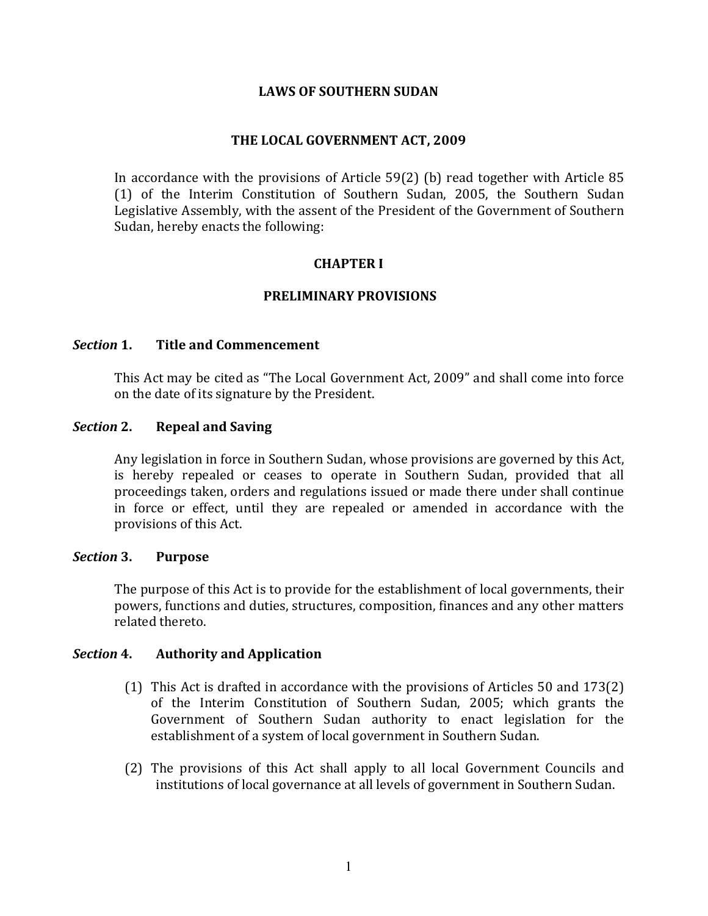# LAWS OF SOUTHERN SUDAN

# THE LOCAL GOVERNMENT ACT, 2009

In accordance with the provisions of Article 59(2) (b) read together with Article 85 (1) of the Interim Constitution of Southern Sudan, 2005, the Southern Sudan Legislative Assembly, with the assent of the President of the Government of Southern Sudan, hereby enacts the following:

## CHAPTER I

## PRELIMINARY PROVISIONS

### *Section* 1. Title and Commencement

This Act may be cited as "The Local Government Act, 2009" and shall come into force on the date of its signature by the President.

### *Section* 2. Repeal and Saving

Any legislation in force in Southern Sudan, whose provisions are governed by this Act, is hereby repealed or ceases to operate in Southern Sudan, provided that all proceedings taken, orders and regulations issued or made there under shall continue in force or effect, until they are repealed or amended in accordance with the provisions of this Act.

### *Section* 3. Purpose

The purpose of this Act is to provide for the establishment of local governments, their powers, functions and duties, structures, composition, finances and any other matters related thereto.

### *Section* 4. Authority and Application

(1) This Act is drafted in accordance with the provisions of Articles 50 and 173(2) of the Interim Constitution of Southern Sudan, 2005; which grants the Government of Southern Sudan authority to enact legislation for the establishment of a system of local government in Southern Sudan.

(2) The provisions of this Act shall apply to all local Government Councils and institutions of local governance at all levels of government in Southern Sudan.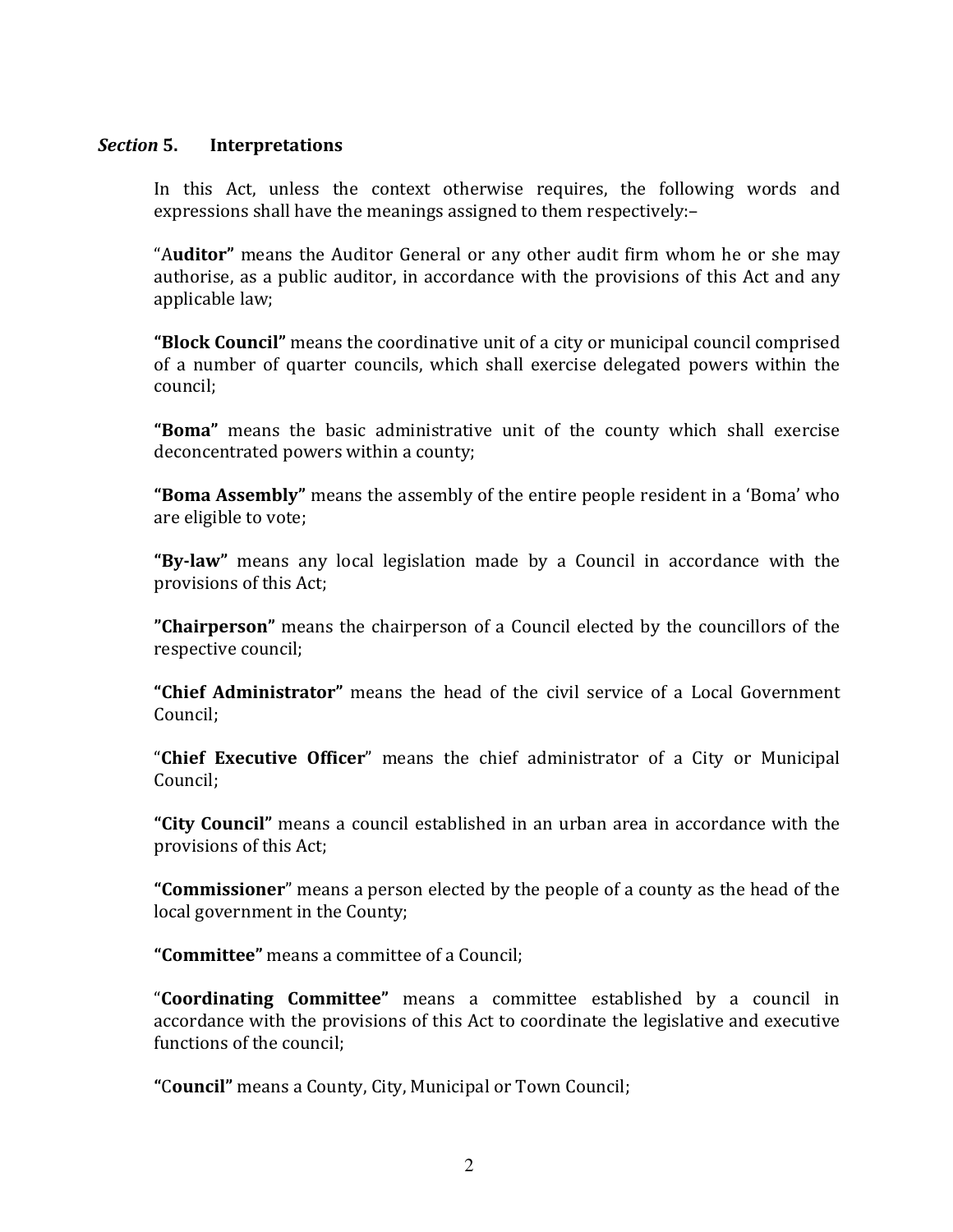### *Section* 5. Interpretations

In this Act, unless the context otherwise requires, the following words and expressions shall have the meanings assigned to them respectively:–

"A**uditor"** means the Auditor General or any other audit firm whom he or she may authorise, as a public auditor, in accordance with the provisions of this Act and any applicable law;

**"Block Council"** means the coordinative unit of a city or municipal council comprised of a number of quarter councils, which shall exercise delegated powers within the council;

**"Boma"** means the basic administrative unit of the county which shall exercise deconcentrated powers within a county;

**"Boma Assembly"** means the assembly of the entire people resident in a 'Boma' who are eligible to vote;

**"By-law"** means any local legislation made by a Council in accordance with the provisions of this Act;

**"Chairperson"** means the chairperson of a Council elected by the councillors of the respective council;

**"Chief Administrator"** means the head of the civil service of a Local Government Council;

"**Chief Executive Officer**" means the chief administrator of a City or Municipal Council;

**"City Council"** means a council established in an urban area in accordance with the provisions of this Act;

**"Commissioner**" means a person elected by the people of a county as the head of the local government in the County;

**"Committee"** means a committee of a Council;

"**Coordinating Committee"** means a committee established by a council in accordance with the provisions of this Act to coordinate the legislative and executive functions of the council;

**"**C**ouncil"** means a County, City, Municipal or Town Council;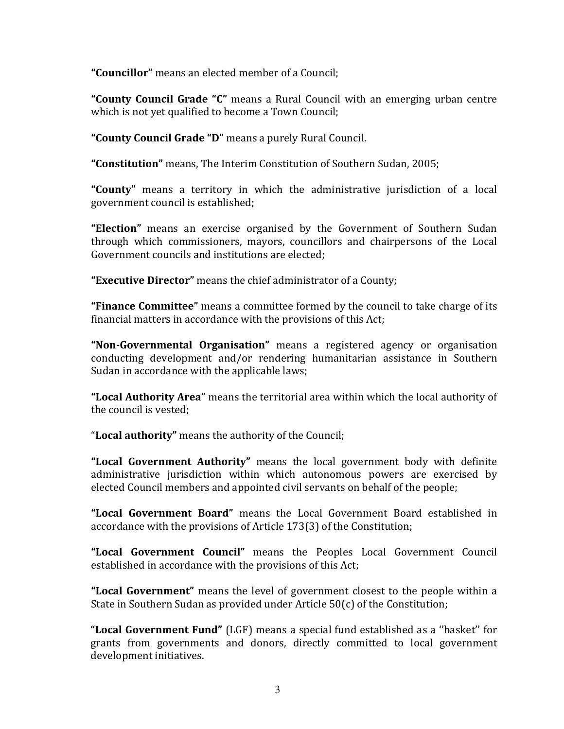**"Councillor"** means an elected member of a Council;

**"County Council Grade "C"** means a Rural Council with an emerging urban centre which is not yet qualified to become a Town Council;

**"County Council Grade "D"** means a purely Rural Council.

**"Constitution"** means, The Interim Constitution of Southern Sudan, 2005;

**"County"** means a territory in which the administrative jurisdiction of a local government council is established;

**"Election"** means an exercise organised by the Government of Southern Sudan through which commissioners, mayors, councillors and chairpersons of the Local Government councils and institutions are elected;

**"Executive Director"** means the chief administrator of a County;

**"Finance Committee"** means a committee formed by the council to take charge of its financial matters in accordance with the provisions of this Act;

**"Non-Governmental Organisation"** means a registered agency or organisation conducting development and/or rendering humanitarian assistance in Southern Sudan in accordance with the applicable laws;

**"Local Authority Area"** means the territorial area within which the local authority of the council is vested;

"**Local authority"** means the authority of the Council;

**"Local Government Authority"** means the local government body with definite administrative jurisdiction within which autonomous powers are exercised by elected Council members and appointed civil servants on behalf of the people;

**"Local Government Board"** means the Local Government Board established in accordance with the provisions of Article 173(3) of the Constitution;

**"Local Government Council"** means the Peoples Local Government Council established in accordance with the provisions of this Act;

**"Local Government"** means the level of government closest to the people within a State in Southern Sudan as provided under Article 50(c) of the Constitution;

**"Local Government Fund"** (LGF) means a special fund established as a ''basket'' for grants from governments and donors, directly committed to local government development initiatives.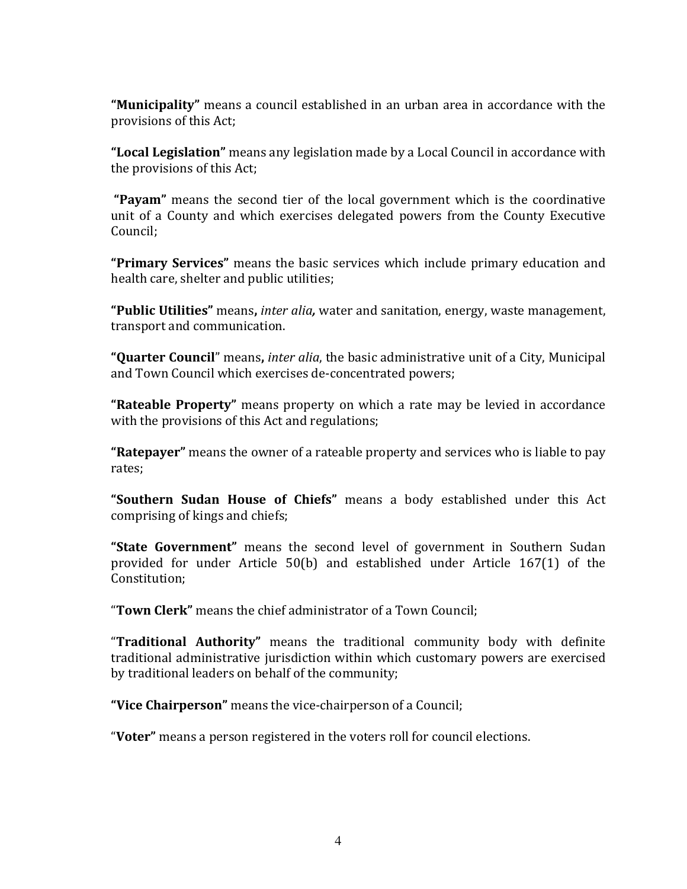**"Municipality"** means a council established in an urban area in accordance with the provisions of this Act;

**"Local Legislation"** means any legislation made by a Local Council in accordance with the provisions of this Act;

**"Payam"** means the second tier of the local government which is the coordinative unit of a County and which exercises delegated powers from the County Executive Council;

**"Primary Services"** means the basic services which include primary education and health care, shelter and public utilities;

**"Public Utilities"** means**,** *inter alia,* water and sanitation, energy, waste management, transport and communication.

**"Quarter Council**" means**,** *inter alia*, the basic administrative unit of a City, Municipal and Town Council which exercises de-concentrated powers;

**"Rateable Property"** means property on which a rate may be levied in accordance with the provisions of this Act and regulations;

**"Ratepayer"** means the owner of a rateable property and services who is liable to pay rates;

**"Southern Sudan House of Chiefs"** means a body established under this Act comprising of kings and chiefs;

**"State Government"** means the second level of government in Southern Sudan provided for under Article 50(b) and established under Article 167(1) of the Constitution;

"**Town Clerk"** means the chief administrator of a Town Council;

"**Traditional Authority"** means the traditional community body with definite traditional administrative jurisdiction within which customary powers are exercised by traditional leaders on behalf of the community;

**"Vice Chairperson"** means the vice-chairperson of a Council;

"**Voter"** means a person registered in the voters roll for council elections.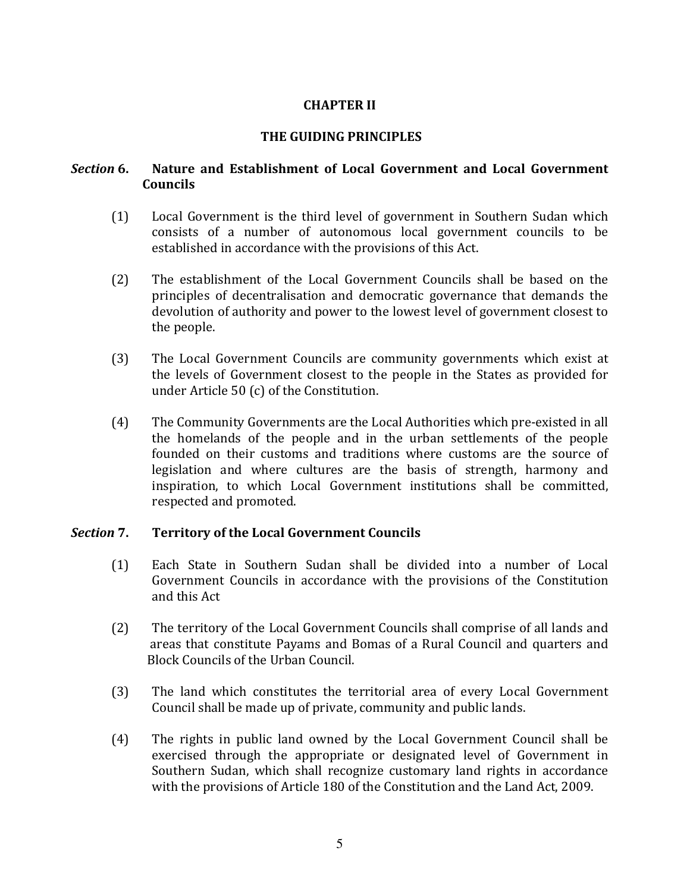## CHAPTER II

## THE GUIDING PRINCIPLES

### *Section* 6. Nature and Establishment of Local Government and Local Government Councils

(1) Local Government is the third level of government in Southern Sudan which consists of a number of autonomous local government councils to be established in accordance with the provisions of this Act.

(2) The establishment of the Local Government Councils shall be based on the principles of decentralisation and democratic governance that demands the devolution of authority and power to the lowest level of government closest to the people.

(3) The Local Government Councils are community governments which exist at the levels of Government closest to the people in the States as provided for under Article 50 (c) of the Constitution.

(4) The Community Governments are the Local Authorities which pre-existed in all the homelands of the people and in the urban settlements of the people founded on their customs and traditions where customs are the source of legislation and where cultures are the basis of strength, harmony and inspiration, to which Local Government institutions shall be committed, respected and promoted.

### *Section* 7. Territory of the Local Government Councils

(1) Each State in Southern Sudan shall be divided into a number of Local Government Councils in accordance with the provisions of the Constitution and this Act

(2) The territory of the Local Government Councils shall comprise of all lands and areas that constitute Payams and Bomas of a Rural Council and quarters and Block Councils of the Urban Council.

(3) The land which constitutes the territorial area of every Local Government Council shall be made up of private, community and public lands.

(4) The rights in public land owned by the Local Government Council shall be exercised through the appropriate or designated level of Government in Southern Sudan, which shall recognize customary land rights in accordance with the provisions of Article 180 of the Constitution and the Land Act, 2009.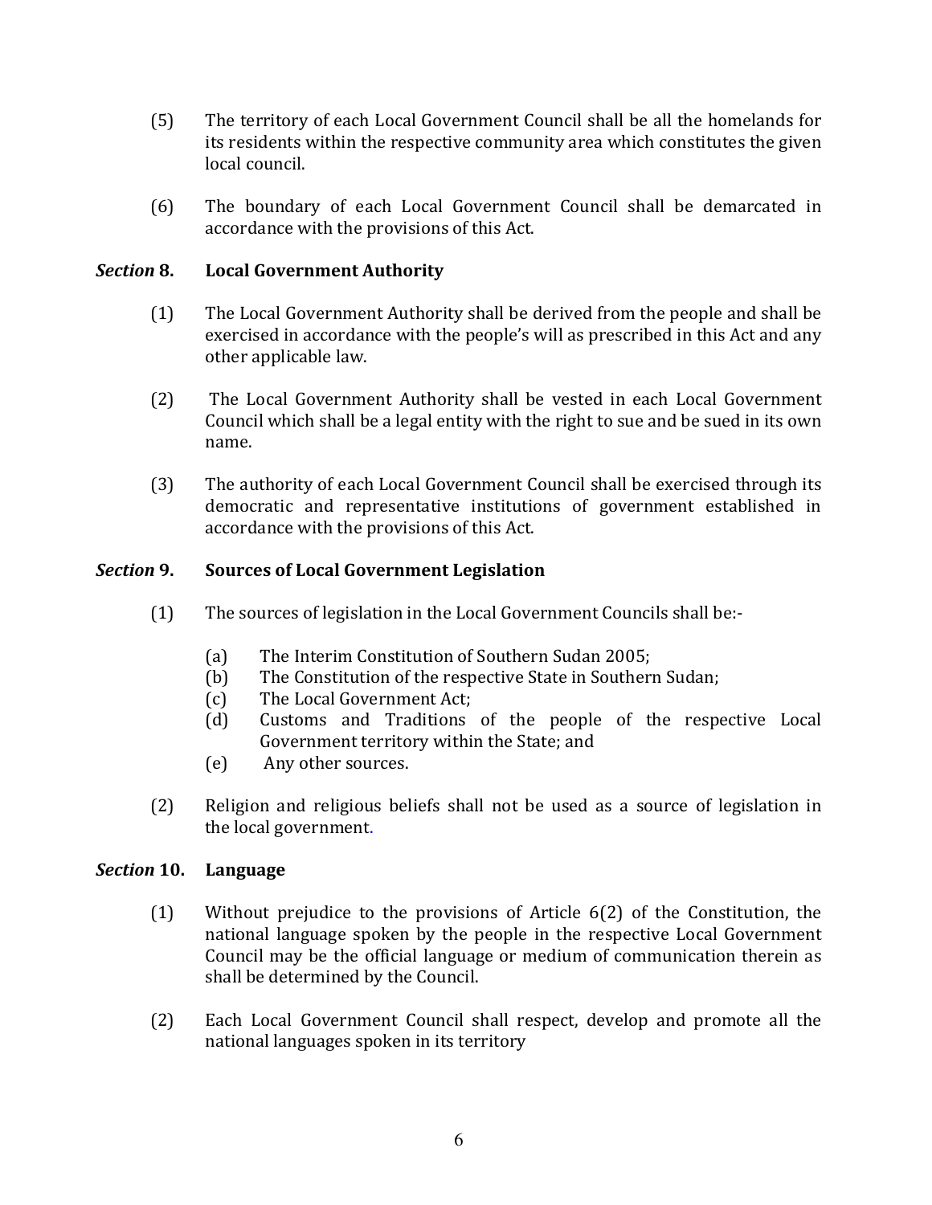(5) The territory of each Local Government Council shall be all the homelands for its residents within the respective community area which constitutes the given local council.

(6) The boundary of each Local Government Council shall be demarcated in accordance with the provisions of this Act.

## *Section* 8. Local Government Authority

(1) The Local Government Authority shall be derived from the people and shall be exercised in accordance with the people's will as prescribed in this Act and any other applicable law.

(2) The Local Government Authority shall be vested in each Local Government Council which shall be a legal entity with the right to sue and be sued in its own name.

(3) The authority of each Local Government Council shall be exercised through its democratic and representative institutions of government established in accordance with the provisions of this Act.

## *Section* 9. Sources of Local Government Legislation

(1) The sources of legislation in the Local Government Councils shall be:-

- (a) The Interim Constitution of Southern Sudan 2005;
- (b) The Constitution of the respective State in Southern Sudan;
- (c) The Local Government Act;
- (d) Customs and Traditions of the people of the respective Local Government territory within the State; and
- (e) Any other sources.

(2) Religion and religious beliefs shall not be used as a source of legislation in the local government.

## *Section* 10. Language

(1) Without prejudice to the provisions of Article 6(2) of the Constitution, the national language spoken by the people in the respective Local Government Council may be the official language or medium of communication therein as shall be determined by the Council.

(2) Each Local Government Council shall respect, develop and promote all the national languages spoken in its territory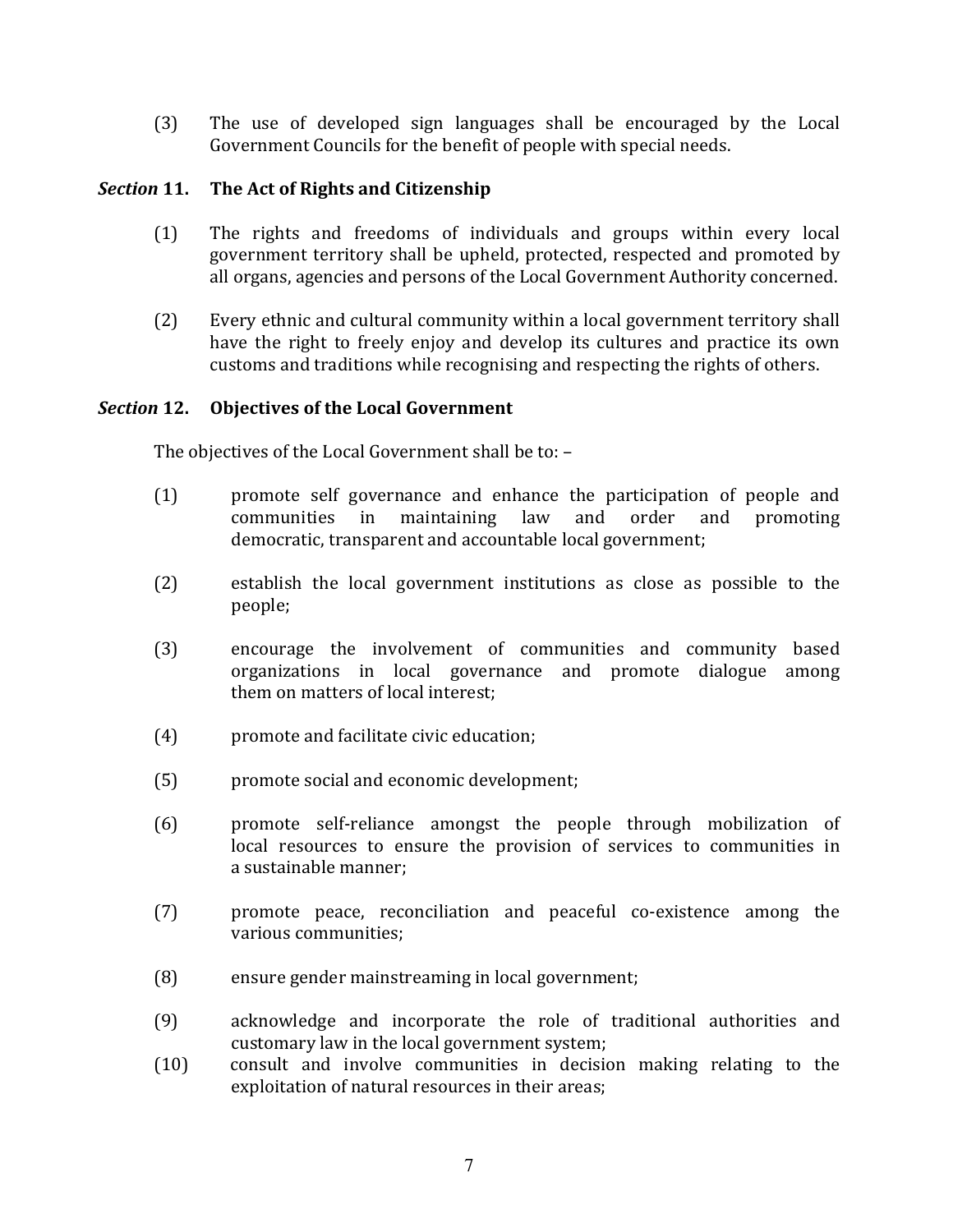(3) The use of developed sign languages shall be encouraged by the Local Government Councils for the benefit of people with special needs.

### *Section* 11. The Act of Rights and Citizenship

(1) The rights and freedoms of individuals and groups within every local government territory shall be upheld, protected, respected and promoted by all organs, agencies and persons of the Local Government Authority concerned.

(2) Every ethnic and cultural community within a local government territory shall have the right to freely enjoy and develop its cultures and practice its own customs and traditions while recognising and respecting the rights of others.

### *Section* 12. Objectives of the Local Government

The objectives of the Local Government shall be to: –

(1) promote self governance and enhance the participation of people and communities in maintaining law and order and promoting democratic, transparent and accountable local government;

(2) establish the local government institutions as close as possible to the people;

(3) encourage the involvement of communities and community based organizations in local governance and promote dialogue among them on matters of local interest;

(4) promote and facilitate civic education;

(5) promote social and economic development;

(6) promote self-reliance amongst the people through mobilization of local resources to ensure the provision of services to communities in a sustainable manner;

(7) promote peace, reconciliation and peaceful co-existence among the various communities;

(8) ensure gender mainstreaming in local government;

(9) acknowledge and incorporate the role of traditional authorities and customary law in the local government system;

(10) consult and involve communities in decision making relating to the exploitation of natural resources in their areas;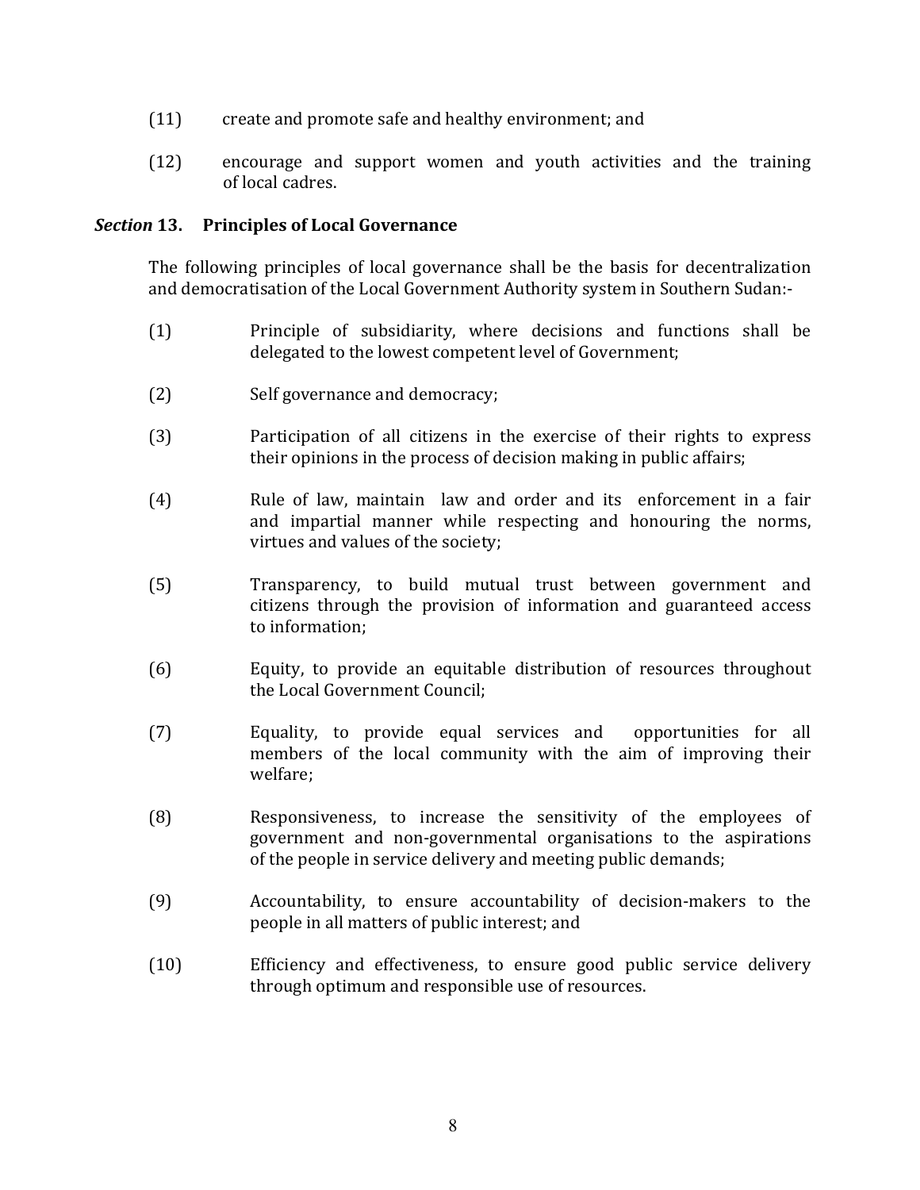(11) create and promote safe and healthy environment; and

(12) encourage and support women and youth activities and the training of local cadres.

### *Section* 13. Principles of Local Governance

The following principles of local governance shall be the basis for decentralization and democratisation of the Local Government Authority system in Southern Sudan:-

(1) Principle of subsidiarity, where decisions and functions shall be delegated to the lowest competent level of Government;

(2) Self governance and democracy;

(3) Participation of all citizens in the exercise of their rights to express their opinions in the process of decision making in public affairs;

(4) Rule of law, maintain law and order and its enforcement in a fair and impartial manner while respecting and honouring the norms, virtues and values of the society;

(5) Transparency, to build mutual trust between government and citizens through the provision of information and guaranteed access to information;

(6) Equity, to provide an equitable distribution of resources throughout the Local Government Council;

(7) Equality, to provide equal services and opportunities for all members of the local community with the aim of improving their welfare;

(8) Responsiveness, to increase the sensitivity of the employees of government and non-governmental organisations to the aspirations of the people in service delivery and meeting public demands;

(9) Accountability, to ensure accountability of decision-makers to the people in all matters of public interest; and

(10) Efficiency and effectiveness, to ensure good public service delivery through optimum and responsible use of resources.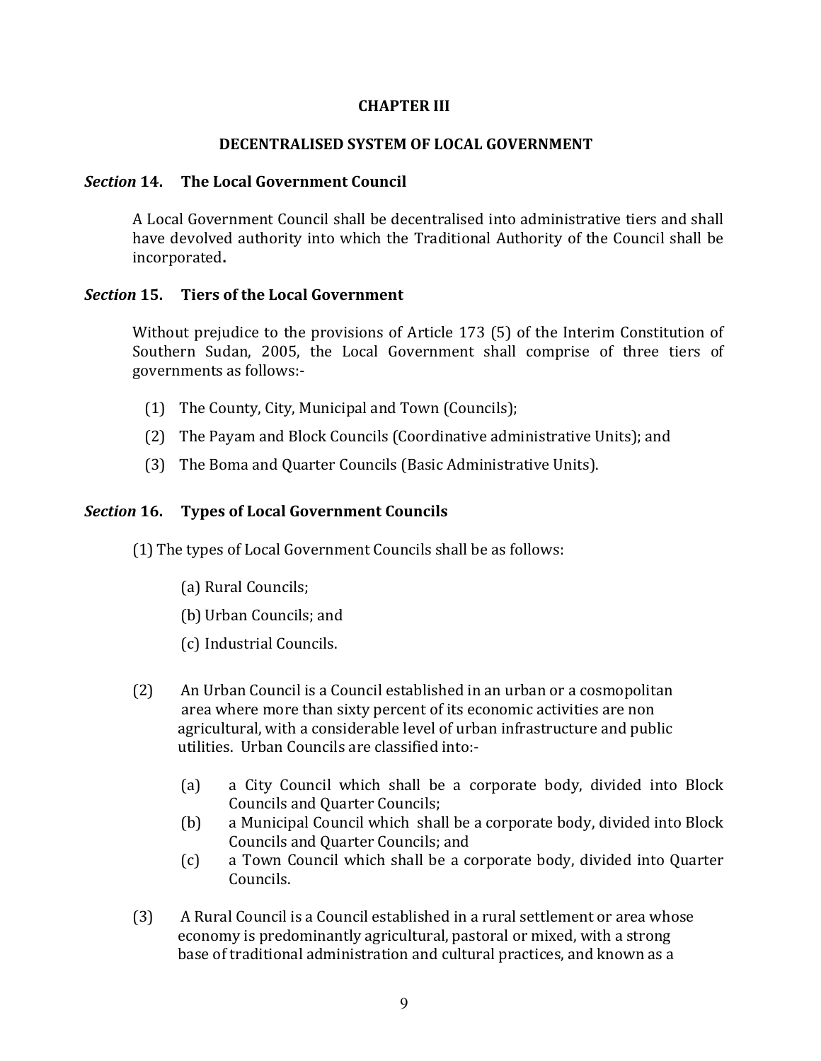## CHAPTER III

## DECENTRALISED SYSTEM OF LOCAL GOVERNMENT

### *Section* 14. The Local Government Council

A Local Government Council shall be decentralised into administrative tiers and shall have devolved authority into which the Traditional Authority of the Council shall be incorporated**.**

### *Section* 15. Tiers of the Local Government

Without prejudice to the provisions of Article 173 (5) of the Interim Constitution of Southern Sudan, 2005, the Local Government shall comprise of three tiers of governments as follows:-

(1) The County, City, Municipal and Town (Councils);

(2) The Payam and Block Councils (Coordinative administrative Units); and

(3) The Boma and Quarter Councils (Basic Administrative Units).

### *Section* 16. Types of Local Government Councils

(1) The types of Local Government Councils shall be as follows:

(a) Rural Councils;

(b) Urban Councils; and

(c) Industrial Councils.

(2) An Urban Council is a Council established in an urban or a cosmopolitan area where more than sixty percent of its economic activities are non agricultural, with a considerable level of urban infrastructure and public utilities. Urban Councils are classified into:-

(a) a City Council which shall be a corporate body, divided into Block Councils and Quarter Councils;

(b) a Municipal Council which shall be a corporate body, divided into Block Councils and Quarter Councils; and

(c) a Town Council which shall be a corporate body, divided into Quarter Councils.

(3) A Rural Council is a Council established in a rural settlement or area whose economy is predominantly agricultural, pastoral or mixed, with a strong base of traditional administration and cultural practices, and known as a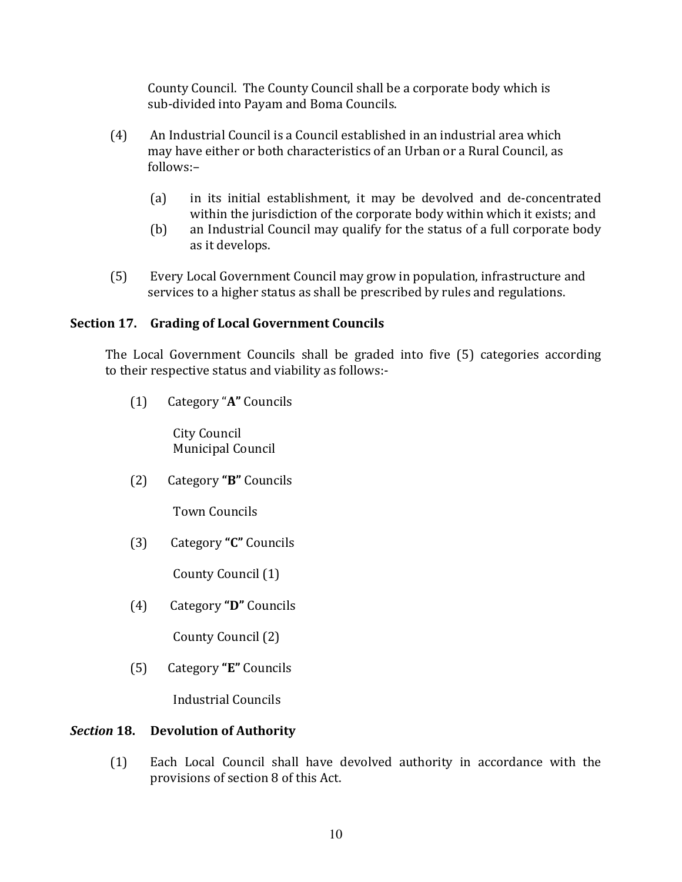County Council. The County Council shall be a corporate body which is sub-divided into Payam and Boma Councils.

(4) An Industrial Council is a Council established in an industrial area which may have either or both characteristics of an Urban or a Rural Council, as follows:–

(a) in its initial establishment, it may be devolved and de-concentrated within the jurisdiction of the corporate body within which it exists; and
(b) an Industrial Council may qualify for the status of a full corporate body as it develops.

(5) Every Local Government Council may grow in population, infrastructure and services to a higher status as shall be prescribed by rules and regulations.

### Section 17. Grading of Local Government Councils

The Local Government Councils shall be graded into five (5) categories according to their respective status and viability as follows:-

(1) Category "**A"** Councils

City Council
Municipal Council

(2) Category **"B"** Councils

Town Councils

(3) Category **"C"** Councils

County Council (1)

(4) Category **"D"** Councils

County Council (2)

(5) Category **"E"** Councils

Industrial Councils

### *Section* 18. Devolution of Authority

(1) Each Local Council shall have devolved authority in accordance with the provisions of section 8 of this Act.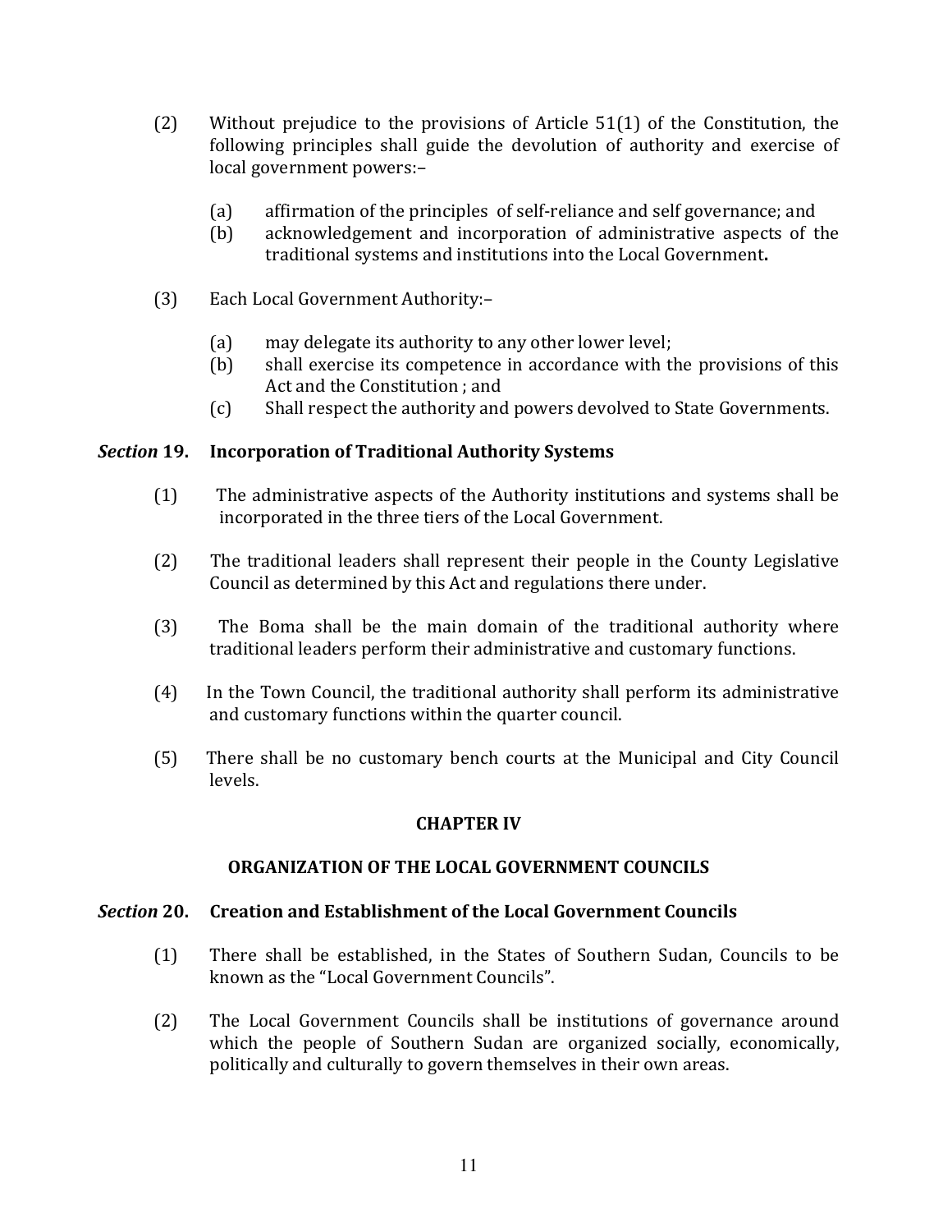(2) Without prejudice to the provisions of Article 51(1) of the Constitution, the following principles shall guide the devolution of authority and exercise of local government powers:–

 (a) affirmation of the principles of self-reliance and self governance; and
 (b) acknowledgement and incorporation of administrative aspects of the traditional systems and institutions into the Local Government**.**

(3) Each Local Government Authority:–

 (a) may delegate its authority to any other lower level;
 (b) shall exercise its competence in accordance with the provisions of this Act and the Constitution ; and
 (c) Shall respect the authority and powers devolved to State Governments.

### *Section* 19. Incorporation of Traditional Authority Systems

(1) The administrative aspects of the Authority institutions and systems shall be incorporated in the three tiers of the Local Government.

(2) The traditional leaders shall represent their people in the County Legislative Council as determined by this Act and regulations there under.

(3) The Boma shall be the main domain of the traditional authority where traditional leaders perform their administrative and customary functions.

(4) In the Town Council, the traditional authority shall perform its administrative and customary functions within the quarter council.

(5) There shall be no customary bench courts at the Municipal and City Council levels.

## CHAPTER IV

## ORGANIZATION OF THE LOCAL GOVERNMENT COUNCILS

### *Section* 20. Creation and Establishment of the Local Government Councils

(1) There shall be established, in the States of Southern Sudan, Councils to be known as the "Local Government Councils".

(2) The Local Government Councils shall be institutions of governance around which the people of Southern Sudan are organized socially, economically, politically and culturally to govern themselves in their own areas.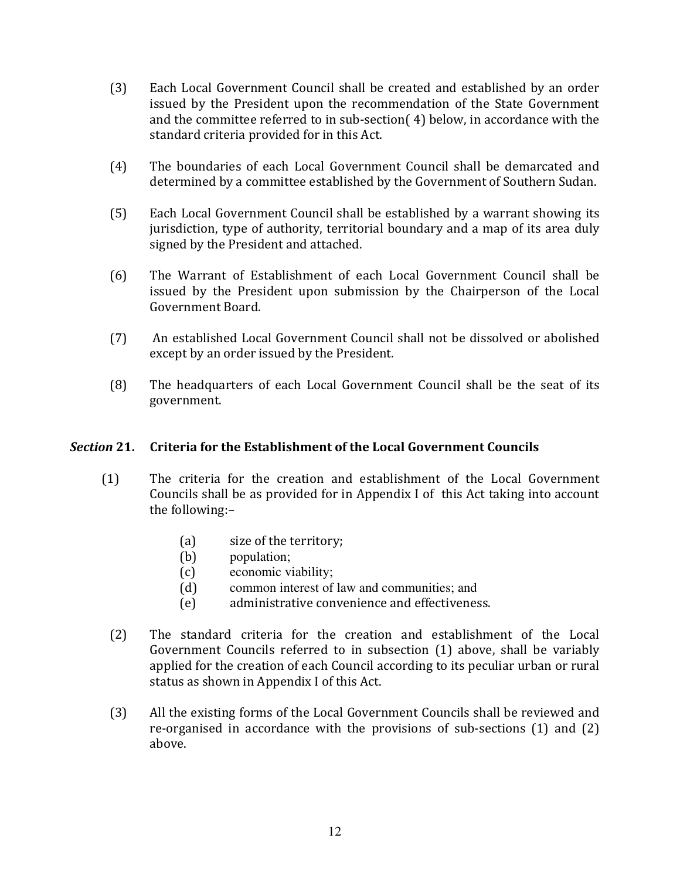(3) Each Local Government Council shall be created and established by an order issued by the President upon the recommendation of the State Government and the committee referred to in sub-section( 4) below, in accordance with the standard criteria provided for in this Act.

(4) The boundaries of each Local Government Council shall be demarcated and determined by a committee established by the Government of Southern Sudan.

(5) Each Local Government Council shall be established by a warrant showing its jurisdiction, type of authority, territorial boundary and a map of its area duly signed by the President and attached.

(6) The Warrant of Establishment of each Local Government Council shall be issued by the President upon submission by the Chairperson of the Local Government Board.

(7) An established Local Government Council shall not be dissolved or abolished except by an order issued by the President.

(8) The headquarters of each Local Government Council shall be the seat of its government.

### *Section* 21. Criteria for the Establishment of the Local Government Councils

(1) The criteria for the creation and establishment of the Local Government Councils shall be as provided for in Appendix I of this Act taking into account the following:–

- (a) size of the territory;
- (b) population;
- (c) economic viability;
- (d) common interest of law and communities; and
- (e) administrative convenience and effectiveness.

(2) The standard criteria for the creation and establishment of the Local Government Councils referred to in subsection (1) above, shall be variably applied for the creation of each Council according to its peculiar urban or rural status as shown in Appendix I of this Act.

(3) All the existing forms of the Local Government Councils shall be reviewed and re-organised in accordance with the provisions of sub-sections (1) and (2) above.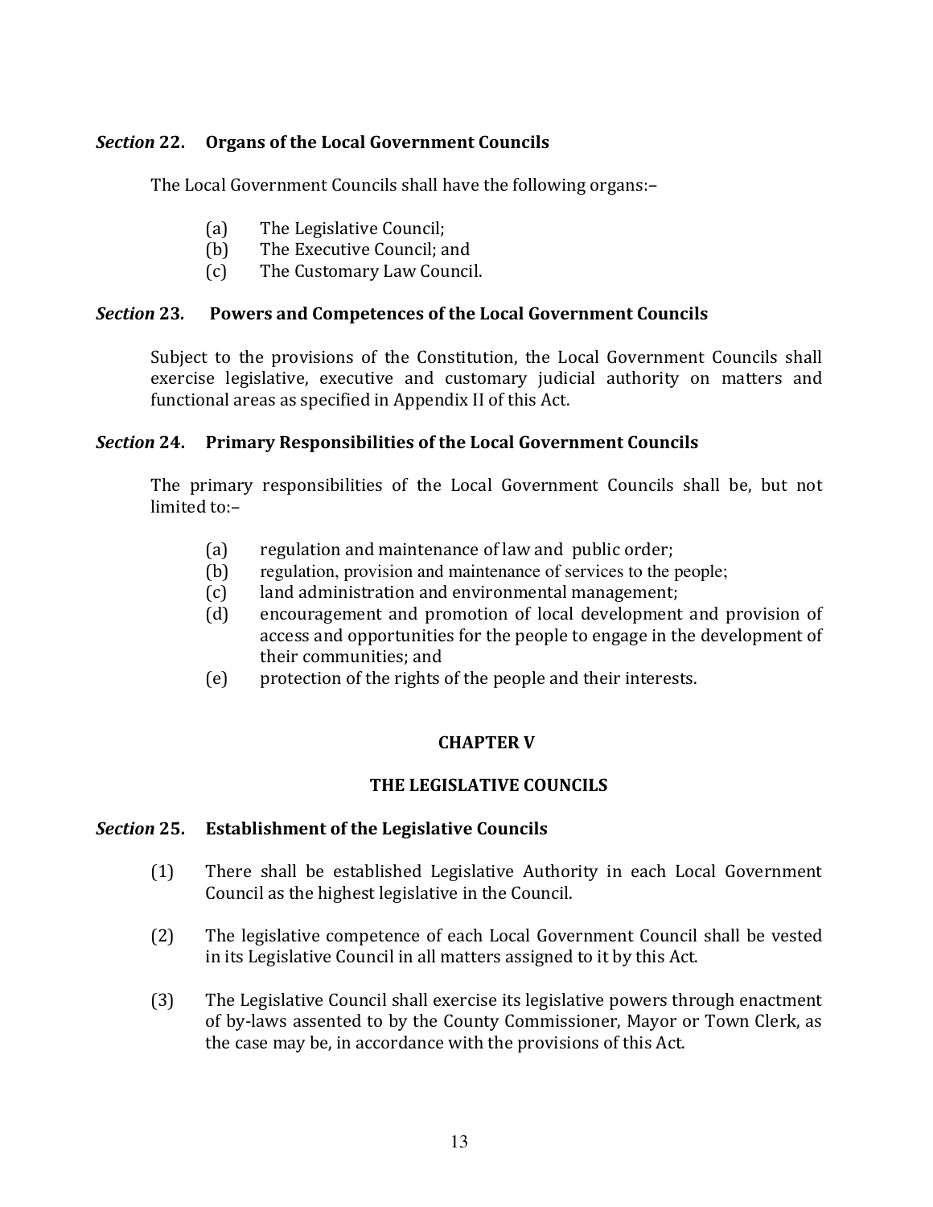### *Section* **22. Organs of the Local Government Councils**

The Local Government Councils shall have the following organs:–

- (a) The Legislative Council;
- (b) The Executive Council; and
- (c) The Customary Law Council.

### *Section* **23. Powers and Competences of the Local Government Councils**

Subject to the provisions of the Constitution, the Local Government Councils shall exercise legislative, executive and customary judicial authority on matters and functional areas as specified in Appendix II of this Act.

### *Section* **24. Primary Responsibilities of the Local Government Councils**

The primary responsibilities of the Local Government Councils shall be, but not limited to:–

- (a) regulation and maintenance of law and public order;
- (b) regulation, provision and maintenance of services to the people;
- (c) land administration and environmental management;
- (d) encouragement and promotion of local development and provision of access and opportunities for the people to engage in the development of their communities; and
- (e) protection of the rights of the people and their interests.

## CHAPTER V

## THE LEGISLATIVE COUNCILS

### *Section* **25. Establishment of the Legislative Councils**

(1) There shall be established Legislative Authority in each Local Government Council as the highest legislative in the Council.

(2) The legislative competence of each Local Government Council shall be vested in its Legislative Council in all matters assigned to it by this Act.

(3) The Legislative Council shall exercise its legislative powers through enactment of by-laws assented to by the County Commissioner, Mayor or Town Clerk, as the case may be, in accordance with the provisions of this Act.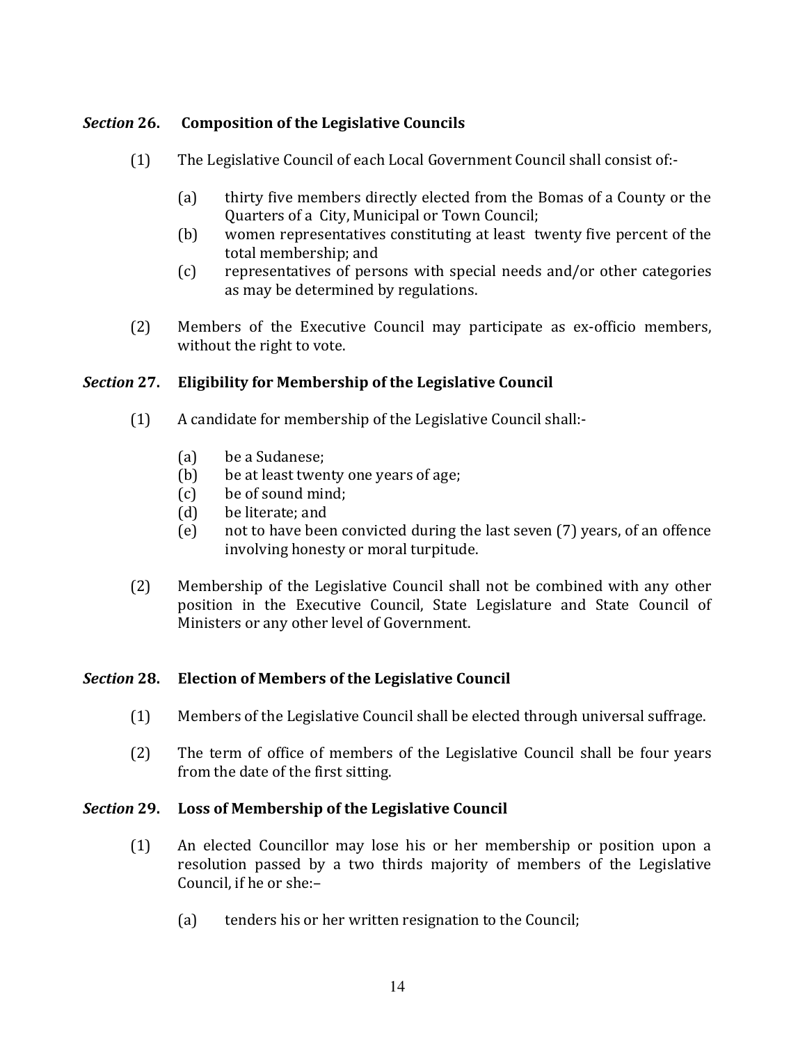### *Section* 26. Composition of the Legislative Councils

(1) The Legislative Council of each Local Government Council shall consist of:-

- (a) thirty five members directly elected from the Bomas of a County or the Quarters of a City, Municipal or Town Council;
- (b) women representatives constituting at least twenty five percent of the total membership; and
- (c) representatives of persons with special needs and/or other categories as may be determined by regulations.

(2) Members of the Executive Council may participate as ex-officio members, without the right to vote.

### *Section* 27. Eligibility for Membership of the Legislative Council

(1) A candidate for membership of the Legislative Council shall:-

- (a) be a Sudanese;
- (b) be at least twenty one years of age;
- (c) be of sound mind;
- (d) be literate; and
- (e) not to have been convicted during the last seven (7) years, of an offence involving honesty or moral turpitude.

(2) Membership of the Legislative Council shall not be combined with any other position in the Executive Council, State Legislature and State Council of Ministers or any other level of Government.

### *Section* 28. Election of Members of the Legislative Council

(1) Members of the Legislative Council shall be elected through universal suffrage.

(2) The term of office of members of the Legislative Council shall be four years from the date of the first sitting.

### *Section* 29. Loss of Membership of the Legislative Council

(1) An elected Councillor may lose his or her membership or position upon a resolution passed by a two thirds majority of members of the Legislative Council, if he or she:–

- (a) tenders his or her written resignation to the Council;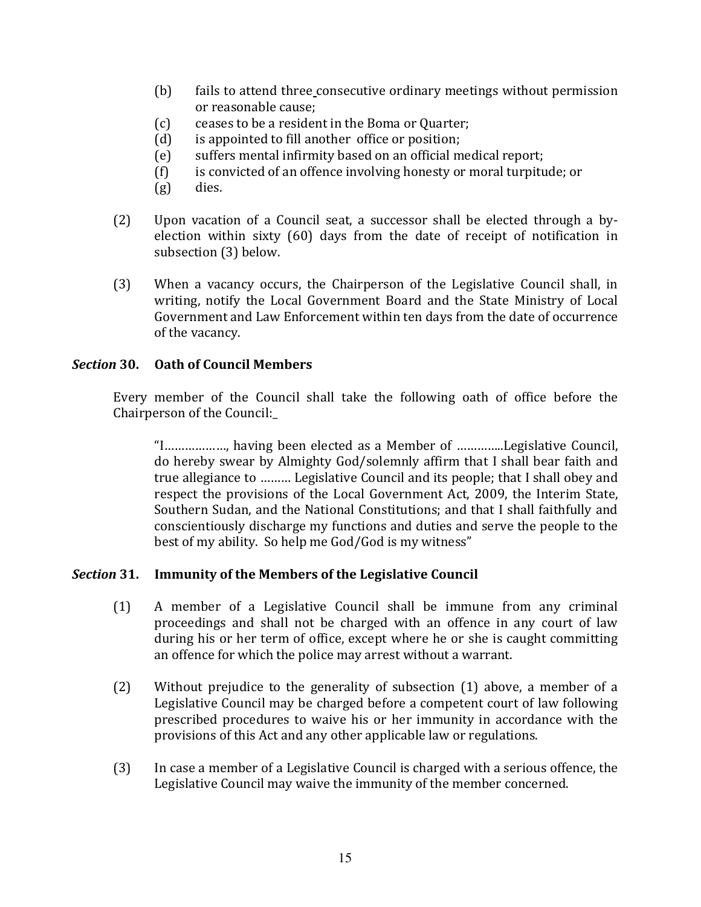(b) fails to attend three consecutive ordinary meetings without permission or reasonable cause;
(c) ceases to be a resident in the Boma or Quarter;
(d) is appointed to fill another office or position;
(e) suffers mental infirmity based on an official medical report;
(f) is convicted of an offence involving honesty or moral turpitude; or
(g) dies.

(2) Upon vacation of a Council seat, a successor shall be elected through a by-election within sixty (60) days from the date of receipt of notification in subsection (3) below.

(3) When a vacancy occurs, the Chairperson of the Legislative Council shall, in writing, notify the Local Government Board and the State Ministry of Local Government and Law Enforcement within ten days from the date of occurrence of the vacancy.

### *Section* 30. Oath of Council Members

Every member of the Council shall take the following oath of office before the Chairperson of the Council:_

> "I…………….., having been elected as a Member of …………..Legislative Council, do hereby swear by Almighty God/solemnly affirm that I shall bear faith and true allegiance to ……… Legislative Council and its people; that I shall obey and respect the provisions of the Local Government Act, 2009, the Interim State, Southern Sudan, and the National Constitutions; and that I shall faithfully and conscientiously discharge my functions and duties and serve the people to the best of my ability. So help me God/God is my witness"

### *Section* 31. Immunity of the Members of the Legislative Council

(1) A member of a Legislative Council shall be immune from any criminal proceedings and shall not be charged with an offence in any court of law during his or her term of office, except where he or she is caught committing an offence for which the police may arrest without a warrant.

(2) Without prejudice to the generality of subsection (1) above, a member of a Legislative Council may be charged before a competent court of law following prescribed procedures to waive his or her immunity in accordance with the provisions of this Act and any other applicable law or regulations.

(3) In case a member of a Legislative Council is charged with a serious offence, the Legislative Council may waive the immunity of the member concerned.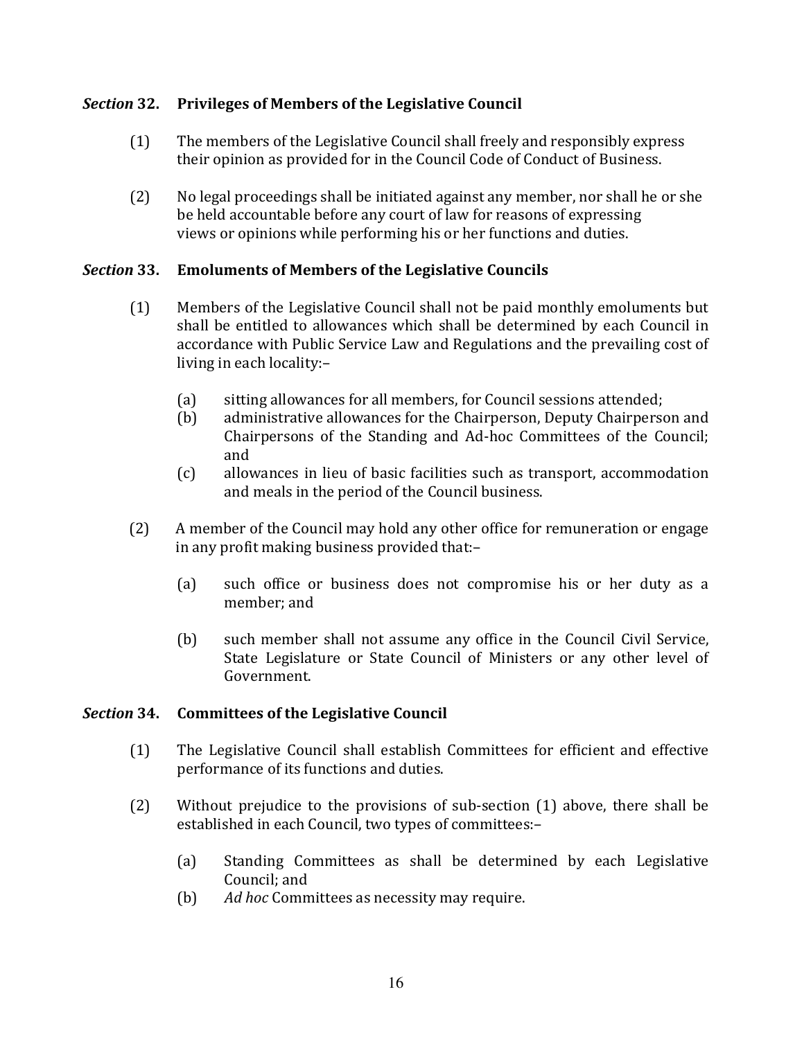### *Section* 32. Privileges of Members of the Legislative Council

(1) The members of the Legislative Council shall freely and responsibly express their opinion as provided for in the Council Code of Conduct of Business.

(2) No legal proceedings shall be initiated against any member, nor shall he or she be held accountable before any court of law for reasons of expressing views or opinions while performing his or her functions and duties.

### *Section* 33. Emoluments of Members of the Legislative Councils

(1) Members of the Legislative Council shall not be paid monthly emoluments but shall be entitled to allowances which shall be determined by each Council in accordance with Public Service Law and Regulations and the prevailing cost of living in each locality:–

- (a) sitting allowances for all members, for Council sessions attended;
- (b) administrative allowances for the Chairperson, Deputy Chairperson and Chairpersons of the Standing and Ad-hoc Committees of the Council; and
- (c) allowances in lieu of basic facilities such as transport, accommodation and meals in the period of the Council business.

(2) A member of the Council may hold any other office for remuneration or engage in any profit making business provided that:–

- (a) such office or business does not compromise his or her duty as a member; and
- (b) such member shall not assume any office in the Council Civil Service, State Legislature or State Council of Ministers or any other level of Government.

### *Section* 34. Committees of the Legislative Council

(1) The Legislative Council shall establish Committees for efficient and effective performance of its functions and duties.

(2) Without prejudice to the provisions of sub-section (1) above, there shall be established in each Council, two types of committees:–

- (a) Standing Committees as shall be determined by each Legislative Council; and
- (b) *Ad hoc* Committees as necessity may require.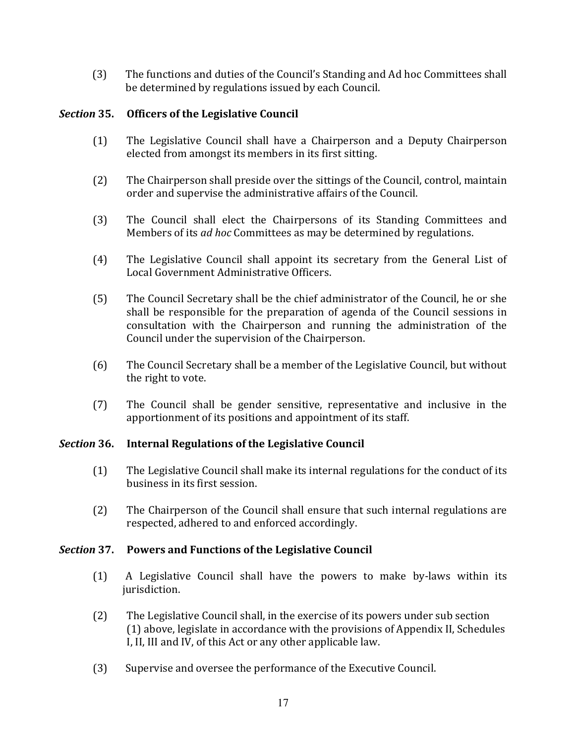(3) The functions and duties of the Council's Standing and Ad hoc Committees shall be determined by regulations issued by each Council.

### *Section* 35. Officers of the Legislative Council

(1) The Legislative Council shall have a Chairperson and a Deputy Chairperson elected from amongst its members in its first sitting.

(2) The Chairperson shall preside over the sittings of the Council, control, maintain order and supervise the administrative affairs of the Council.

(3) The Council shall elect the Chairpersons of its Standing Committees and Members of its *ad hoc* Committees as may be determined by regulations.

(4) The Legislative Council shall appoint its secretary from the General List of Local Government Administrative Officers.

(5) The Council Secretary shall be the chief administrator of the Council, he or she shall be responsible for the preparation of agenda of the Council sessions in consultation with the Chairperson and running the administration of the Council under the supervision of the Chairperson.

(6) The Council Secretary shall be a member of the Legislative Council, but without the right to vote.

(7) The Council shall be gender sensitive, representative and inclusive in the apportionment of its positions and appointment of its staff.

### *Section* 36. Internal Regulations of the Legislative Council

(1) The Legislative Council shall make its internal regulations for the conduct of its business in its first session.

(2) The Chairperson of the Council shall ensure that such internal regulations are respected, adhered to and enforced accordingly.

### *Section* 37. Powers and Functions of the Legislative Council

(1) A Legislative Council shall have the powers to make by-laws within its jurisdiction.

(2) The Legislative Council shall, in the exercise of its powers under sub section (1) above, legislate in accordance with the provisions of Appendix II, Schedules I, II, III and IV, of this Act or any other applicable law.

(3) Supervise and oversee the performance of the Executive Council.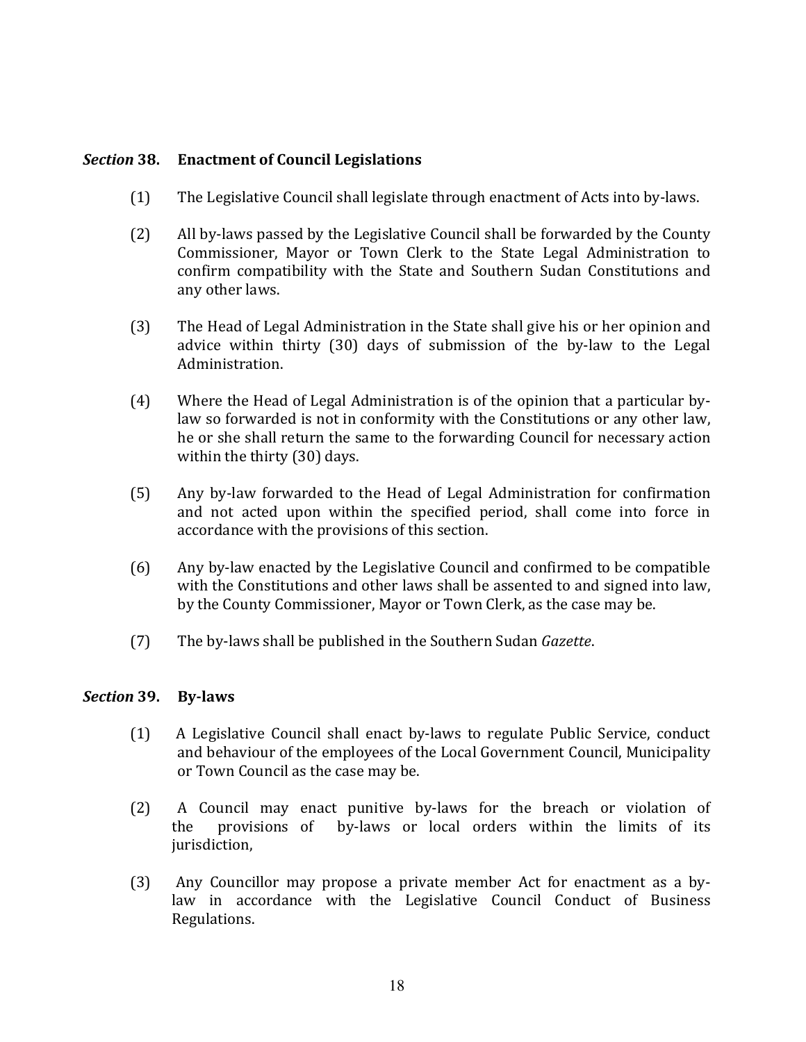### *Section* 38. Enactment of Council Legislations

(1) The Legislative Council shall legislate through enactment of Acts into by-laws.

(2) All by-laws passed by the Legislative Council shall be forwarded by the County Commissioner, Mayor or Town Clerk to the State Legal Administration to confirm compatibility with the State and Southern Sudan Constitutions and any other laws.

(3) The Head of Legal Administration in the State shall give his or her opinion and advice within thirty (30) days of submission of the by-law to the Legal Administration.

(4) Where the Head of Legal Administration is of the opinion that a particular by-law so forwarded is not in conformity with the Constitutions or any other law, he or she shall return the same to the forwarding Council for necessary action within the thirty (30) days.

(5) Any by-law forwarded to the Head of Legal Administration for confirmation and not acted upon within the specified period, shall come into force in accordance with the provisions of this section.

(6) Any by-law enacted by the Legislative Council and confirmed to be compatible with the Constitutions and other laws shall be assented to and signed into law, by the County Commissioner, Mayor or Town Clerk, as the case may be.

(7) The by-laws shall be published in the Southern Sudan *Gazette*.

### *Section* 39. By-laws

(1) A Legislative Council shall enact by-laws to regulate Public Service, conduct and behaviour of the employees of the Local Government Council, Municipality or Town Council as the case may be.

(2) A Council may enact punitive by-laws for the breach or violation of the provisions of by-laws or local orders within the limits of its jurisdiction,

(3) Any Councillor may propose a private member Act for enactment as a by-law in accordance with the Legislative Council Conduct of Business Regulations.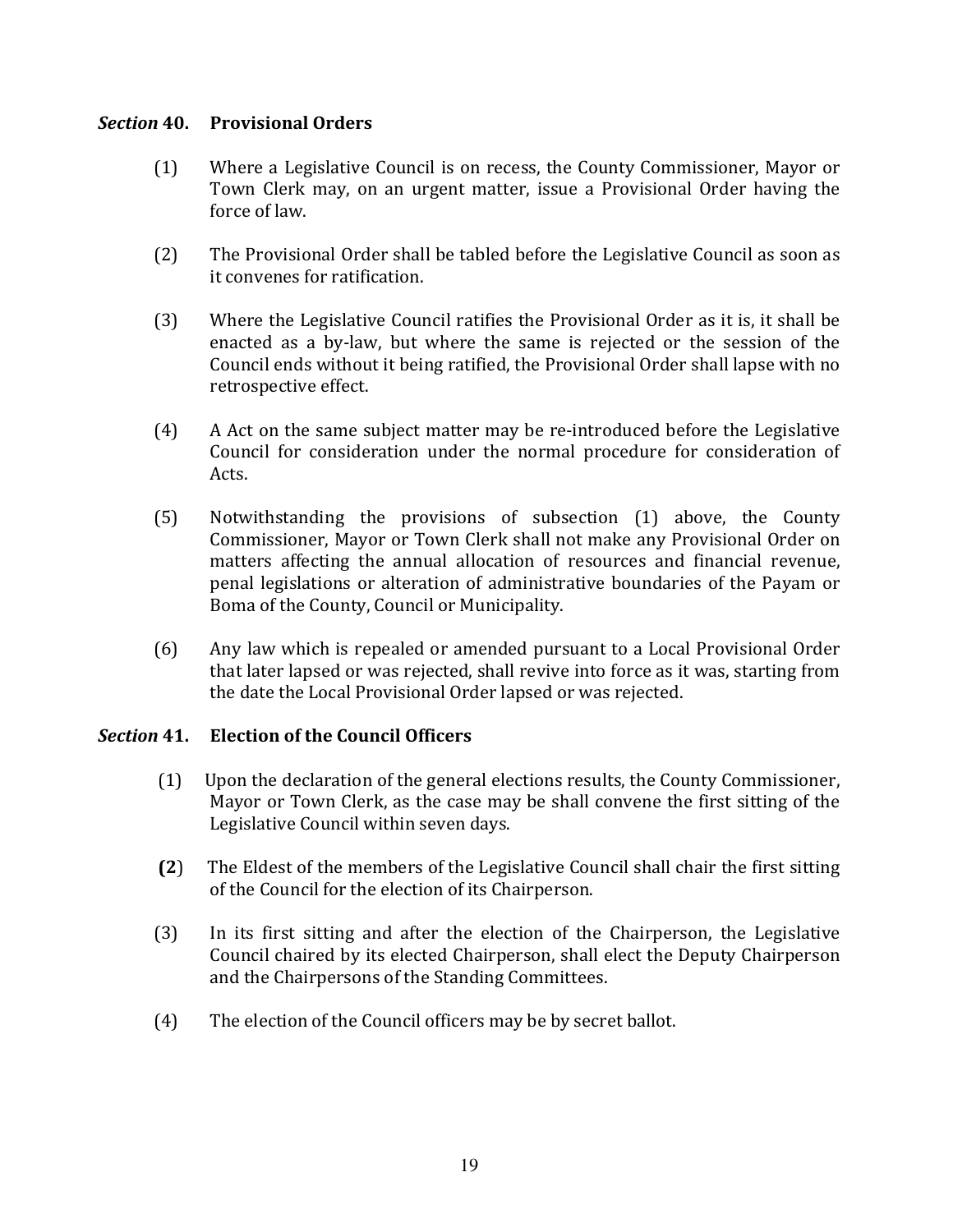### *Section* 40. Provisional Orders

(1) Where a Legislative Council is on recess, the County Commissioner, Mayor or Town Clerk may, on an urgent matter, issue a Provisional Order having the force of law.

(2) The Provisional Order shall be tabled before the Legislative Council as soon as it convenes for ratification.

(3) Where the Legislative Council ratifies the Provisional Order as it is, it shall be enacted as a by-law, but where the same is rejected or the session of the Council ends without it being ratified, the Provisional Order shall lapse with no retrospective effect.

(4) A Act on the same subject matter may be re-introduced before the Legislative Council for consideration under the normal procedure for consideration of Acts.

(5) Notwithstanding the provisions of subsection (1) above, the County Commissioner, Mayor or Town Clerk shall not make any Provisional Order on matters affecting the annual allocation of resources and financial revenue, penal legislations or alteration of administrative boundaries of the Payam or Boma of the County, Council or Municipality.

(6) Any law which is repealed or amended pursuant to a Local Provisional Order that later lapsed or was rejected, shall revive into force as it was, starting from the date the Local Provisional Order lapsed or was rejected.

### *Section* 41. Election of the Council Officers

(1) Upon the declaration of the general elections results, the County Commissioner, Mayor or Town Clerk, as the case may be shall convene the first sitting of the Legislative Council within seven days.

(**2**) The Eldest of the members of the Legislative Council shall chair the first sitting of the Council for the election of its Chairperson.

(3) In its first sitting and after the election of the Chairperson, the Legislative Council chaired by its elected Chairperson, shall elect the Deputy Chairperson and the Chairpersons of the Standing Committees.

(4) The election of the Council officers may be by secret ballot.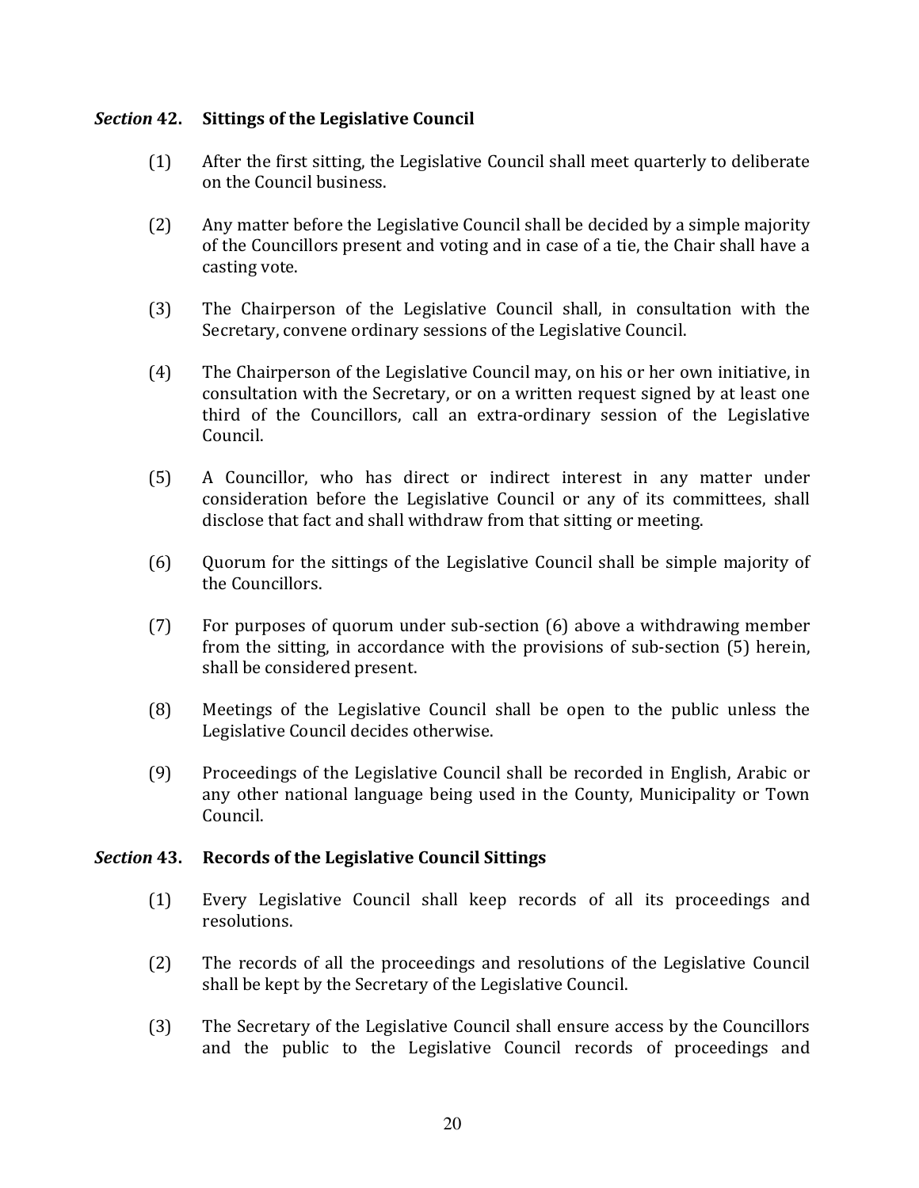### *Section* 42. Sittings of the Legislative Council

(1) After the first sitting, the Legislative Council shall meet quarterly to deliberate on the Council business.

(2) Any matter before the Legislative Council shall be decided by a simple majority of the Councillors present and voting and in case of a tie, the Chair shall have a casting vote.

(3) The Chairperson of the Legislative Council shall, in consultation with the Secretary, convene ordinary sessions of the Legislative Council.

(4) The Chairperson of the Legislative Council may, on his or her own initiative, in consultation with the Secretary, or on a written request signed by at least one third of the Councillors, call an extra-ordinary session of the Legislative Council.

(5) A Councillor, who has direct or indirect interest in any matter under consideration before the Legislative Council or any of its committees, shall disclose that fact and shall withdraw from that sitting or meeting.

(6) Quorum for the sittings of the Legislative Council shall be simple majority of the Councillors.

(7) For purposes of quorum under sub-section (6) above a withdrawing member from the sitting, in accordance with the provisions of sub-section (5) herein, shall be considered present.

(8) Meetings of the Legislative Council shall be open to the public unless the Legislative Council decides otherwise.

(9) Proceedings of the Legislative Council shall be recorded in English, Arabic or any other national language being used in the County, Municipality or Town Council.

### *Section* 43. Records of the Legislative Council Sittings

(1) Every Legislative Council shall keep records of all its proceedings and resolutions.

(2) The records of all the proceedings and resolutions of the Legislative Council shall be kept by the Secretary of the Legislative Council.

(3) The Secretary of the Legislative Council shall ensure access by the Councillors and the public to the Legislative Council records of proceedings and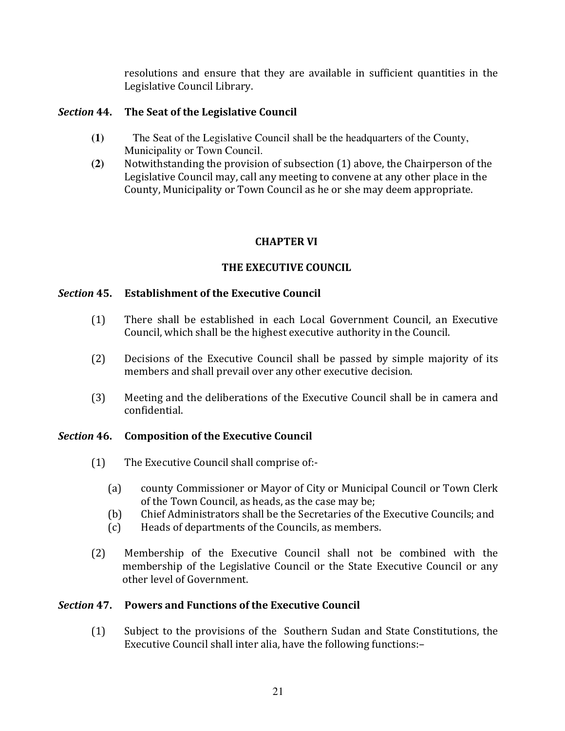resolutions and ensure that they are available in sufficient quantities in the Legislative Council Library.

### *Section* 44. The Seat of the Legislative Council

**(1)** The Seat of the Legislative Council shall be the headquarters of the County, Municipality or Town Council.

**(2)** Notwithstanding the provision of subsection (1) above, the Chairperson of the Legislative Council may, call any meeting to convene at any other place in the County, Municipality or Town Council as he or she may deem appropriate.

## CHAPTER VI

## THE EXECUTIVE COUNCIL

### *Section* 45. Establishment of the Executive Council

(1) There shall be established in each Local Government Council, an Executive Council, which shall be the highest executive authority in the Council.

(2) Decisions of the Executive Council shall be passed by simple majority of its members and shall prevail over any other executive decision.

(3) Meeting and the deliberations of the Executive Council shall be in camera and confidential.

### *Section* 46. Composition of the Executive Council

(1) The Executive Council shall comprise of:-

- (a) county Commissioner or Mayor of City or Municipal Council or Town Clerk of the Town Council, as heads, as the case may be;
- (b) Chief Administrators shall be the Secretaries of the Executive Councils; and
- (c) Heads of departments of the Councils, as members.

(2) Membership of the Executive Council shall not be combined with the membership of the Legislative Council or the State Executive Council or any other level of Government.

### *Section* 47. Powers and Functions of the Executive Council

(1) Subject to the provisions of the Southern Sudan and State Constitutions, the Executive Council shall inter alia, have the following functions:–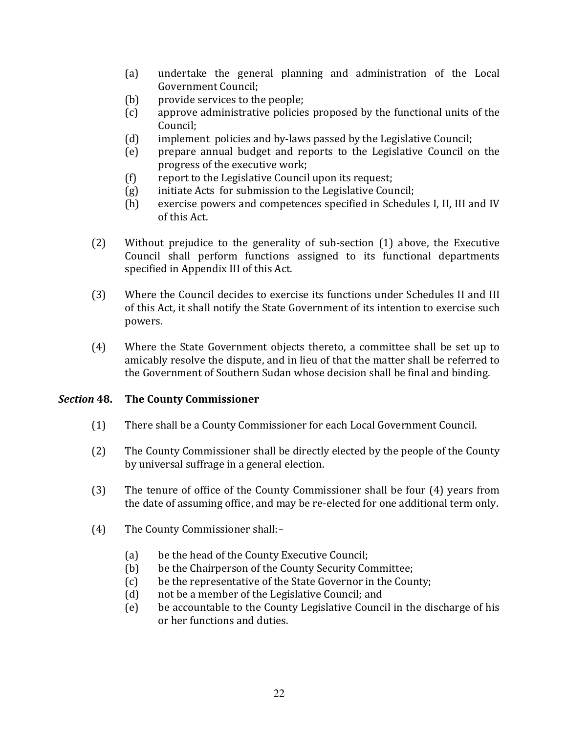(a) undertake the general planning and administration of the Local Government Council;
(b) provide services to the people;
(c) approve administrative policies proposed by the functional units of the Council;
(d) implement policies and by-laws passed by the Legislative Council;
(e) prepare annual budget and reports to the Legislative Council on the progress of the executive work;
(f) report to the Legislative Council upon its request;
(g) initiate Acts for submission to the Legislative Council;
(h) exercise powers and competences specified in Schedules I, II, III and IV of this Act.

(2) Without prejudice to the generality of sub-section (1) above, the Executive Council shall perform functions assigned to its functional departments specified in Appendix III of this Act.

(3) Where the Council decides to exercise its functions under Schedules II and III of this Act, it shall notify the State Government of its intention to exercise such powers.

(4) Where the State Government objects thereto, a committee shall be set up to amicably resolve the dispute, and in lieu of that the matter shall be referred to the Government of Southern Sudan whose decision shall be final and binding.

### *Section* 48. The County Commissioner

(1) There shall be a County Commissioner for each Local Government Council.

(2) The County Commissioner shall be directly elected by the people of the County by universal suffrage in a general election.

(3) The tenure of office of the County Commissioner shall be four (4) years from the date of assuming office, and may be re-elected for one additional term only.

(4) The County Commissioner shall:–

(a) be the head of the County Executive Council;
(b) be the Chairperson of the County Security Committee;
(c) be the representative of the State Governor in the County;
(d) not be a member of the Legislative Council; and
(e) be accountable to the County Legislative Council in the discharge of his or her functions and duties.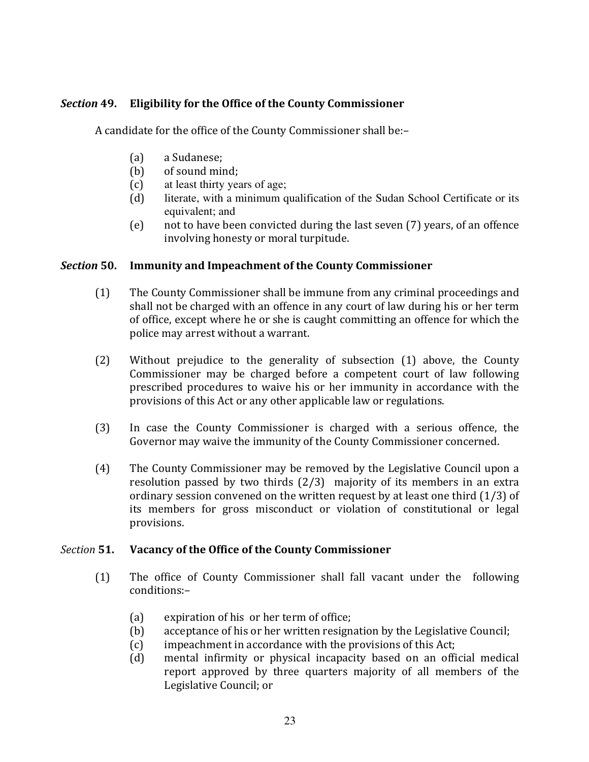### *Section* **49. Eligibility for the Office of the County Commissioner**

A candidate for the office of the County Commissioner shall be:–

- (a) a Sudanese;
- (b) of sound mind;
- (c) at least thirty years of age;
- (d) literate, with a minimum qualification of the Sudan School Certificate or its equivalent; and
- (e) not to have been convicted during the last seven (7) years, of an offence involving honesty or moral turpitude.

### *Section* **50. Immunity and Impeachment of the County Commissioner**

(1) The County Commissioner shall be immune from any criminal proceedings and shall not be charged with an offence in any court of law during his or her term of office, except where he or she is caught committing an offence for which the police may arrest without a warrant.

(2) Without prejudice to the generality of subsection (1) above, the County Commissioner may be charged before a competent court of law following prescribed procedures to waive his or her immunity in accordance with the provisions of this Act or any other applicable law or regulations.

(3) In case the County Commissioner is charged with a serious offence, the Governor may waive the immunity of the County Commissioner concerned.

(4) The County Commissioner may be removed by the Legislative Council upon a resolution passed by two thirds (2/3) majority of its members in an extra ordinary session convened on the written request by at least one third (1/3) of its members for gross misconduct or violation of constitutional or legal provisions.

### *Section* **51. Vacancy of the Office of the County Commissioner**

(1) The office of County Commissioner shall fall vacant under the following conditions:–

- (a) expiration of his or her term of office;
- (b) acceptance of his or her written resignation by the Legislative Council;
- (c) impeachment in accordance with the provisions of this Act;
- (d) mental infirmity or physical incapacity based on an official medical report approved by three quarters majority of all members of the Legislative Council; or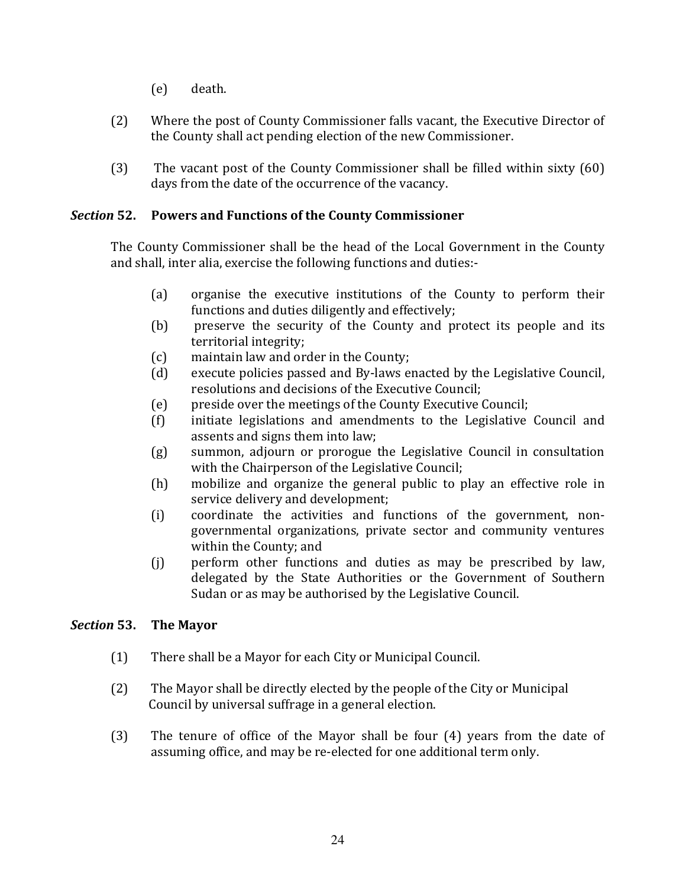(e) death.

(2) Where the post of County Commissioner falls vacant, the Executive Director of the County shall act pending election of the new Commissioner.

(3) The vacant post of the County Commissioner shall be filled within sixty (60) days from the date of the occurrence of the vacancy.

### *Section* 52. Powers and Functions of the County Commissioner

The County Commissioner shall be the head of the Local Government in the County and shall, inter alia, exercise the following functions and duties:-

(a) organise the executive institutions of the County to perform their functions and duties diligently and effectively;
(b) preserve the security of the County and protect its people and its territorial integrity;
(c) maintain law and order in the County;
(d) execute policies passed and By-laws enacted by the Legislative Council, resolutions and decisions of the Executive Council;
(e) preside over the meetings of the County Executive Council;
(f) initiate legislations and amendments to the Legislative Council and assents and signs them into law;
(g) summon, adjourn or prorogue the Legislative Council in consultation with the Chairperson of the Legislative Council;
(h) mobilize and organize the general public to play an effective role in service delivery and development;
(i) coordinate the activities and functions of the government, non-governmental organizations, private sector and community ventures within the County; and
(j) perform other functions and duties as may be prescribed by law, delegated by the State Authorities or the Government of Southern Sudan or as may be authorised by the Legislative Council.

### *Section* 53. The Mayor

(1) There shall be a Mayor for each City or Municipal Council.

(2) The Mayor shall be directly elected by the people of the City or Municipal Council by universal suffrage in a general election.

(3) The tenure of office of the Mayor shall be four (4) years from the date of assuming office, and may be re-elected for one additional term only.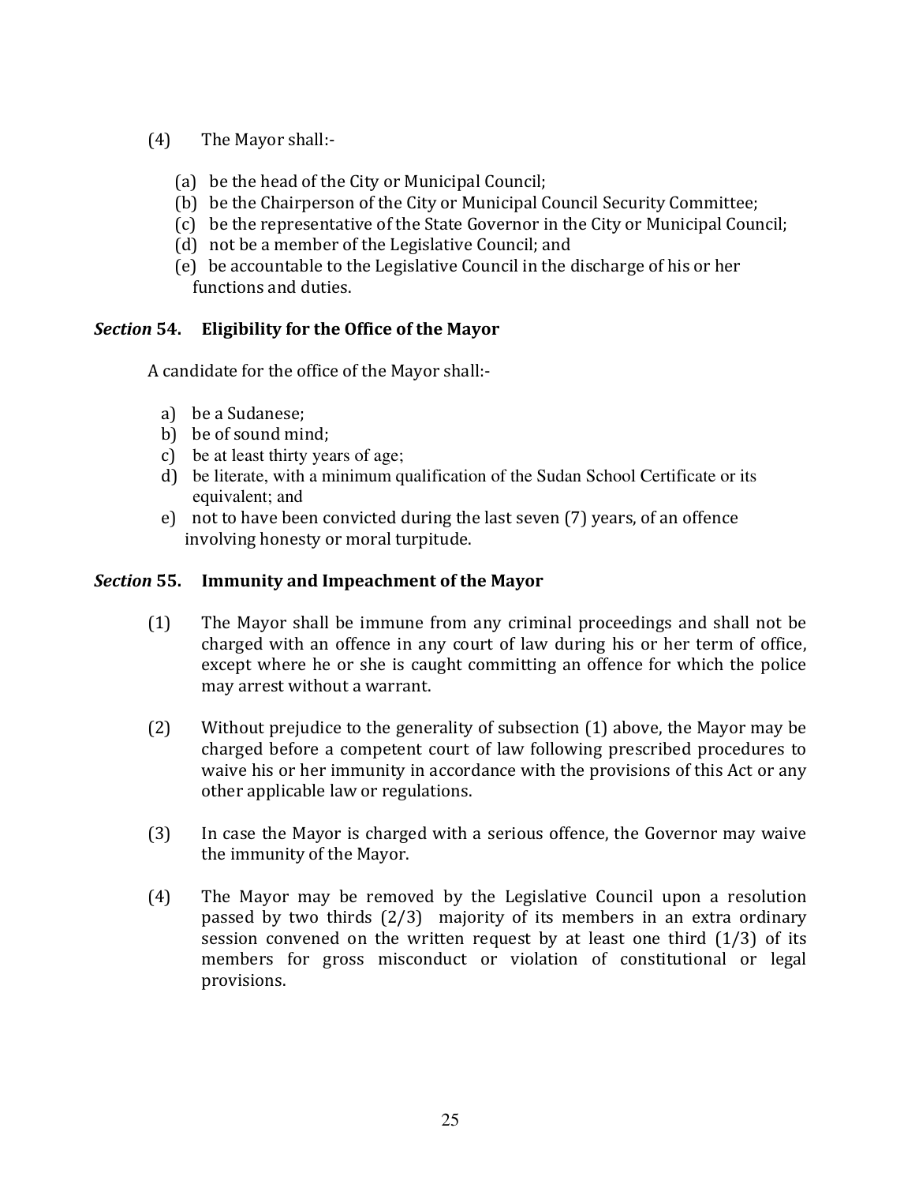(4) The Mayor shall:-

(a) be the head of the City or Municipal Council;
(b) be the Chairperson of the City or Municipal Council Security Committee;
(c) be the representative of the State Governor in the City or Municipal Council;
(d) not be a member of the Legislative Council; and
(e) be accountable to the Legislative Council in the discharge of his or her functions and duties.

### *Section* 54. Eligibility for the Office of the Mayor

A candidate for the office of the Mayor shall:-

a) be a Sudanese;
b) be of sound mind;
c) be at least thirty years of age;
d) be literate, with a minimum qualification of the Sudan School Certificate or its equivalent; and
e) not to have been convicted during the last seven (7) years, of an offence involving honesty or moral turpitude.

### *Section* 55. Immunity and Impeachment of the Mayor

(1) The Mayor shall be immune from any criminal proceedings and shall not be charged with an offence in any court of law during his or her term of office, except where he or she is caught committing an offence for which the police may arrest without a warrant.

(2) Without prejudice to the generality of subsection (1) above, the Mayor may be charged before a competent court of law following prescribed procedures to waive his or her immunity in accordance with the provisions of this Act or any other applicable law or regulations.

(3) In case the Mayor is charged with a serious offence, the Governor may waive the immunity of the Mayor.

(4) The Mayor may be removed by the Legislative Council upon a resolution passed by two thirds (2/3) majority of its members in an extra ordinary session convened on the written request by at least one third (1/3) of its members for gross misconduct or violation of constitutional or legal provisions.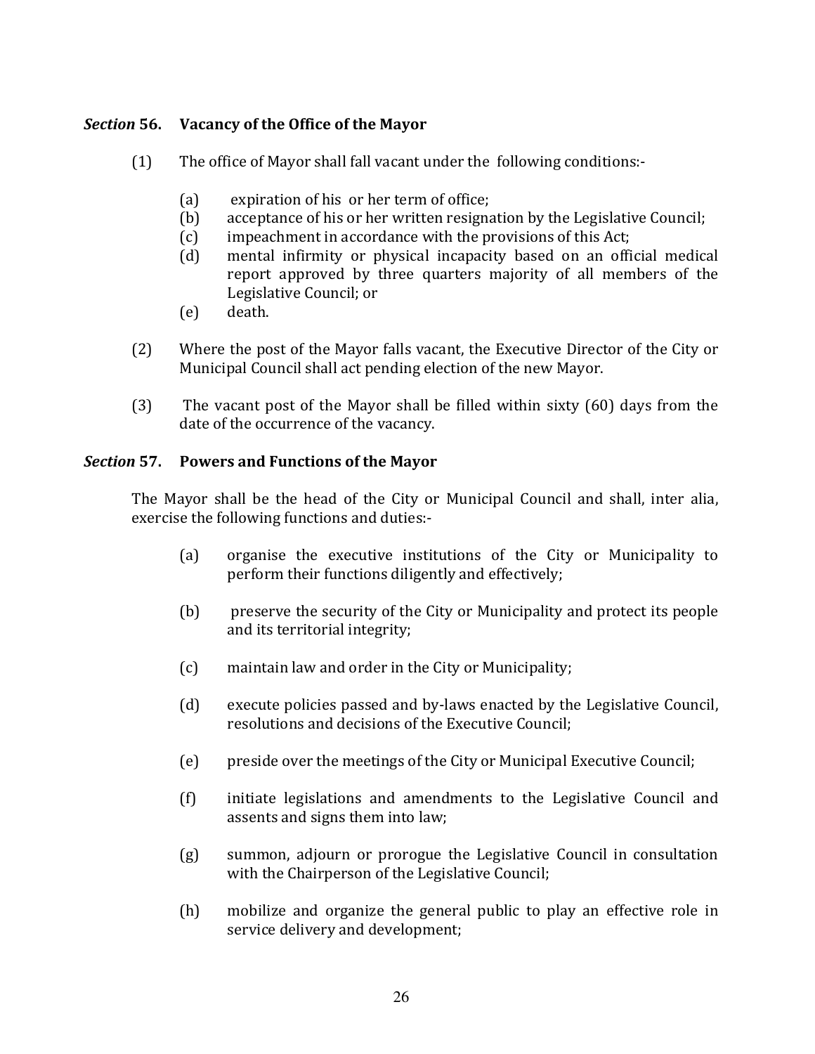### *Section* 56. Vacancy of the Office of the Mayor

(1) The office of Mayor shall fall vacant under the following conditions:-

(a) expiration of his or her term of office;
(b) acceptance of his or her written resignation by the Legislative Council;
(c) impeachment in accordance with the provisions of this Act;
(d) mental infirmity or physical incapacity based on an official medical report approved by three quarters majority of all members of the Legislative Council; or
(e) death.

(2) Where the post of the Mayor falls vacant, the Executive Director of the City or Municipal Council shall act pending election of the new Mayor.

(3) The vacant post of the Mayor shall be filled within sixty (60) days from the date of the occurrence of the vacancy.

### *Section* 57. Powers and Functions of the Mayor

The Mayor shall be the head of the City or Municipal Council and shall, inter alia, exercise the following functions and duties:-

(a) organise the executive institutions of the City or Municipality to perform their functions diligently and effectively;

(b) preserve the security of the City or Municipality and protect its people and its territorial integrity;

(c) maintain law and order in the City or Municipality;

(d) execute policies passed and by-laws enacted by the Legislative Council, resolutions and decisions of the Executive Council;

(e) preside over the meetings of the City or Municipal Executive Council;

(f) initiate legislations and amendments to the Legislative Council and assents and signs them into law;

(g) summon, adjourn or prorogue the Legislative Council in consultation with the Chairperson of the Legislative Council;

(h) mobilize and organize the general public to play an effective role in service delivery and development;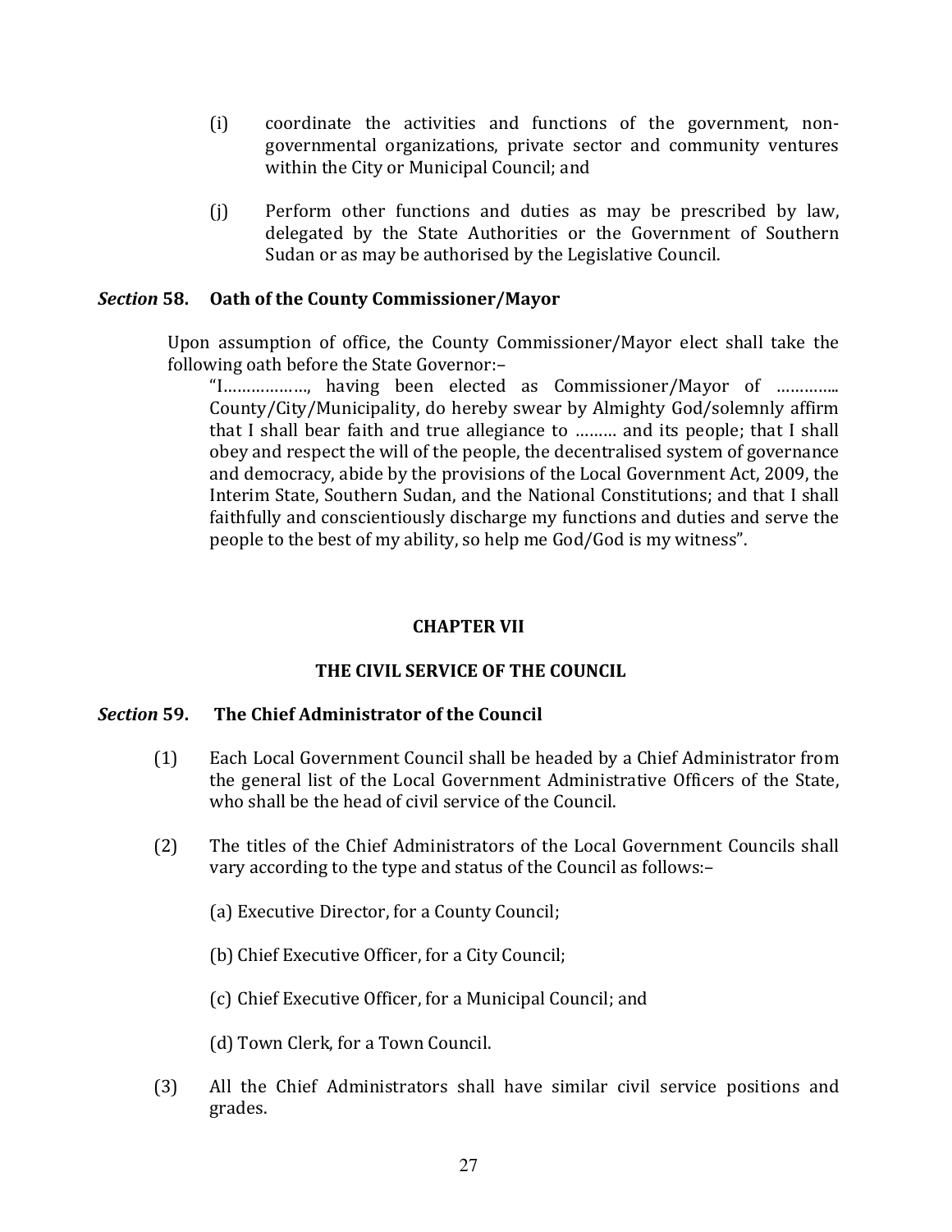(i) coordinate the activities and functions of the government, non-governmental organizations, private sector and community ventures within the City or Municipal Council; and

(j) Perform other functions and duties as may be prescribed by law, delegated by the State Authorities or the Government of Southern Sudan or as may be authorised by the Legislative Council.

### *Section* 58. Oath of the County Commissioner/Mayor

Upon assumption of office, the County Commissioner/Mayor elect shall take the following oath before the State Governor:–

> "I………………, having been elected as Commissioner/Mayor of ………….. County/City/Municipality, do hereby swear by Almighty God/solemnly affirm that I shall bear faith and true allegiance to ……… and its people; that I shall obey and respect the will of the people, the decentralised system of governance and democracy, abide by the provisions of the Local Government Act, 2009, the Interim State, Southern Sudan, and the National Constitutions; and that I shall faithfully and conscientiously discharge my functions and duties and serve the people to the best of my ability, so help me God/God is my witness".

## CHAPTER VII

## THE CIVIL SERVICE OF THE COUNCIL

### *Section* 59. The Chief Administrator of the Council

(1) Each Local Government Council shall be headed by a Chief Administrator from the general list of the Local Government Administrative Officers of the State, who shall be the head of civil service of the Council.

(2) The titles of the Chief Administrators of the Local Government Councils shall vary according to the type and status of the Council as follows:–

(a) Executive Director, for a County Council;

(b) Chief Executive Officer, for a City Council;

(c) Chief Executive Officer, for a Municipal Council; and

(d) Town Clerk, for a Town Council.

(3) All the Chief Administrators shall have similar civil service positions and grades.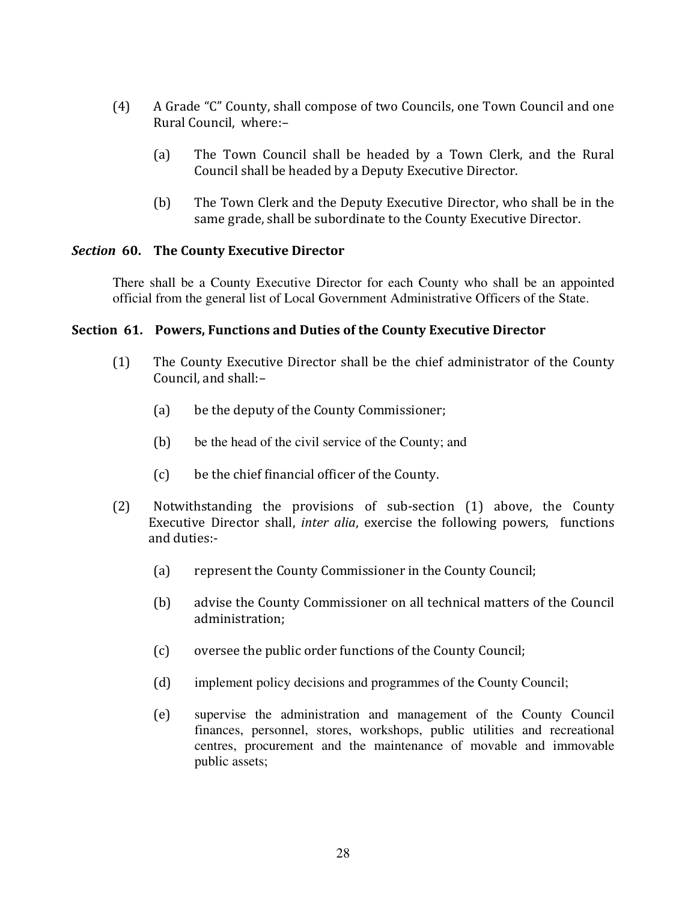(4) A Grade "C" County, shall compose of two Councils, one Town Council and one Rural Council, where:–

  (a) The Town Council shall be headed by a Town Clerk, and the Rural Council shall be headed by a Deputy Executive Director.

  (b) The Town Clerk and the Deputy Executive Director, who shall be in the same grade, shall be subordinate to the County Executive Director.

### *Section* 60. The County Executive Director

There shall be a County Executive Director for each County who shall be an appointed official from the general list of Local Government Administrative Officers of the State.

### Section 61. Powers, Functions and Duties of the County Executive Director

(1) The County Executive Director shall be the chief administrator of the County Council, and shall:–

  (a) be the deputy of the County Commissioner;

  (b) be the head of the civil service of the County; and

  (c) be the chief financial officer of the County.

(2) Notwithstanding the provisions of sub-section (1) above, the County Executive Director shall, *inter alia*, exercise the following powers, functions and duties:-

  (a) represent the County Commissioner in the County Council;

  (b) advise the County Commissioner on all technical matters of the Council administration;

  (c) oversee the public order functions of the County Council;

  (d) implement policy decisions and programmes of the County Council;

  (e) supervise the administration and management of the County Council finances, personnel, stores, workshops, public utilities and recreational centres, procurement and the maintenance of movable and immovable public assets;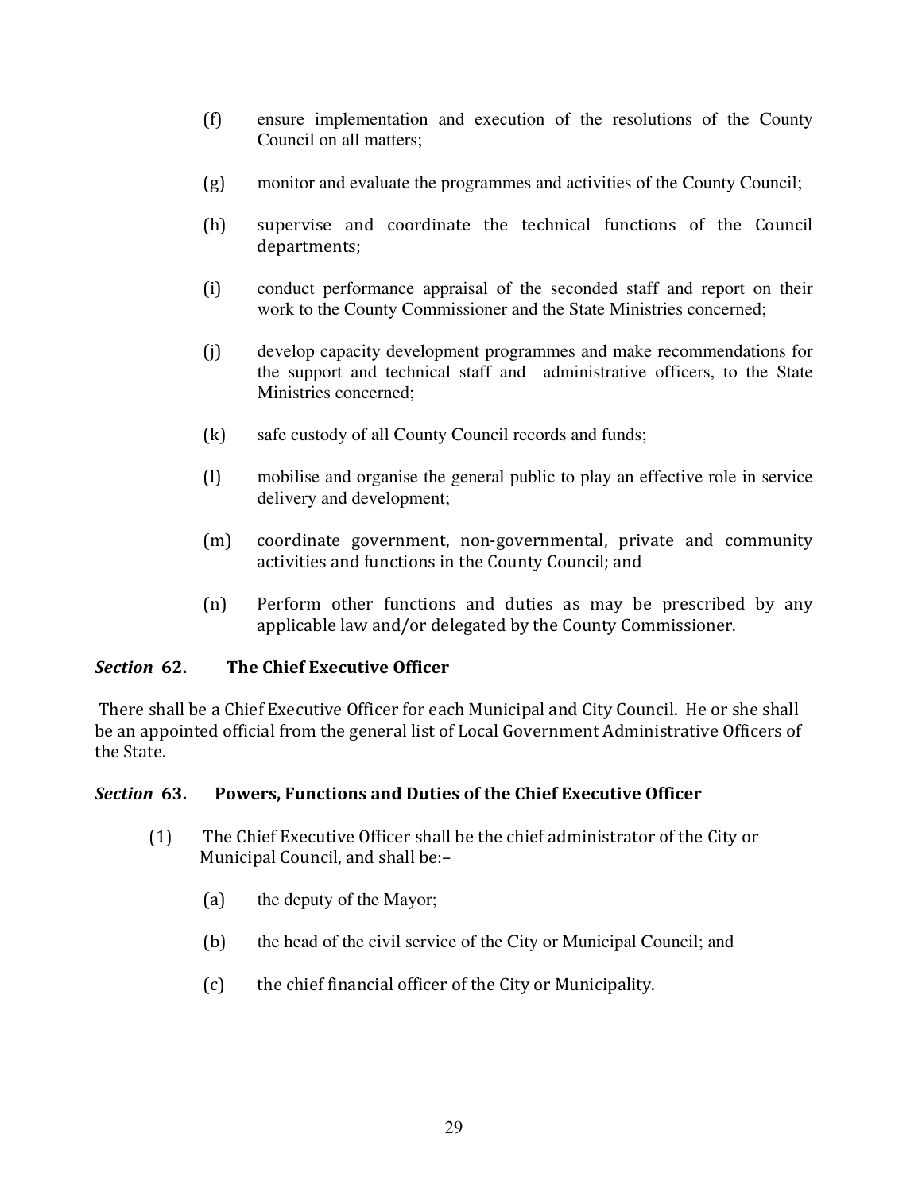(f) ensure implementation and execution of the resolutions of the County Council on all matters;

(g) monitor and evaluate the programmes and activities of the County Council;

(h) supervise and coordinate the technical functions of the Council departments;

(i) conduct performance appraisal of the seconded staff and report on their work to the County Commissioner and the State Ministries concerned;

(j) develop capacity development programmes and make recommendations for the support and technical staff and administrative officers, to the State Ministries concerned;

(k) safe custody of all County Council records and funds;

(l) mobilise and organise the general public to play an effective role in service delivery and development;

(m) coordinate government, non-governmental, private and community activities and functions in the County Council; and

(n) Perform other functions and duties as may be prescribed by any applicable law and/or delegated by the County Commissioner.

### *Section* 62. The Chief Executive Officer

There shall be a Chief Executive Officer for each Municipal and City Council. He or she shall be an appointed official from the general list of Local Government Administrative Officers of the State.

### *Section* 63. Powers, Functions and Duties of the Chief Executive Officer

(1) The Chief Executive Officer shall be the chief administrator of the City or Municipal Council, and shall be:–

(a) the deputy of the Mayor;

(b) the head of the civil service of the City or Municipal Council; and

(c) the chief financial officer of the City or Municipality.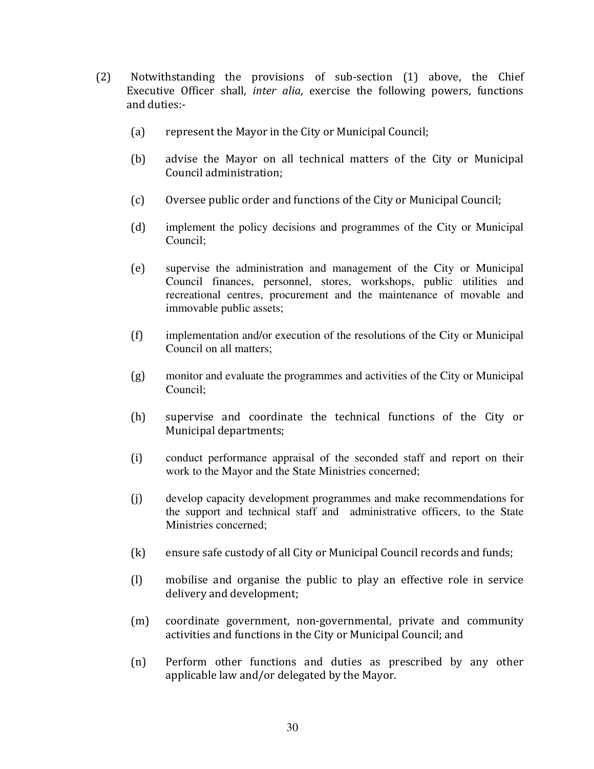(2) Notwithstanding the provisions of sub-section (1) above, the Chief Executive Officer shall, *inter alia*, exercise the following powers, functions and duties:-

(a) represent the Mayor in the City or Municipal Council;

(b) advise the Mayor on all technical matters of the City or Municipal Council administration;

(c) Oversee public order and functions of the City or Municipal Council;

(d) implement the policy decisions and programmes of the City or Municipal Council;

(e) supervise the administration and management of the City or Municipal Council finances, personnel, stores, workshops, public utilities and recreational centres, procurement and the maintenance of movable and immovable public assets;

(f) implementation and/or execution of the resolutions of the City or Municipal Council on all matters;

(g) monitor and evaluate the programmes and activities of the City or Municipal Council;

(h) supervise and coordinate the technical functions of the City or Municipal departments;

(i) conduct performance appraisal of the seconded staff and report on their work to the Mayor and the State Ministries concerned;

(j) develop capacity development programmes and make recommendations for the support and technical staff and administrative officers, to the State Ministries concerned;

(k) ensure safe custody of all City or Municipal Council records and funds;

(l) mobilise and organise the public to play an effective role in service delivery and development;

(m) coordinate government, non-governmental, private and community activities and functions in the City or Municipal Council; and

(n) Perform other functions and duties as prescribed by any other applicable law and/or delegated by the Mayor.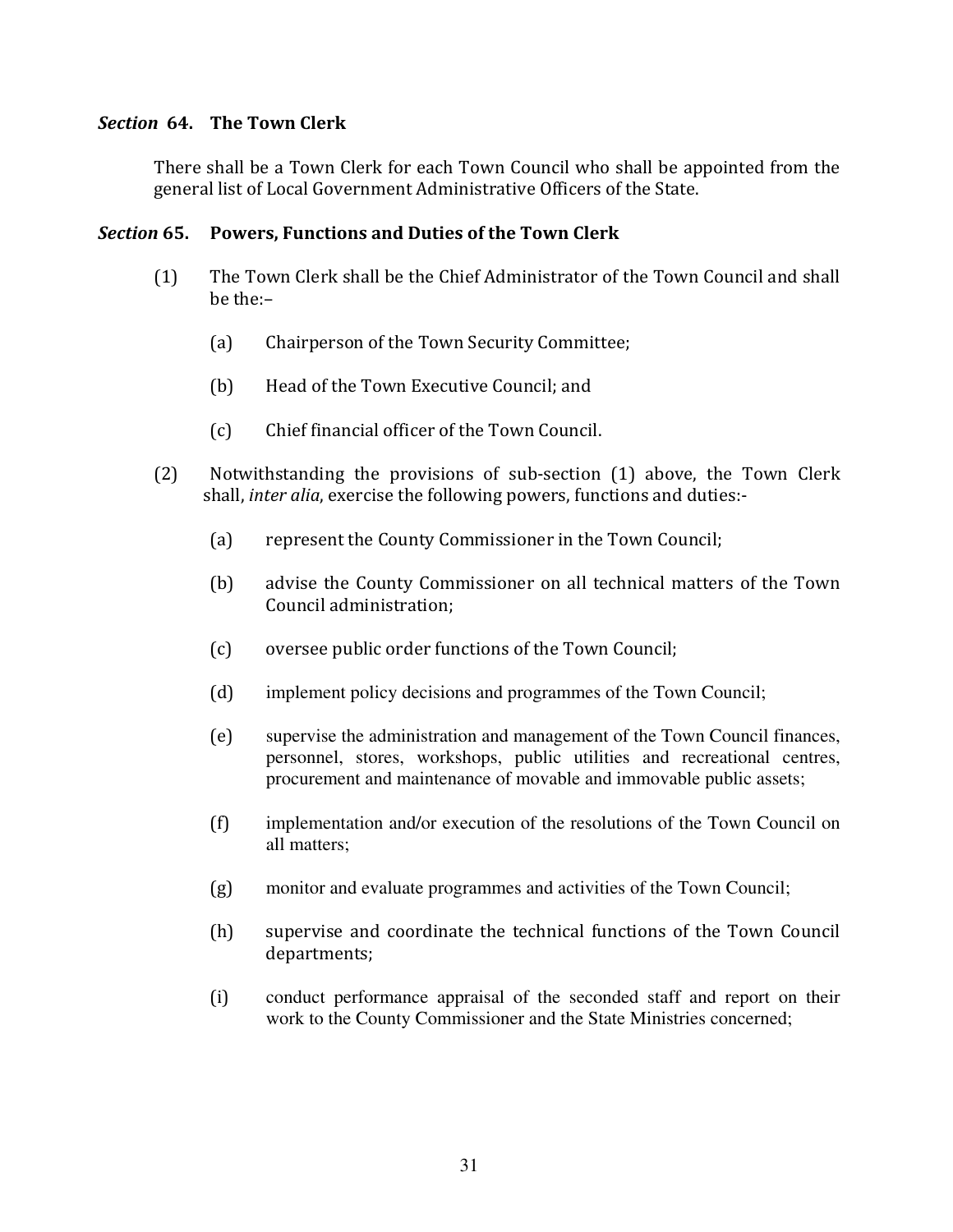### *Section* 64. The Town Clerk

There shall be a Town Clerk for each Town Council who shall be appointed from the general list of Local Government Administrative Officers of the State.

### *Section* 65. Powers, Functions and Duties of the Town Clerk

(1) The Town Clerk shall be the Chief Administrator of the Town Council and shall be the:–

(a) Chairperson of the Town Security Committee;

(b) Head of the Town Executive Council; and

(c) Chief financial officer of the Town Council.

(2) Notwithstanding the provisions of sub-section (1) above, the Town Clerk shall, *inter alia*, exercise the following powers, functions and duties:-

(a) represent the County Commissioner in the Town Council;

(b) advise the County Commissioner on all technical matters of the Town Council administration;

(c) oversee public order functions of the Town Council;

(d) implement policy decisions and programmes of the Town Council;

(e) supervise the administration and management of the Town Council finances, personnel, stores, workshops, public utilities and recreational centres, procurement and maintenance of movable and immovable public assets;

(f) implementation and/or execution of the resolutions of the Town Council on all matters;

(g) monitor and evaluate programmes and activities of the Town Council;

(h) supervise and coordinate the technical functions of the Town Council departments;

(i) conduct performance appraisal of the seconded staff and report on their work to the County Commissioner and the State Ministries concerned;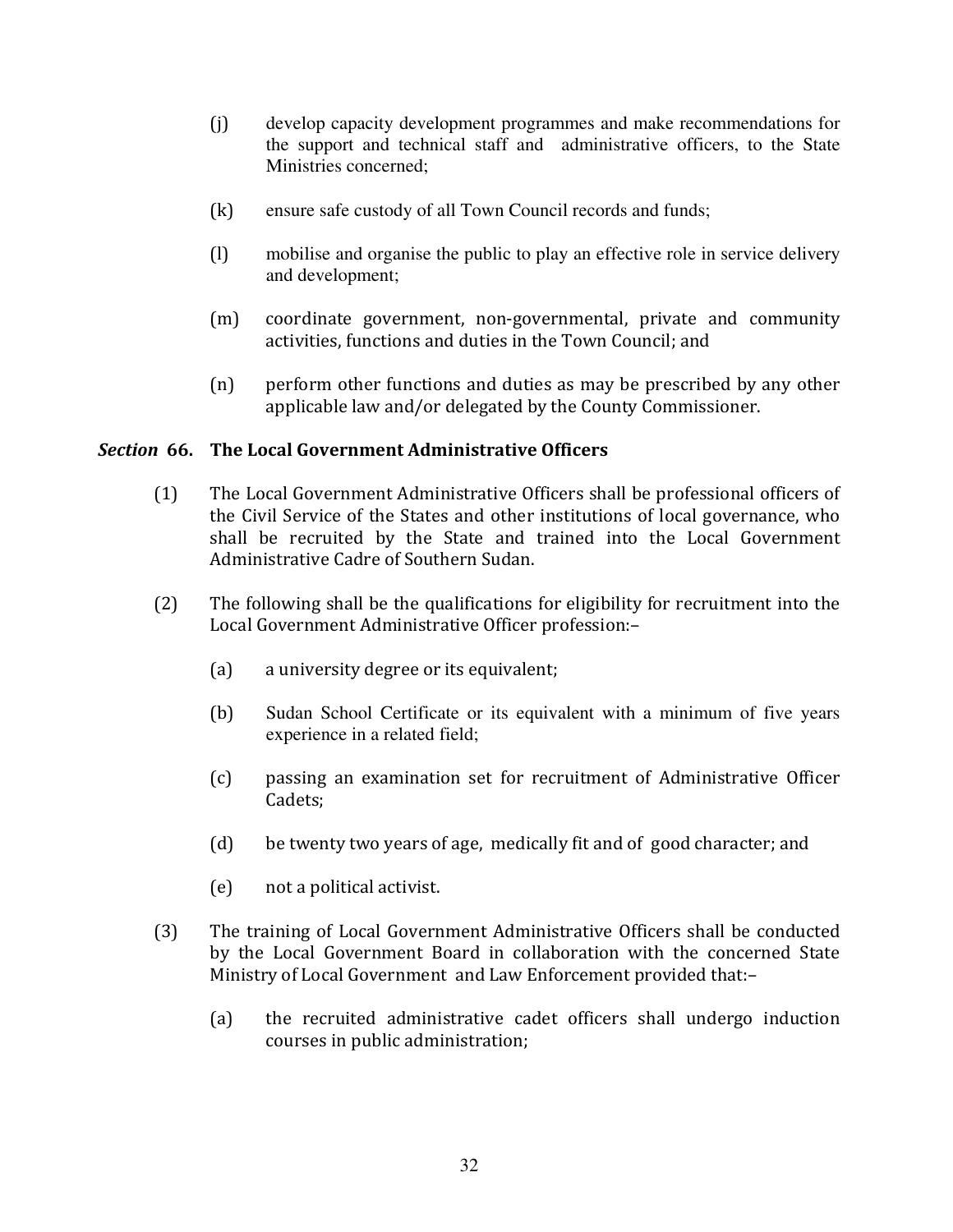(j) develop capacity development programmes and make recommendations for the support and technical staff and administrative officers, to the State Ministries concerned;

(k) ensure safe custody of all Town Council records and funds;

(l) mobilise and organise the public to play an effective role in service delivery and development;

(m) coordinate government, non-governmental, private and community activities, functions and duties in the Town Council; and

(n) perform other functions and duties as may be prescribed by any other applicable law and/or delegated by the County Commissioner.

### *Section* 66. The Local Government Administrative Officers

(1) The Local Government Administrative Officers shall be professional officers of the Civil Service of the States and other institutions of local governance, who shall be recruited by the State and trained into the Local Government Administrative Cadre of Southern Sudan.

(2) The following shall be the qualifications for eligibility for recruitment into the Local Government Administrative Officer profession:–

(a) a university degree or its equivalent;

(b) Sudan School Certificate or its equivalent with a minimum of five years experience in a related field;

(c) passing an examination set for recruitment of Administrative Officer Cadets;

(d) be twenty two years of age, medically fit and of good character; and

(e) not a political activist.

(3) The training of Local Government Administrative Officers shall be conducted by the Local Government Board in collaboration with the concerned State Ministry of Local Government and Law Enforcement provided that:–

(a) the recruited administrative cadet officers shall undergo induction courses in public administration;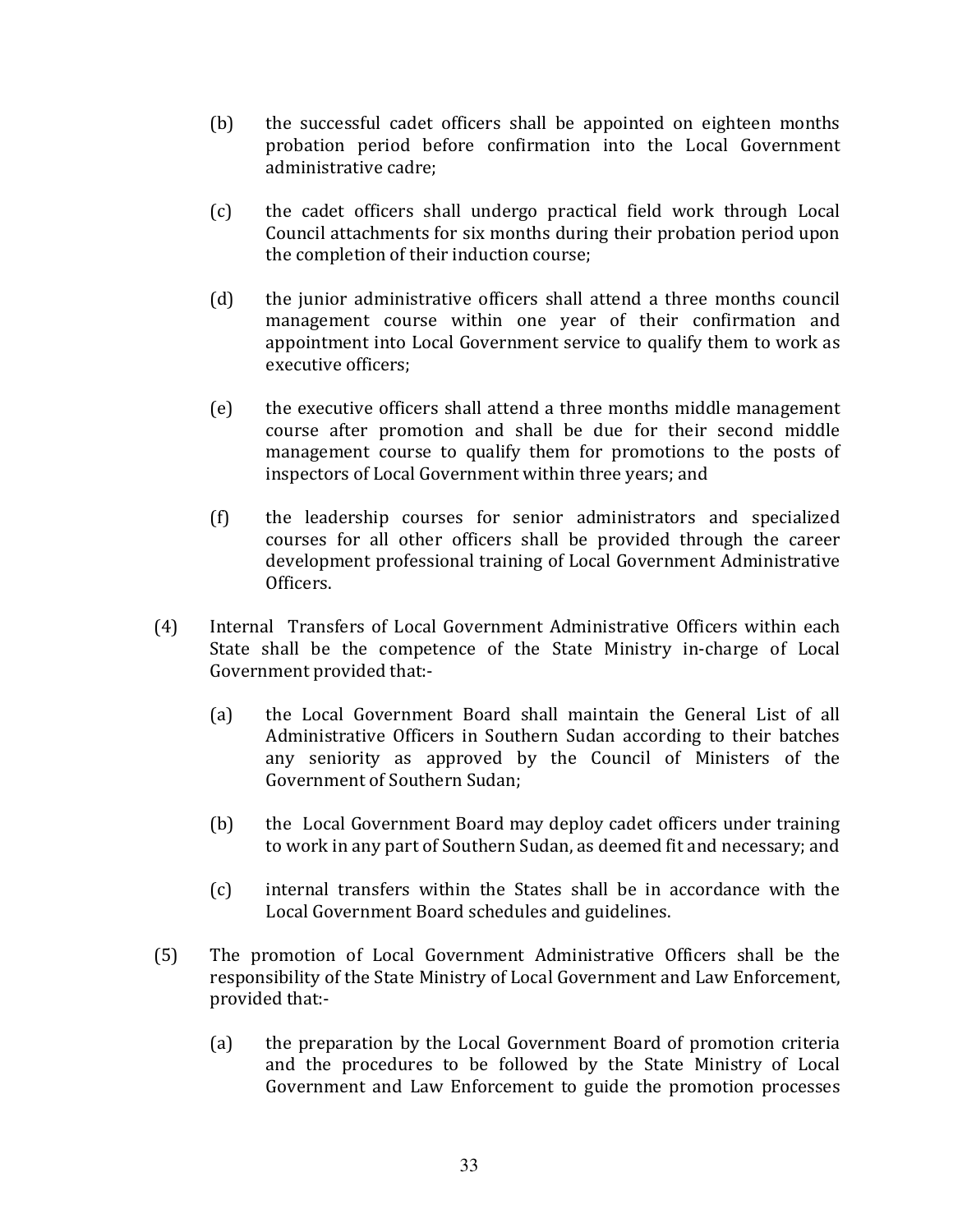(b) the successful cadet officers shall be appointed on eighteen months probation period before confirmation into the Local Government administrative cadre;

(c) the cadet officers shall undergo practical field work through Local Council attachments for six months during their probation period upon the completion of their induction course;

(d) the junior administrative officers shall attend a three months council management course within one year of their confirmation and appointment into Local Government service to qualify them to work as executive officers;

(e) the executive officers shall attend a three months middle management course after promotion and shall be due for their second middle management course to qualify them for promotions to the posts of inspectors of Local Government within three years; and

(f) the leadership courses for senior administrators and specialized courses for all other officers shall be provided through the career development professional training of Local Government Administrative Officers.

(4) Internal Transfers of Local Government Administrative Officers within each State shall be the competence of the State Ministry in-charge of Local Government provided that:-

(a) the Local Government Board shall maintain the General List of all Administrative Officers in Southern Sudan according to their batches any seniority as approved by the Council of Ministers of the Government of Southern Sudan;

(b) the Local Government Board may deploy cadet officers under training to work in any part of Southern Sudan, as deemed fit and necessary; and

(c) internal transfers within the States shall be in accordance with the Local Government Board schedules and guidelines.

(5) The promotion of Local Government Administrative Officers shall be the responsibility of the State Ministry of Local Government and Law Enforcement, provided that:-

(a) the preparation by the Local Government Board of promotion criteria and the procedures to be followed by the State Ministry of Local Government and Law Enforcement to guide the promotion processes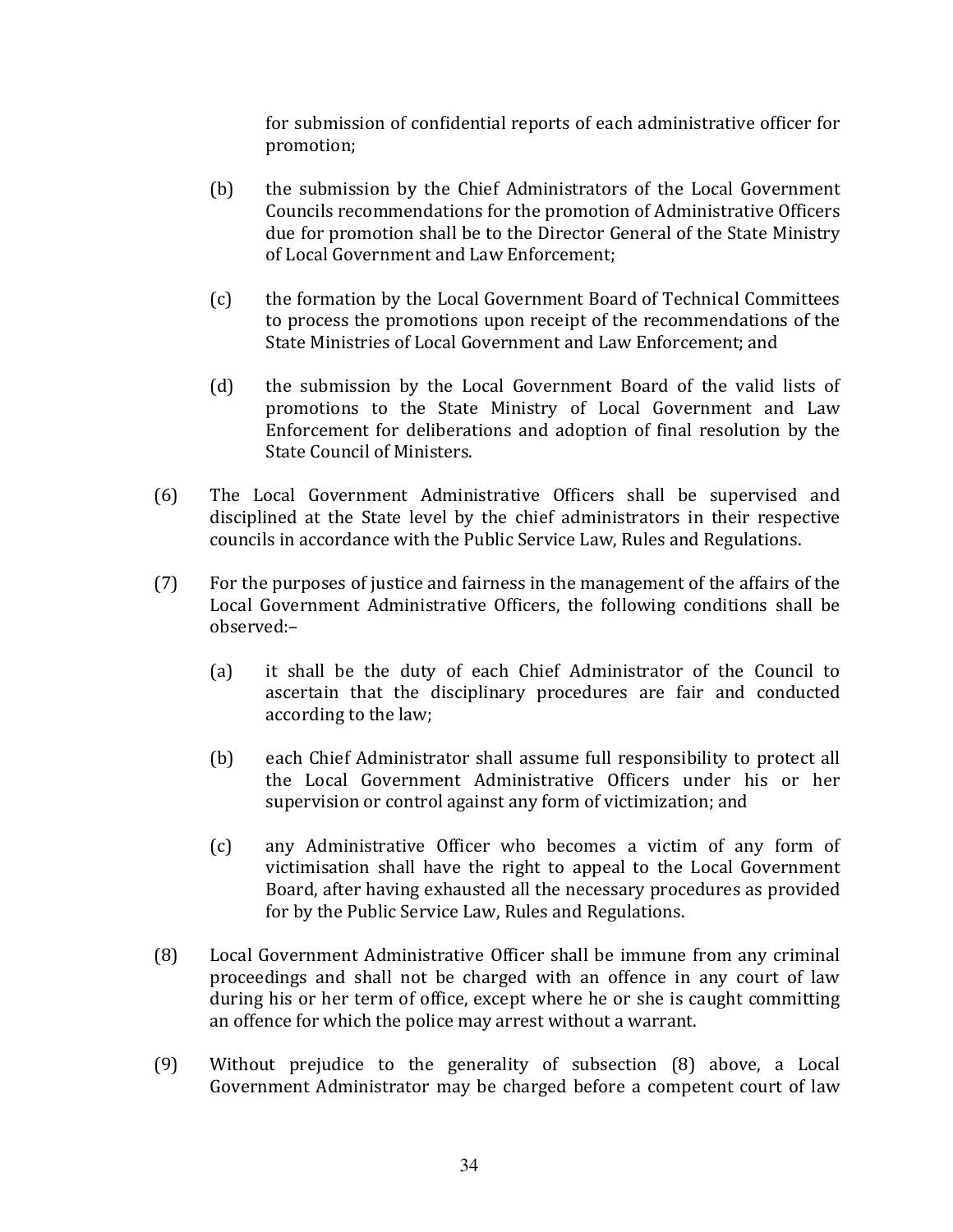for submission of confidential reports of each administrative officer for promotion;

(b) the submission by the Chief Administrators of the Local Government Councils recommendations for the promotion of Administrative Officers due for promotion shall be to the Director General of the State Ministry of Local Government and Law Enforcement;

(c) the formation by the Local Government Board of Technical Committees to process the promotions upon receipt of the recommendations of the State Ministries of Local Government and Law Enforcement; and

(d) the submission by the Local Government Board of the valid lists of promotions to the State Ministry of Local Government and Law Enforcement for deliberations and adoption of final resolution by the State Council of Ministers.

(6) The Local Government Administrative Officers shall be supervised and disciplined at the State level by the chief administrators in their respective councils in accordance with the Public Service Law, Rules and Regulations.

(7) For the purposes of justice and fairness in the management of the affairs of the Local Government Administrative Officers, the following conditions shall be observed:–

(a) it shall be the duty of each Chief Administrator of the Council to ascertain that the disciplinary procedures are fair and conducted according to the law;

(b) each Chief Administrator shall assume full responsibility to protect all the Local Government Administrative Officers under his or her supervision or control against any form of victimization; and

(c) any Administrative Officer who becomes a victim of any form of victimisation shall have the right to appeal to the Local Government Board, after having exhausted all the necessary procedures as provided for by the Public Service Law, Rules and Regulations.

(8) Local Government Administrative Officer shall be immune from any criminal proceedings and shall not be charged with an offence in any court of law during his or her term of office, except where he or she is caught committing an offence for which the police may arrest without a warrant.

(9) Without prejudice to the generality of subsection (8) above, a Local Government Administrator may be charged before a competent court of law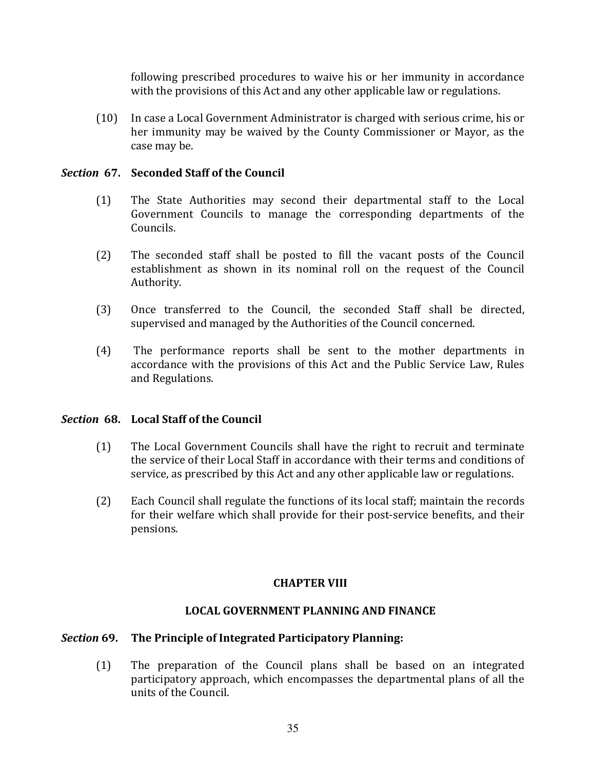following prescribed procedures to waive his or her immunity in accordance with the provisions of this Act and any other applicable law or regulations.

(10) In case a Local Government Administrator is charged with serious crime, his or her immunity may be waived by the County Commissioner or Mayor, as the case may be.

### *Section* 67. Seconded Staff of the Council

(1) The State Authorities may second their departmental staff to the Local Government Councils to manage the corresponding departments of the Councils.

(2) The seconded staff shall be posted to fill the vacant posts of the Council establishment as shown in its nominal roll on the request of the Council Authority.

(3) Once transferred to the Council, the seconded Staff shall be directed, supervised and managed by the Authorities of the Council concerned.

(4) The performance reports shall be sent to the mother departments in accordance with the provisions of this Act and the Public Service Law, Rules and Regulations.

### *Section* 68. Local Staff of the Council

(1) The Local Government Councils shall have the right to recruit and terminate the service of their Local Staff in accordance with their terms and conditions of service, as prescribed by this Act and any other applicable law or regulations.

(2) Each Council shall regulate the functions of its local staff; maintain the records for their welfare which shall provide for their post-service benefits, and their pensions.

## CHAPTER VIII

## LOCAL GOVERNMENT PLANNING AND FINANCE

### *Section* 69. The Principle of Integrated Participatory Planning:

(1) The preparation of the Council plans shall be based on an integrated participatory approach, which encompasses the departmental plans of all the units of the Council.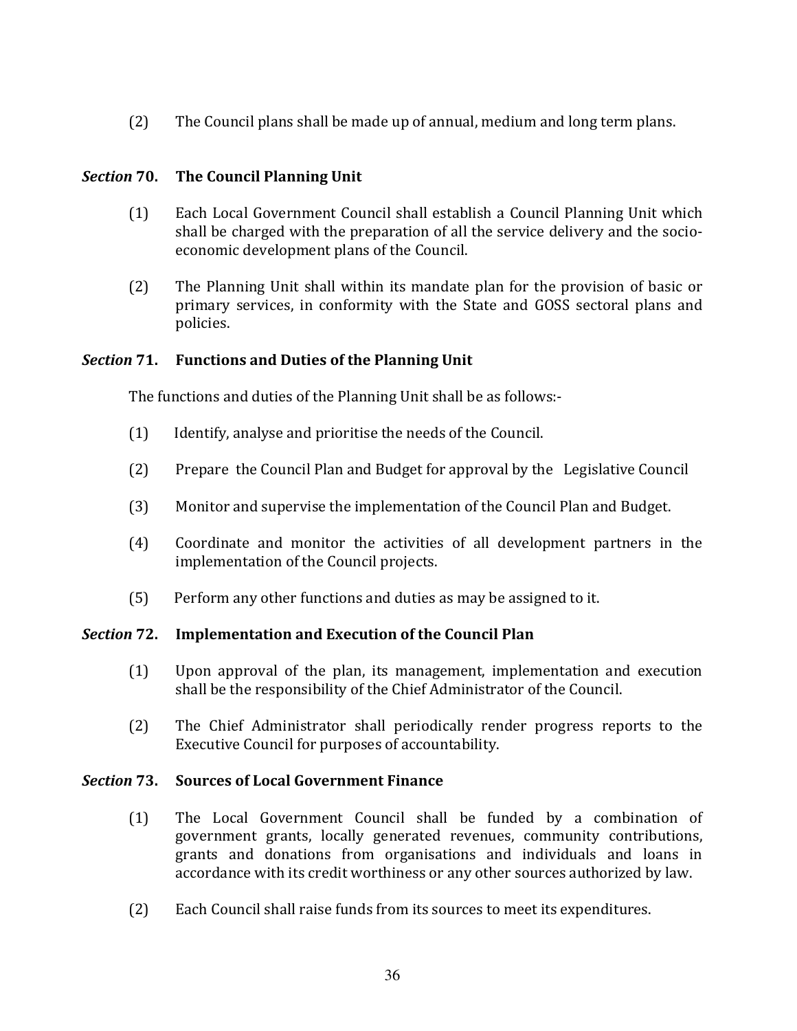(2) The Council plans shall be made up of annual, medium and long term plans.

### *Section* 70. The Council Planning Unit

(1) Each Local Government Council shall establish a Council Planning Unit which shall be charged with the preparation of all the service delivery and the socio-economic development plans of the Council.

(2) The Planning Unit shall within its mandate plan for the provision of basic or primary services, in conformity with the State and GOSS sectoral plans and policies.

### *Section* 71. Functions and Duties of the Planning Unit

The functions and duties of the Planning Unit shall be as follows:-

(1) Identify, analyse and prioritise the needs of the Council.

(2) Prepare the Council Plan and Budget for approval by the Legislative Council

(3) Monitor and supervise the implementation of the Council Plan and Budget.

(4) Coordinate and monitor the activities of all development partners in the implementation of the Council projects.

(5) Perform any other functions and duties as may be assigned to it.

### *Section* 72. Implementation and Execution of the Council Plan

(1) Upon approval of the plan, its management, implementation and execution shall be the responsibility of the Chief Administrator of the Council.

(2) The Chief Administrator shall periodically render progress reports to the Executive Council for purposes of accountability.

### *Section* 73. Sources of Local Government Finance

(1) The Local Government Council shall be funded by a combination of government grants, locally generated revenues, community contributions, grants and donations from organisations and individuals and loans in accordance with its credit worthiness or any other sources authorized by law.

(2) Each Council shall raise funds from its sources to meet its expenditures.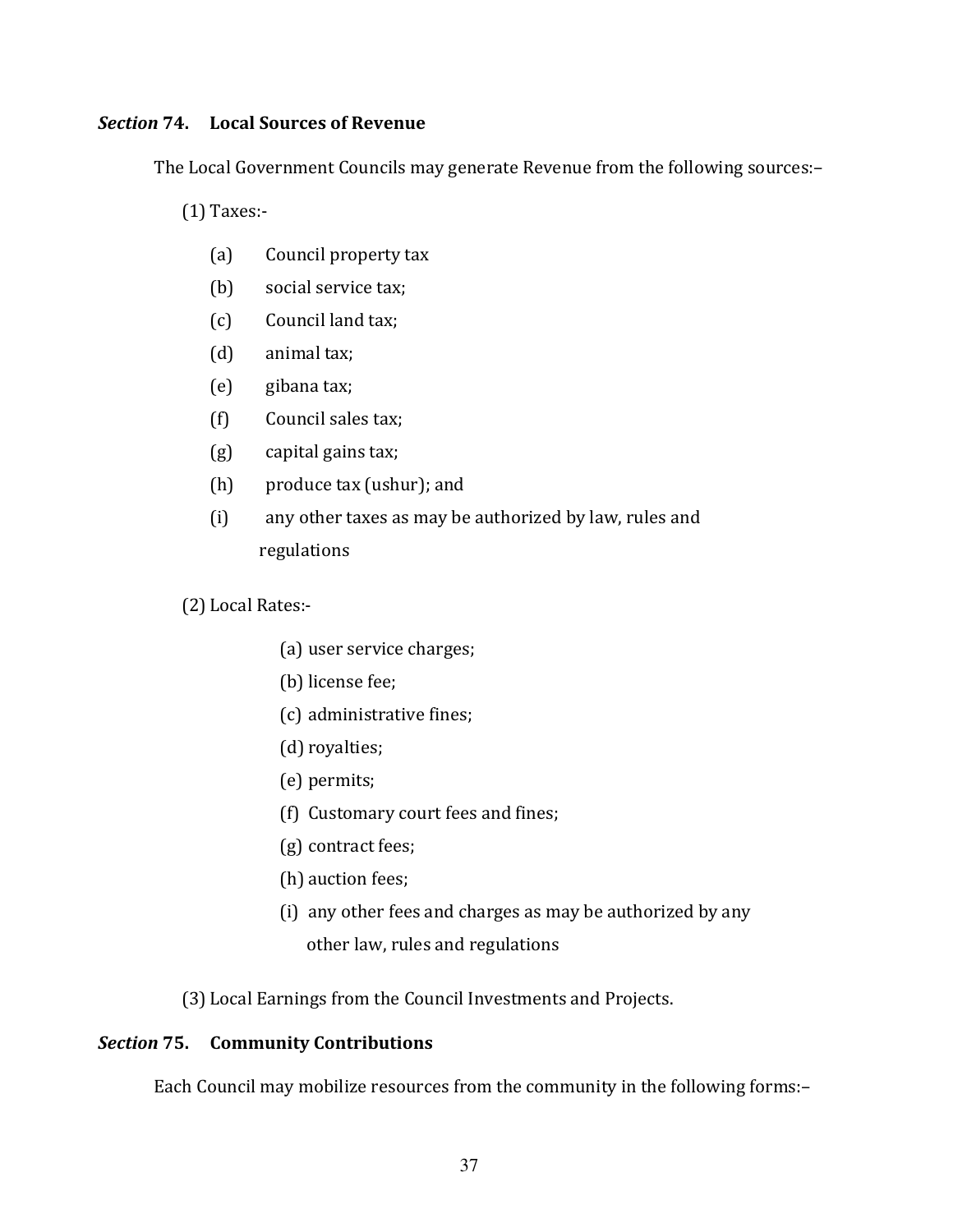### *Section* **74. Local Sources of Revenue**

The Local Government Councils may generate Revenue from the following sources:–

(1) Taxes:-

- (a) Council property tax
- (b) social service tax;
- (c) Council land tax;
- (d) animal tax;
- (e) gibana tax;
- (f) Council sales tax;
- (g) capital gains tax;
- (h) produce tax (ushur); and
- (i) any other taxes as may be authorized by law, rules and regulations

(2) Local Rates:-

- (a) user service charges;
- (b) license fee;
- (c) administrative fines;
- (d) royalties;
- (e) permits;
- (f) Customary court fees and fines;
- (g) contract fees;
- (h) auction fees;
- (i) any other fees and charges as may be authorized by any other law, rules and regulations

(3) Local Earnings from the Council Investments and Projects.

### *Section* **75. Community Contributions**

Each Council may mobilize resources from the community in the following forms:–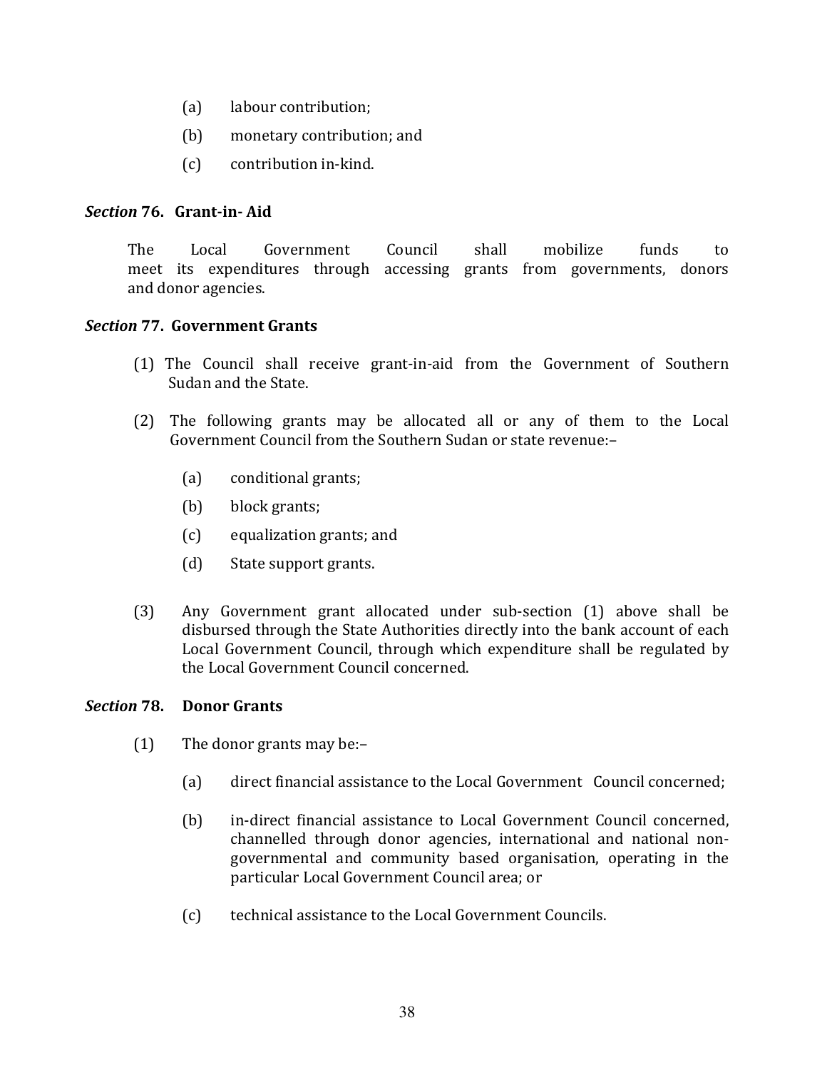(a) labour contribution;

(b) monetary contribution; and

(c) contribution in-kind.

### *Section* 76. Grant-in- Aid

The Local Government Council shall mobilize funds to meet its expenditures through accessing grants from governments, donors and donor agencies.

### *Section* 77. Government Grants

(1) The Council shall receive grant-in-aid from the Government of Southern Sudan and the State.

(2) The following grants may be allocated all or any of them to the Local Government Council from the Southern Sudan or state revenue:–

(a) conditional grants;

(b) block grants;

(c) equalization grants; and

(d) State support grants.

(3) Any Government grant allocated under sub-section (1) above shall be disbursed through the State Authorities directly into the bank account of each Local Government Council, through which expenditure shall be regulated by the Local Government Council concerned.

### *Section* 78. Donor Grants

(1) The donor grants may be:–

(a) direct financial assistance to the Local Government Council concerned;

(b) in-direct financial assistance to Local Government Council concerned, channelled through donor agencies, international and national non-governmental and community based organisation, operating in the particular Local Government Council area; or

(c) technical assistance to the Local Government Councils.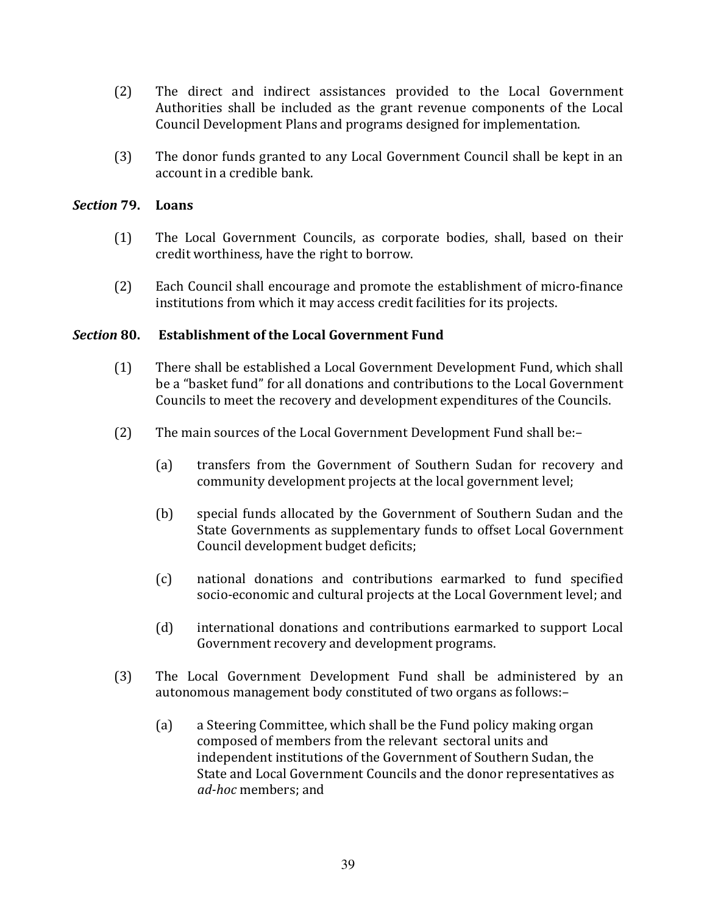(2) The direct and indirect assistances provided to the Local Government Authorities shall be included as the grant revenue components of the Local Council Development Plans and programs designed for implementation.

(3) The donor funds granted to any Local Government Council shall be kept in an account in a credible bank.

### *Section* 79. Loans

(1) The Local Government Councils, as corporate bodies, shall, based on their credit worthiness, have the right to borrow.

(2) Each Council shall encourage and promote the establishment of micro-finance institutions from which it may access credit facilities for its projects.

### *Section* 80. Establishment of the Local Government Fund

(1) There shall be established a Local Government Development Fund, which shall be a "basket fund" for all donations and contributions to the Local Government Councils to meet the recovery and development expenditures of the Councils.

(2) The main sources of the Local Government Development Fund shall be:–

- (a) transfers from the Government of Southern Sudan for recovery and community development projects at the local government level;

- (b) special funds allocated by the Government of Southern Sudan and the State Governments as supplementary funds to offset Local Government Council development budget deficits;

- (c) national donations and contributions earmarked to fund specified socio-economic and cultural projects at the Local Government level; and

- (d) international donations and contributions earmarked to support Local Government recovery and development programs.

(3) The Local Government Development Fund shall be administered by an autonomous management body constituted of two organs as follows:–

- (a) a Steering Committee, which shall be the Fund policy making organ composed of members from the relevant sectoral units and independent institutions of the Government of Southern Sudan, the State and Local Government Councils and the donor representatives as *ad-hoc* members; and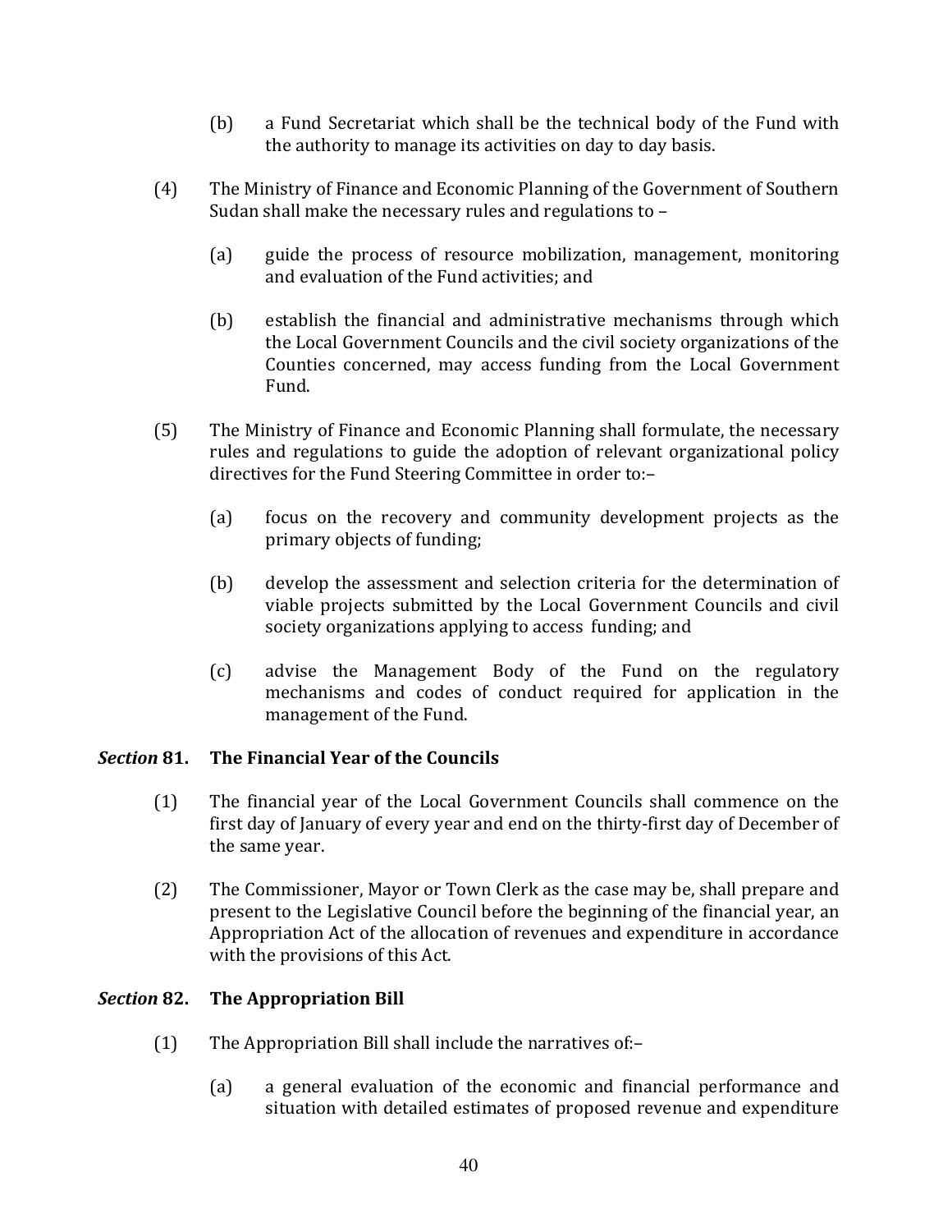(b) a Fund Secretariat which shall be the technical body of the Fund with the authority to manage its activities on day to day basis.

(4) The Ministry of Finance and Economic Planning of the Government of Southern Sudan shall make the necessary rules and regulations to –

(a) guide the process of resource mobilization, management, monitoring and evaluation of the Fund activities; and

(b) establish the financial and administrative mechanisms through which the Local Government Councils and the civil society organizations of the Counties concerned, may access funding from the Local Government Fund.

(5) The Ministry of Finance and Economic Planning shall formulate, the necessary rules and regulations to guide the adoption of relevant organizational policy directives for the Fund Steering Committee in order to:–

(a) focus on the recovery and community development projects as the primary objects of funding;

(b) develop the assessment and selection criteria for the determination of viable projects submitted by the Local Government Councils and civil society organizations applying to access funding; and

(c) advise the Management Body of the Fund on the regulatory mechanisms and codes of conduct required for application in the management of the Fund.

### *Section* 81. The Financial Year of the Councils

(1) The financial year of the Local Government Councils shall commence on the first day of January of every year and end on the thirty-first day of December of the same year.

(2) The Commissioner, Mayor or Town Clerk as the case may be, shall prepare and present to the Legislative Council before the beginning of the financial year, an Appropriation Act of the allocation of revenues and expenditure in accordance with the provisions of this Act.

### *Section* 82. The Appropriation Bill

(1) The Appropriation Bill shall include the narratives of:–

(a) a general evaluation of the economic and financial performance and situation with detailed estimates of proposed revenue and expenditure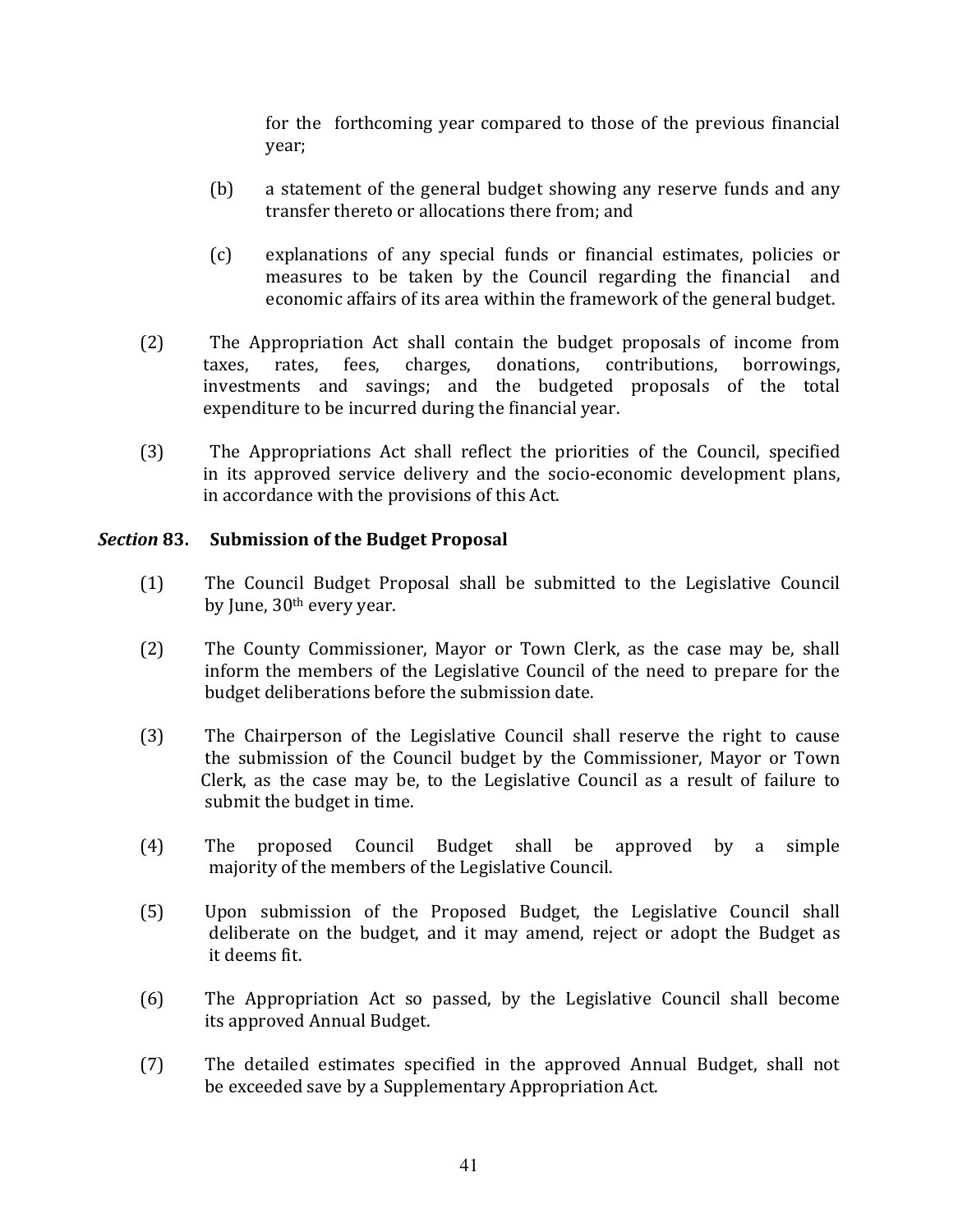for the forthcoming year compared to those of the previous financial year;

(b) a statement of the general budget showing any reserve funds and any transfer thereto or allocations there from; and

(c) explanations of any special funds or financial estimates, policies or measures to be taken by the Council regarding the financial and economic affairs of its area within the framework of the general budget.

(2) The Appropriation Act shall contain the budget proposals of income from taxes, rates, fees, charges, donations, contributions, borrowings, investments and savings; and the budgeted proposals of the total expenditure to be incurred during the financial year.

(3) The Appropriations Act shall reflect the priorities of the Council, specified in its approved service delivery and the socio-economic development plans, in accordance with the provisions of this Act.

### *Section* 83. Submission of the Budget Proposal

(1) The Council Budget Proposal shall be submitted to the Legislative Council by June, 30th every year.

(2) The County Commissioner, Mayor or Town Clerk, as the case may be, shall inform the members of the Legislative Council of the need to prepare for the budget deliberations before the submission date.

(3) The Chairperson of the Legislative Council shall reserve the right to cause the submission of the Council budget by the Commissioner, Mayor or Town Clerk, as the case may be, to the Legislative Council as a result of failure to submit the budget in time.

(4) The proposed Council Budget shall be approved by a simple majority of the members of the Legislative Council.

(5) Upon submission of the Proposed Budget, the Legislative Council shall deliberate on the budget, and it may amend, reject or adopt the Budget as it deems fit.

(6) The Appropriation Act so passed, by the Legislative Council shall become its approved Annual Budget.

(7) The detailed estimates specified in the approved Annual Budget, shall not be exceeded save by a Supplementary Appropriation Act.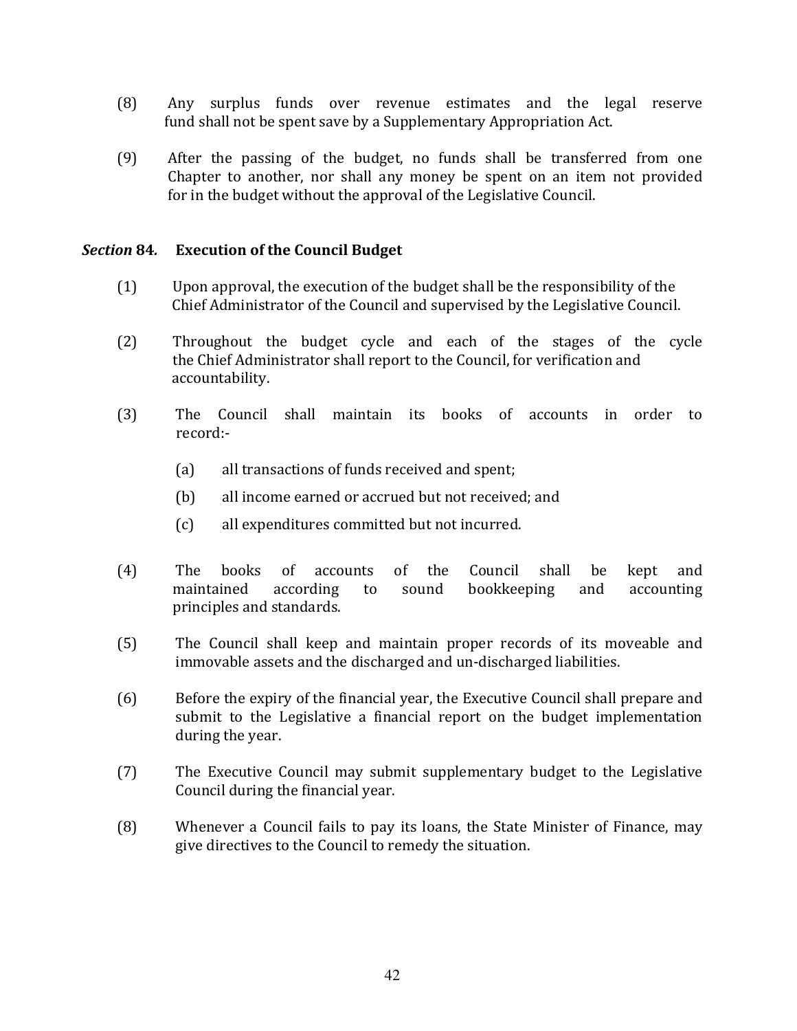(8) Any surplus funds over revenue estimates and the legal reserve fund shall not be spent save by a Supplementary Appropriation Act.

(9) After the passing of the budget, no funds shall be transferred from one Chapter to another, nor shall any money be spent on an item not provided for in the budget without the approval of the Legislative Council.

### *Section* **84. Execution of the Council Budget**

(1) Upon approval, the execution of the budget shall be the responsibility of the Chief Administrator of the Council and supervised by the Legislative Council.

(2) Throughout the budget cycle and each of the stages of the cycle the Chief Administrator shall report to the Council, for verification and accountability.

(3) The Council shall maintain its books of accounts in order to record:-

- (a) all transactions of funds received and spent;
- (b) all income earned or accrued but not received; and
- (c) all expenditures committed but not incurred.

(4) The books of accounts of the Council shall be kept and maintained according to sound bookkeeping and accounting principles and standards.

(5) The Council shall keep and maintain proper records of its moveable and immovable assets and the discharged and un-discharged liabilities.

(6) Before the expiry of the financial year, the Executive Council shall prepare and submit to the Legislative a financial report on the budget implementation during the year.

(7) The Executive Council may submit supplementary budget to the Legislative Council during the financial year.

(8) Whenever a Council fails to pay its loans, the State Minister of Finance, may give directives to the Council to remedy the situation.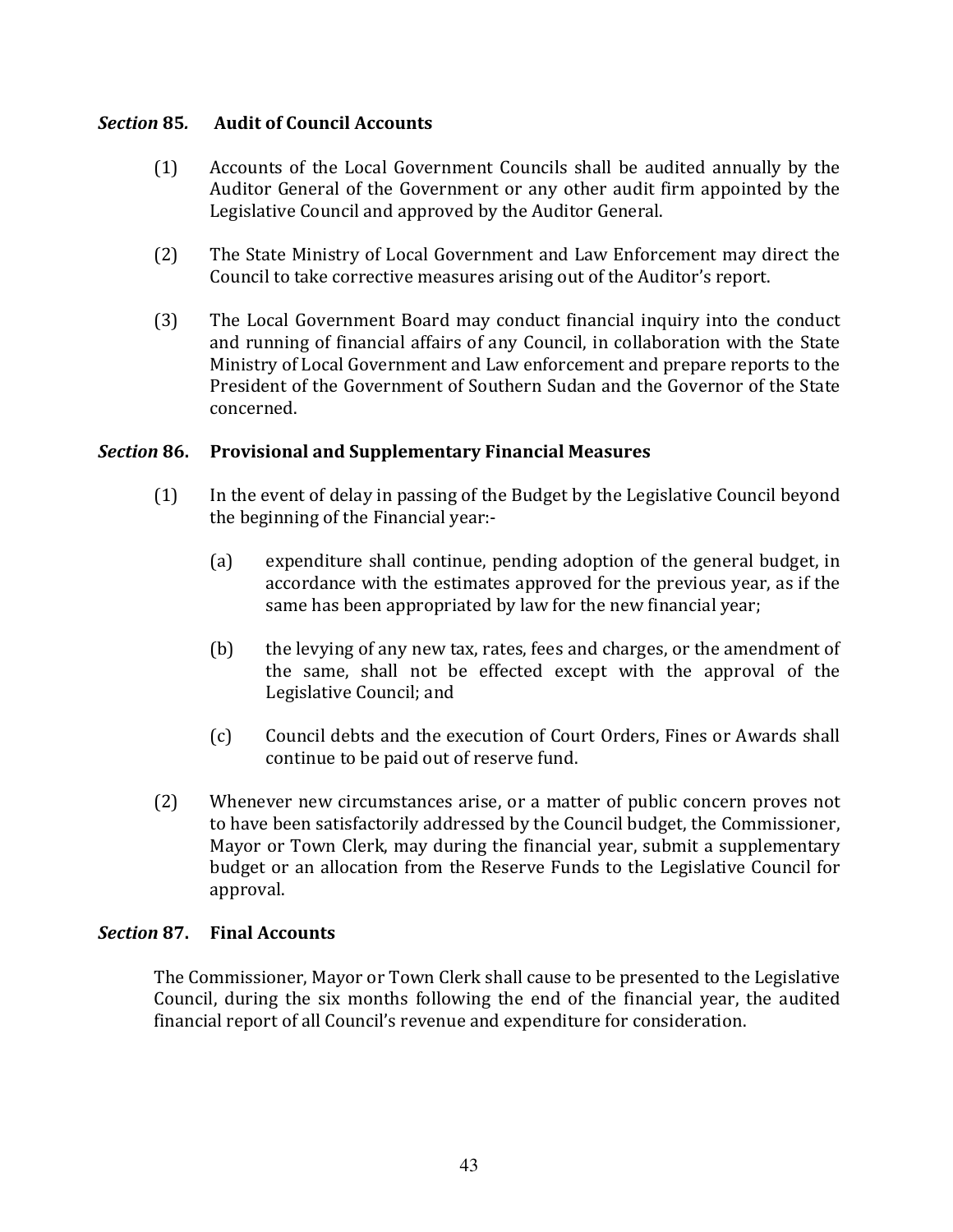### *Section* 85. Audit of Council Accounts

(1) Accounts of the Local Government Councils shall be audited annually by the Auditor General of the Government or any other audit firm appointed by the Legislative Council and approved by the Auditor General.

(2) The State Ministry of Local Government and Law Enforcement may direct the Council to take corrective measures arising out of the Auditor's report.

(3) The Local Government Board may conduct financial inquiry into the conduct and running of financial affairs of any Council, in collaboration with the State Ministry of Local Government and Law enforcement and prepare reports to the President of the Government of Southern Sudan and the Governor of the State concerned.

### *Section* 86. Provisional and Supplementary Financial Measures

(1) In the event of delay in passing of the Budget by the Legislative Council beyond the beginning of the Financial year:-

  (a) expenditure shall continue, pending adoption of the general budget, in accordance with the estimates approved for the previous year, as if the same has been appropriated by law for the new financial year;

  (b) the levying of any new tax, rates, fees and charges, or the amendment of the same, shall not be effected except with the approval of the Legislative Council; and

  (c) Council debts and the execution of Court Orders, Fines or Awards shall continue to be paid out of reserve fund.

(2) Whenever new circumstances arise, or a matter of public concern proves not to have been satisfactorily addressed by the Council budget, the Commissioner, Mayor or Town Clerk, may during the financial year, submit a supplementary budget or an allocation from the Reserve Funds to the Legislative Council for approval.

### *Section* 87. Final Accounts

The Commissioner, Mayor or Town Clerk shall cause to be presented to the Legislative Council, during the six months following the end of the financial year, the audited financial report of all Council's revenue and expenditure for consideration.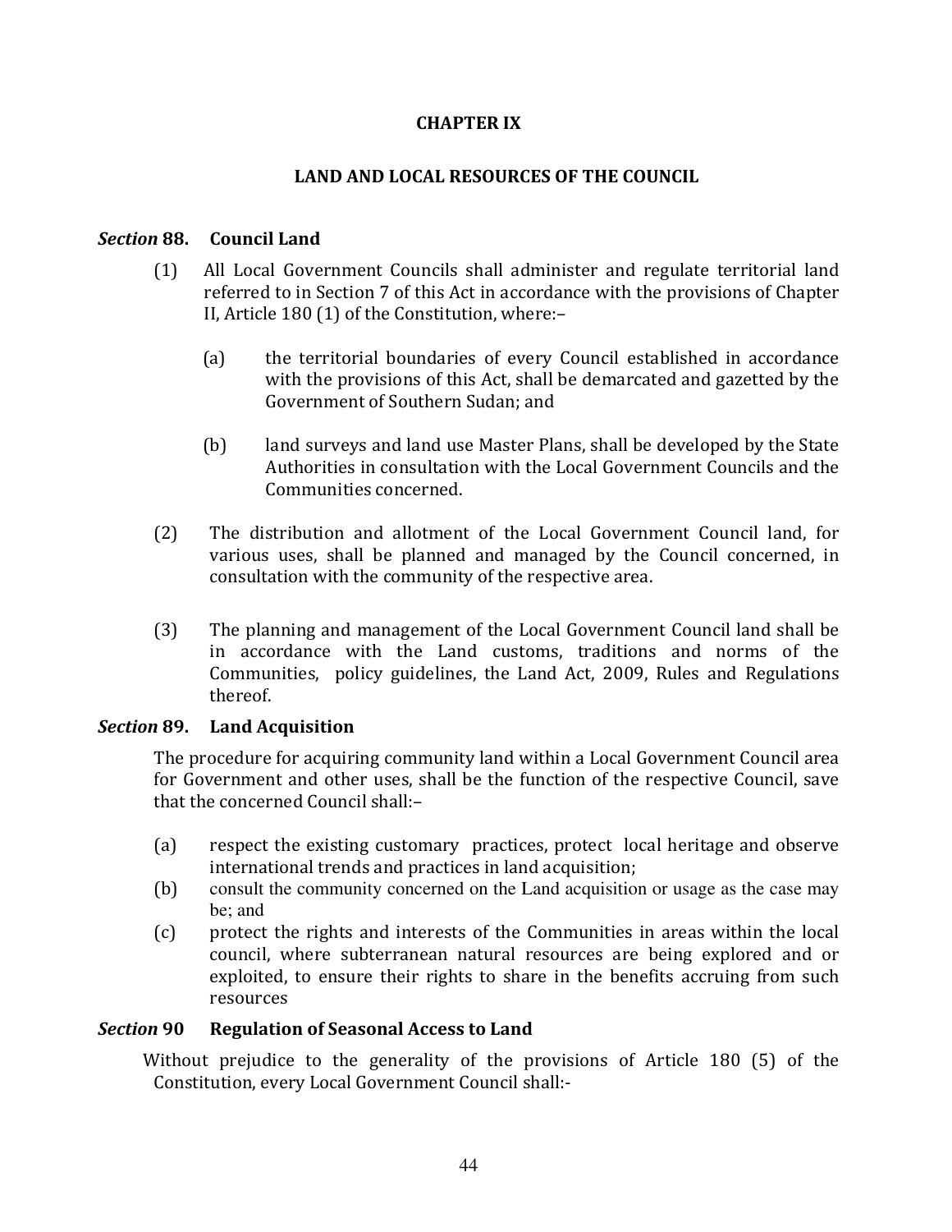## CHAPTER IX

## LAND AND LOCAL RESOURCES OF THE COUNCIL

### *Section* 88. Council Land

(1) All Local Government Councils shall administer and regulate territorial land referred to in Section 7 of this Act in accordance with the provisions of Chapter II, Article 180 (1) of the Constitution, where:–

 (a) the territorial boundaries of every Council established in accordance with the provisions of this Act, shall be demarcated and gazetted by the Government of Southern Sudan; and

 (b) land surveys and land use Master Plans, shall be developed by the State Authorities in consultation with the Local Government Councils and the Communities concerned.

(2) The distribution and allotment of the Local Government Council land, for various uses, shall be planned and managed by the Council concerned, in consultation with the community of the respective area.

(3) The planning and management of the Local Government Council land shall be in accordance with the Land customs, traditions and norms of the Communities, policy guidelines, the Land Act, 2009, Rules and Regulations thereof.

### *Section* 89. Land Acquisition

The procedure for acquiring community land within a Local Government Council area for Government and other uses, shall be the function of the respective Council, save that the concerned Council shall:–

(a) respect the existing customary practices, protect local heritage and observe international trends and practices in land acquisition;

(b) consult the community concerned on the Land acquisition or usage as the case may be; and

(c) protect the rights and interests of the Communities in areas within the local council, where subterranean natural resources are being explored and or exploited, to ensure their rights to share in the benefits accruing from such resources

### *Section* 90 Regulation of Seasonal Access to Land

Without prejudice to the generality of the provisions of Article 180 (5) of the Constitution, every Local Government Council shall:-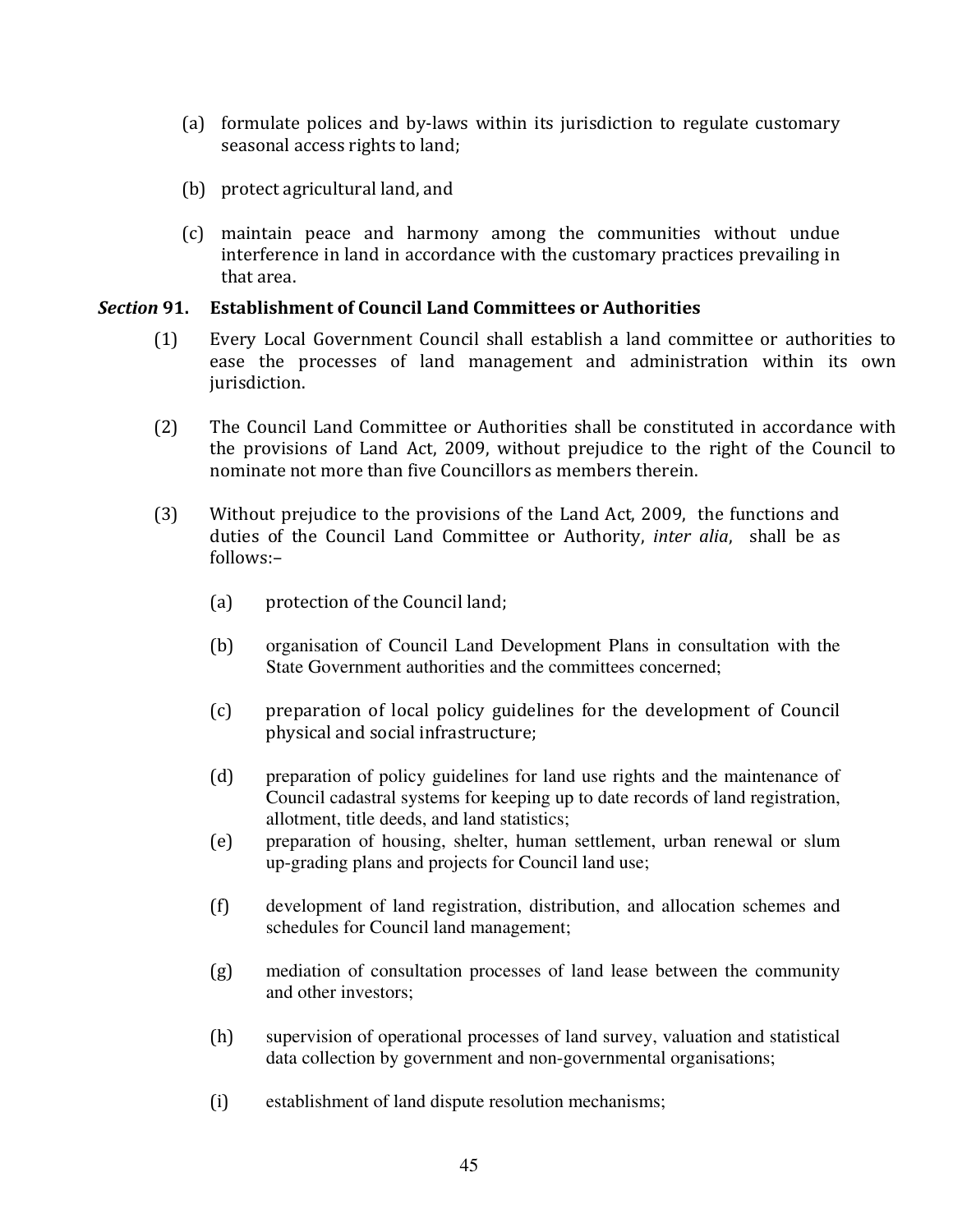(a) formulate polices and by-laws within its jurisdiction to regulate customary seasonal access rights to land;

(b) protect agricultural land, and

(c) maintain peace and harmony among the communities without undue interference in land in accordance with the customary practices prevailing in that area.

### *Section* 91. Establishment of Council Land Committees or Authorities

(1) Every Local Government Council shall establish a land committee or authorities to ease the processes of land management and administration within its own jurisdiction.

(2) The Council Land Committee or Authorities shall be constituted in accordance with the provisions of Land Act, 2009, without prejudice to the right of the Council to nominate not more than five Councillors as members therein.

(3) Without prejudice to the provisions of the Land Act, 2009, the functions and duties of the Council Land Committee or Authority, *inter alia*, shall be as follows:–

(a) protection of the Council land;

(b) organisation of Council Land Development Plans in consultation with the State Government authorities and the committees concerned;

(c) preparation of local policy guidelines for the development of Council physical and social infrastructure;

(d) preparation of policy guidelines for land use rights and the maintenance of Council cadastral systems for keeping up to date records of land registration, allotment, title deeds, and land statistics;

(e) preparation of housing, shelter, human settlement, urban renewal or slum up-grading plans and projects for Council land use;

(f) development of land registration, distribution, and allocation schemes and schedules for Council land management;

(g) mediation of consultation processes of land lease between the community and other investors;

(h) supervision of operational processes of land survey, valuation and statistical data collection by government and non-governmental organisations;

(i) establishment of land dispute resolution mechanisms;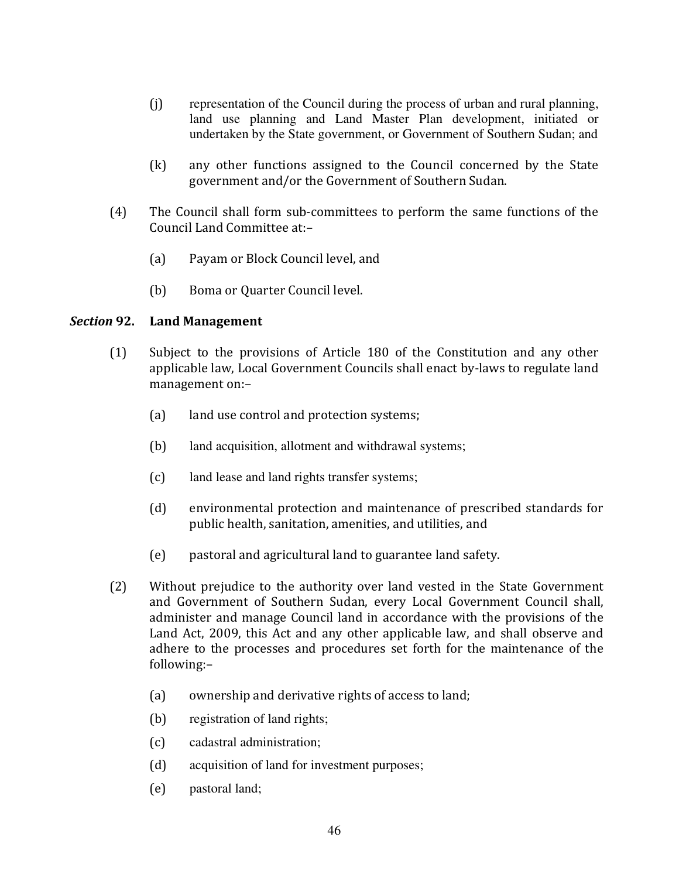(j) representation of the Council during the process of urban and rural planning, land use planning and Land Master Plan development, initiated or undertaken by the State government, or Government of Southern Sudan; and

(k) any other functions assigned to the Council concerned by the State government and/or the Government of Southern Sudan.

(4) The Council shall form sub-committees to perform the same functions of the Council Land Committee at:–

(a) Payam or Block Council level, and

(b) Boma or Quarter Council level.

### *Section* 92. Land Management

(1) Subject to the provisions of Article 180 of the Constitution and any other applicable law, Local Government Councils shall enact by-laws to regulate land management on:–

(a) land use control and protection systems;

(b) land acquisition, allotment and withdrawal systems;

(c) land lease and land rights transfer systems;

(d) environmental protection and maintenance of prescribed standards for public health, sanitation, amenities, and utilities, and

(e) pastoral and agricultural land to guarantee land safety.

(2) Without prejudice to the authority over land vested in the State Government and Government of Southern Sudan, every Local Government Council shall, administer and manage Council land in accordance with the provisions of the Land Act, 2009, this Act and any other applicable law, and shall observe and adhere to the processes and procedures set forth for the maintenance of the following:–

(a) ownership and derivative rights of access to land;

(b) registration of land rights;

(c) cadastral administration;

(d) acquisition of land for investment purposes;

(e) pastoral land;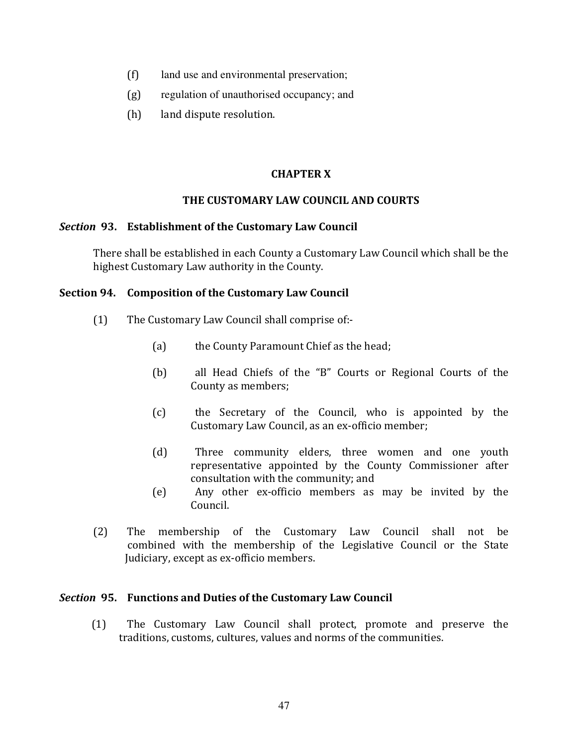(f) land use and environmental preservation;

(g) regulation of unauthorised occupancy; and

(h) land dispute resolution.

## CHAPTER X

## THE CUSTOMARY LAW COUNCIL AND COURTS

### *Section* 93. Establishment of the Customary Law Council

There shall be established in each County a Customary Law Council which shall be the highest Customary Law authority in the County.

### Section 94. Composition of the Customary Law Council

(1) The Customary Law Council shall comprise of:-

(a) the County Paramount Chief as the head;

(b) all Head Chiefs of the "B" Courts or Regional Courts of the County as members;

(c) the Secretary of the Council, who is appointed by the Customary Law Council, as an ex-officio member;

(d) Three community elders, three women and one youth representative appointed by the County Commissioner after consultation with the community; and

(e) Any other ex-officio members as may be invited by the Council.

(2) The membership of the Customary Law Council shall not be combined with the membership of the Legislative Council or the State Judiciary, except as ex-officio members.

### *Section* 95. Functions and Duties of the Customary Law Council

(1) The Customary Law Council shall protect, promote and preserve the traditions, customs, cultures, values and norms of the communities.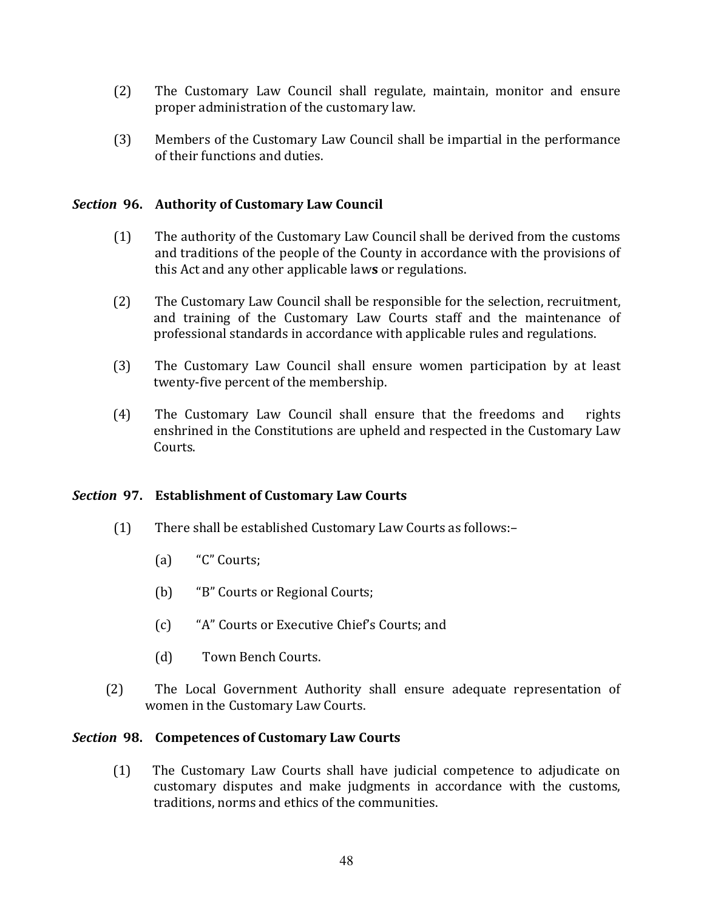(2) The Customary Law Council shall regulate, maintain, monitor and ensure proper administration of the customary law.

(3) Members of the Customary Law Council shall be impartial in the performance of their functions and duties.

### *Section* 96. Authority of Customary Law Council

(1) The authority of the Customary Law Council shall be derived from the customs and traditions of the people of the County in accordance with the provisions of this Act and any other applicable law**s** or regulations.

(2) The Customary Law Council shall be responsible for the selection, recruitment, and training of the Customary Law Courts staff and the maintenance of professional standards in accordance with applicable rules and regulations.

(3) The Customary Law Council shall ensure women participation by at least twenty-five percent of the membership.

(4) The Customary Law Council shall ensure that the freedoms and rights enshrined in the Constitutions are upheld and respected in the Customary Law Courts.

### *Section* 97. Establishment of Customary Law Courts

(1) There shall be established Customary Law Courts as follows:–

(a) "C" Courts;

(b) "B" Courts or Regional Courts;

(c) "A" Courts or Executive Chief's Courts; and

(d) Town Bench Courts.

(2) The Local Government Authority shall ensure adequate representation of women in the Customary Law Courts.

### *Section* 98. Competences of Customary Law Courts

(1) The Customary Law Courts shall have judicial competence to adjudicate on customary disputes and make judgments in accordance with the customs, traditions, norms and ethics of the communities.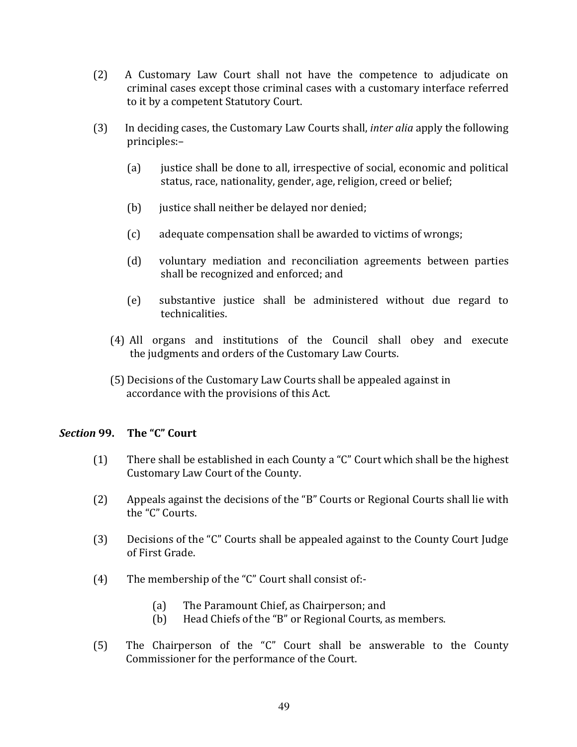(2) A Customary Law Court shall not have the competence to adjudicate on criminal cases except those criminal cases with a customary interface referred to it by a competent Statutory Court.

(3) In deciding cases, the Customary Law Courts shall, *inter alia* apply the following principles:–

   (a) justice shall be done to all, irrespective of social, economic and political status, race, nationality, gender, age, religion, creed or belief;

   (b) justice shall neither be delayed nor denied;

   (c) adequate compensation shall be awarded to victims of wrongs;

   (d) voluntary mediation and reconciliation agreements between parties shall be recognized and enforced; and

   (e) substantive justice shall be administered without due regard to technicalities.

(4) All organs and institutions of the Council shall obey and execute the judgments and orders of the Customary Law Courts.

(5) Decisions of the Customary Law Courts shall be appealed against in accordance with the provisions of this Act.

### ***Section* 99. The “C” Court**

(1) There shall be established in each County a “C” Court which shall be the highest Customary Law Court of the County.

(2) Appeals against the decisions of the “B” Courts or Regional Courts shall lie with the “C” Courts.

(3) Decisions of the “C” Courts shall be appealed against to the County Court Judge of First Grade.

(4) The membership of the “C” Court shall consist of:-

   (a) The Paramount Chief, as Chairperson; and
   (b) Head Chiefs of the “B” or Regional Courts, as members.

(5) The Chairperson of the “C” Court shall be answerable to the County Commissioner for the performance of the Court.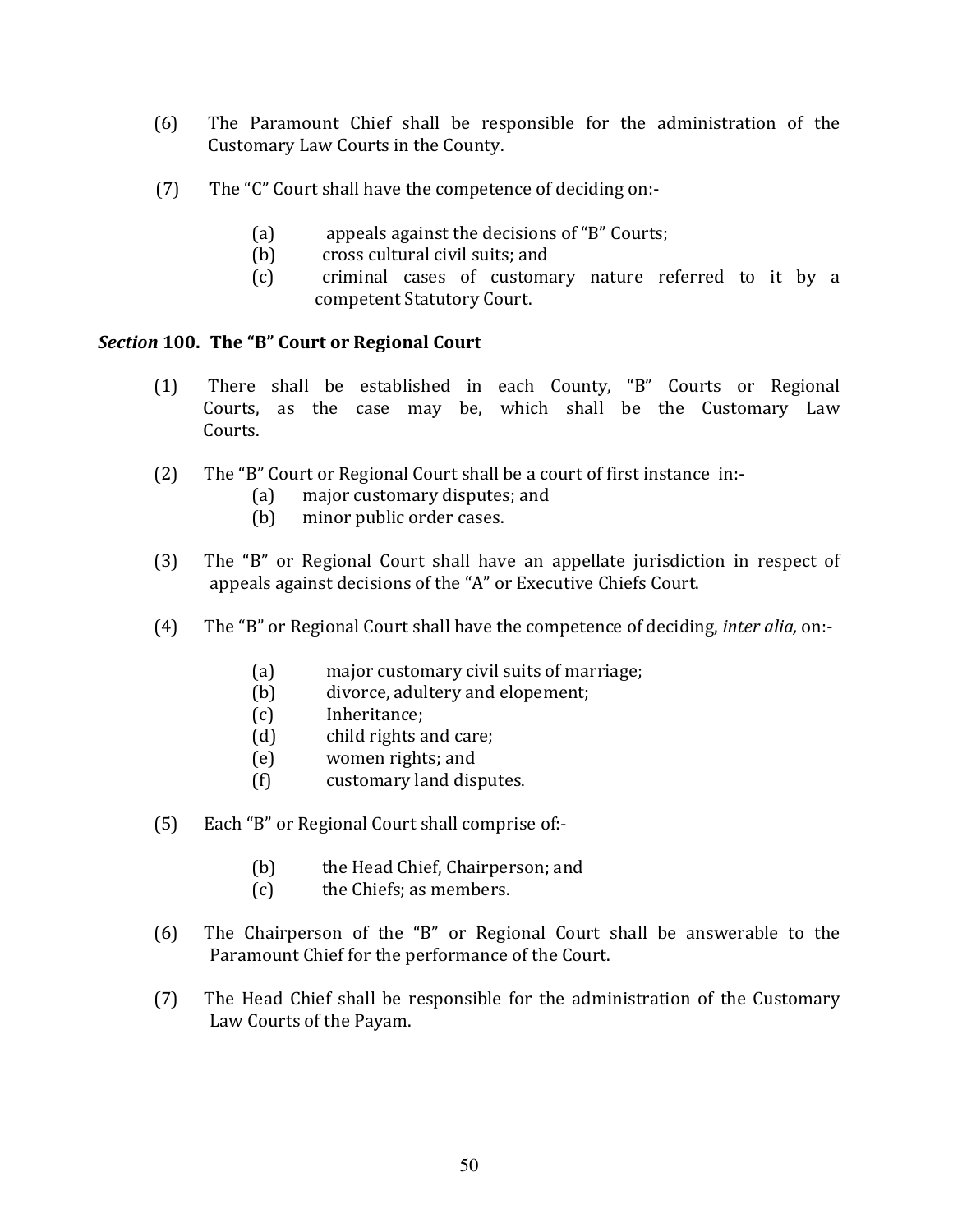(6) The Paramount Chief shall be responsible for the administration of the Customary Law Courts in the County.

(7) The "C" Court shall have the competence of deciding on:-

(a) appeals against the decisions of "B" Courts;
(b) cross cultural civil suits; and
(c) criminal cases of customary nature referred to it by a competent Statutory Court.

### *Section* 100. The "B" Court or Regional Court

(1) There shall be established in each County, "B" Courts or Regional Courts, as the case may be, which shall be the Customary Law Courts.

(2) The "B" Court or Regional Court shall be a court of first instance in:-
(a) major customary disputes; and
(b) minor public order cases.

(3) The "B" or Regional Court shall have an appellate jurisdiction in respect of appeals against decisions of the "A" or Executive Chiefs Court.

(4) The "B" or Regional Court shall have the competence of deciding, *inter alia,* on:-

(a) major customary civil suits of marriage;
(b) divorce, adultery and elopement;
(c) Inheritance;
(d) child rights and care;
(e) women rights; and
(f) customary land disputes.

(5) Each "B" or Regional Court shall comprise of:-

(b) the Head Chief, Chairperson; and
(c) the Chiefs; as members.

(6) The Chairperson of the "B" or Regional Court shall be answerable to the Paramount Chief for the performance of the Court.

(7) The Head Chief shall be responsible for the administration of the Customary Law Courts of the Payam.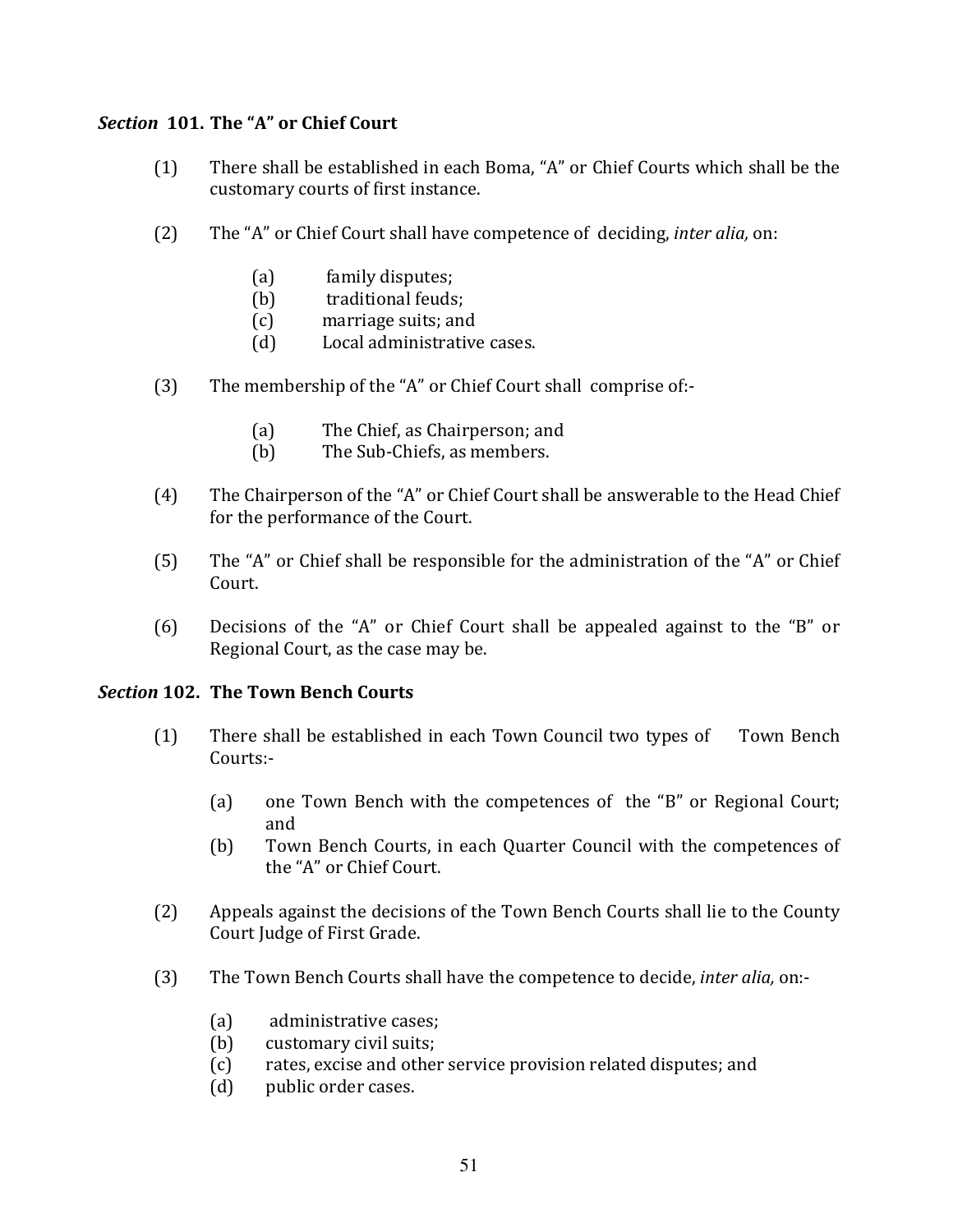### *Section* 101. The "A" or Chief Court

(1) There shall be established in each Boma, "A" or Chief Courts which shall be the customary courts of first instance.

(2) The "A" or Chief Court shall have competence of deciding, *inter alia,* on:

   (a) family disputes;
   (b) traditional feuds;
   (c) marriage suits; and
   (d) Local administrative cases.

(3) The membership of the "A" or Chief Court shall comprise of:-

   (a) The Chief, as Chairperson; and
   (b) The Sub-Chiefs, as members.

(4) The Chairperson of the "A" or Chief Court shall be answerable to the Head Chief for the performance of the Court.

(5) The "A" or Chief shall be responsible for the administration of the "A" or Chief Court.

(6) Decisions of the "A" or Chief Court shall be appealed against to the "B" or Regional Court, as the case may be.

### *Section* 102. The Town Bench Courts

(1) There shall be established in each Town Council two types of Town Bench Courts:-

   (a) one Town Bench with the competences of the "B" or Regional Court; and
   (b) Town Bench Courts, in each Quarter Council with the competences of the "A" or Chief Court.

(2) Appeals against the decisions of the Town Bench Courts shall lie to the County Court Judge of First Grade.

(3) The Town Bench Courts shall have the competence to decide, *inter alia,* on:-

   (a) administrative cases;
   (b) customary civil suits;
   (c) rates, excise and other service provision related disputes; and
   (d) public order cases.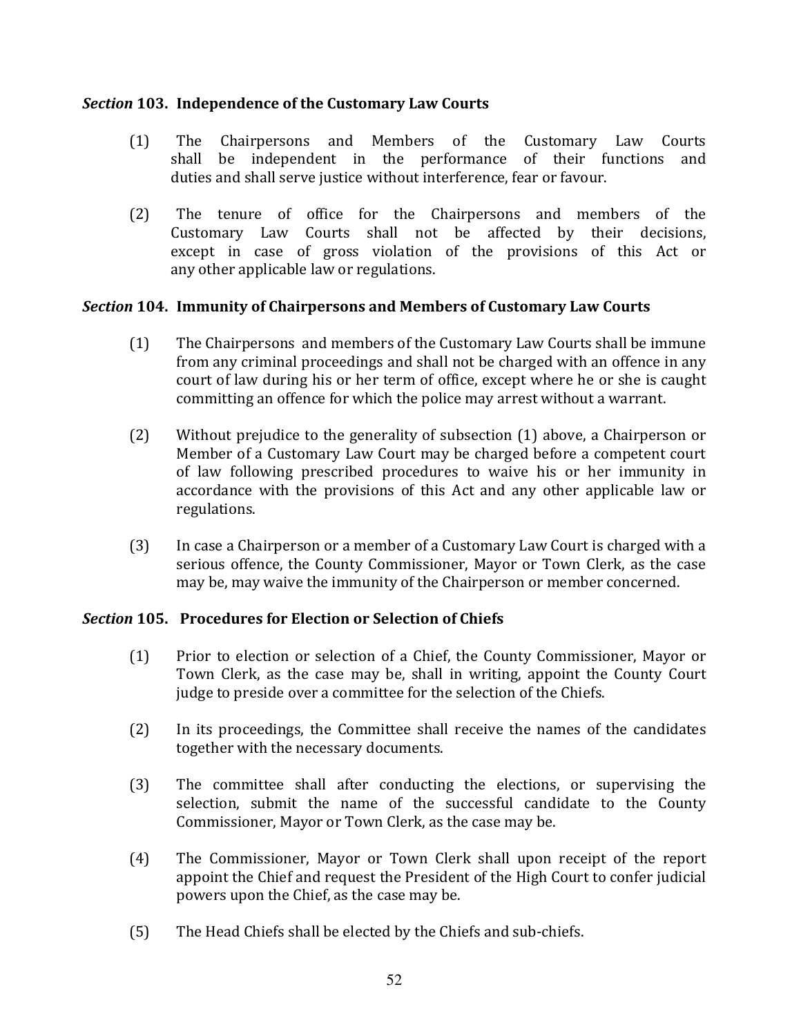### *Section* 103. Independence of the Customary Law Courts

(1) The Chairpersons and Members of the Customary Law Courts shall be independent in the performance of their functions and duties and shall serve justice without interference, fear or favour.

(2) The tenure of office for the Chairpersons and members of the Customary Law Courts shall not be affected by their decisions, except in case of gross violation of the provisions of this Act or any other applicable law or regulations.

### *Section* 104. Immunity of Chairpersons and Members of Customary Law Courts

(1) The Chairpersons and members of the Customary Law Courts shall be immune from any criminal proceedings and shall not be charged with an offence in any court of law during his or her term of office, except where he or she is caught committing an offence for which the police may arrest without a warrant.

(2) Without prejudice to the generality of subsection (1) above, a Chairperson or Member of a Customary Law Court may be charged before a competent court of law following prescribed procedures to waive his or her immunity in accordance with the provisions of this Act and any other applicable law or regulations.

(3) In case a Chairperson or a member of a Customary Law Court is charged with a serious offence, the County Commissioner, Mayor or Town Clerk, as the case may be, may waive the immunity of the Chairperson or member concerned.

### *Section* 105. Procedures for Election or Selection of Chiefs

(1) Prior to election or selection of a Chief, the County Commissioner, Mayor or Town Clerk, as the case may be, shall in writing, appoint the County Court judge to preside over a committee for the selection of the Chiefs.

(2) In its proceedings, the Committee shall receive the names of the candidates together with the necessary documents.

(3) The committee shall after conducting the elections, or supervising the selection, submit the name of the successful candidate to the County Commissioner, Mayor or Town Clerk, as the case may be.

(4) The Commissioner, Mayor or Town Clerk shall upon receipt of the report appoint the Chief and request the President of the High Court to confer judicial powers upon the Chief, as the case may be.

(5) The Head Chiefs shall be elected by the Chiefs and sub-chiefs.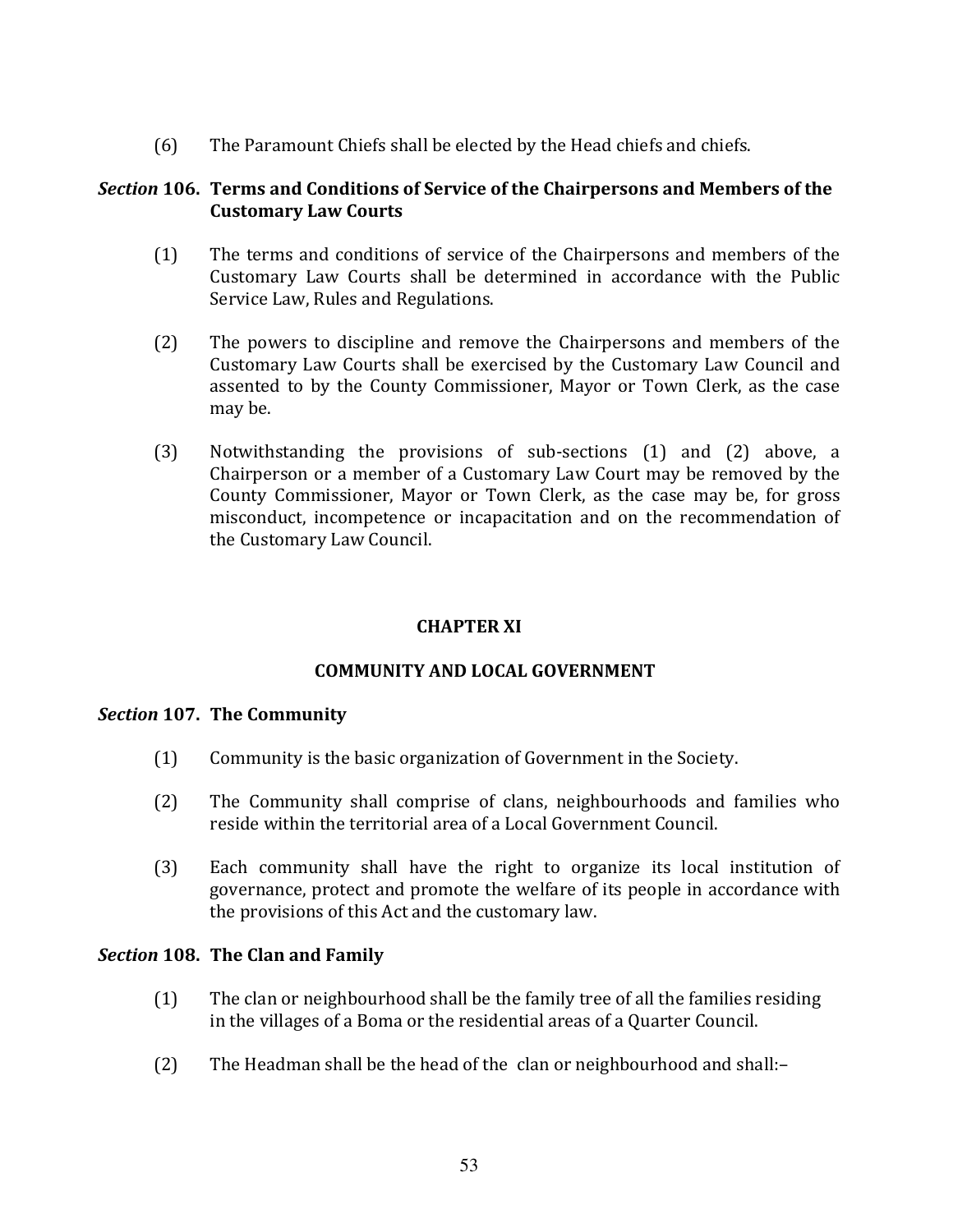(6) The Paramount Chiefs shall be elected by the Head chiefs and chiefs.

### *Section* 106. Terms and Conditions of Service of the Chairpersons and Members of the Customary Law Courts

(1) The terms and conditions of service of the Chairpersons and members of the Customary Law Courts shall be determined in accordance with the Public Service Law, Rules and Regulations.

(2) The powers to discipline and remove the Chairpersons and members of the Customary Law Courts shall be exercised by the Customary Law Council and assented to by the County Commissioner, Mayor or Town Clerk, as the case may be.

(3) Notwithstanding the provisions of sub-sections (1) and (2) above, a Chairperson or a member of a Customary Law Court may be removed by the County Commissioner, Mayor or Town Clerk, as the case may be, for gross misconduct, incompetence or incapacitation and on the recommendation of the Customary Law Council.

## CHAPTER XI

## COMMUNITY AND LOCAL GOVERNMENT

### *Section* 107. The Community

(1) Community is the basic organization of Government in the Society.

(2) The Community shall comprise of clans, neighbourhoods and families who reside within the territorial area of a Local Government Council.

(3) Each community shall have the right to organize its local institution of governance, protect and promote the welfare of its people in accordance with the provisions of this Act and the customary law.

### *Section* 108. The Clan and Family

(1) The clan or neighbourhood shall be the family tree of all the families residing in the villages of a Boma or the residential areas of a Quarter Council.

(2) The Headman shall be the head of the clan or neighbourhood and shall:–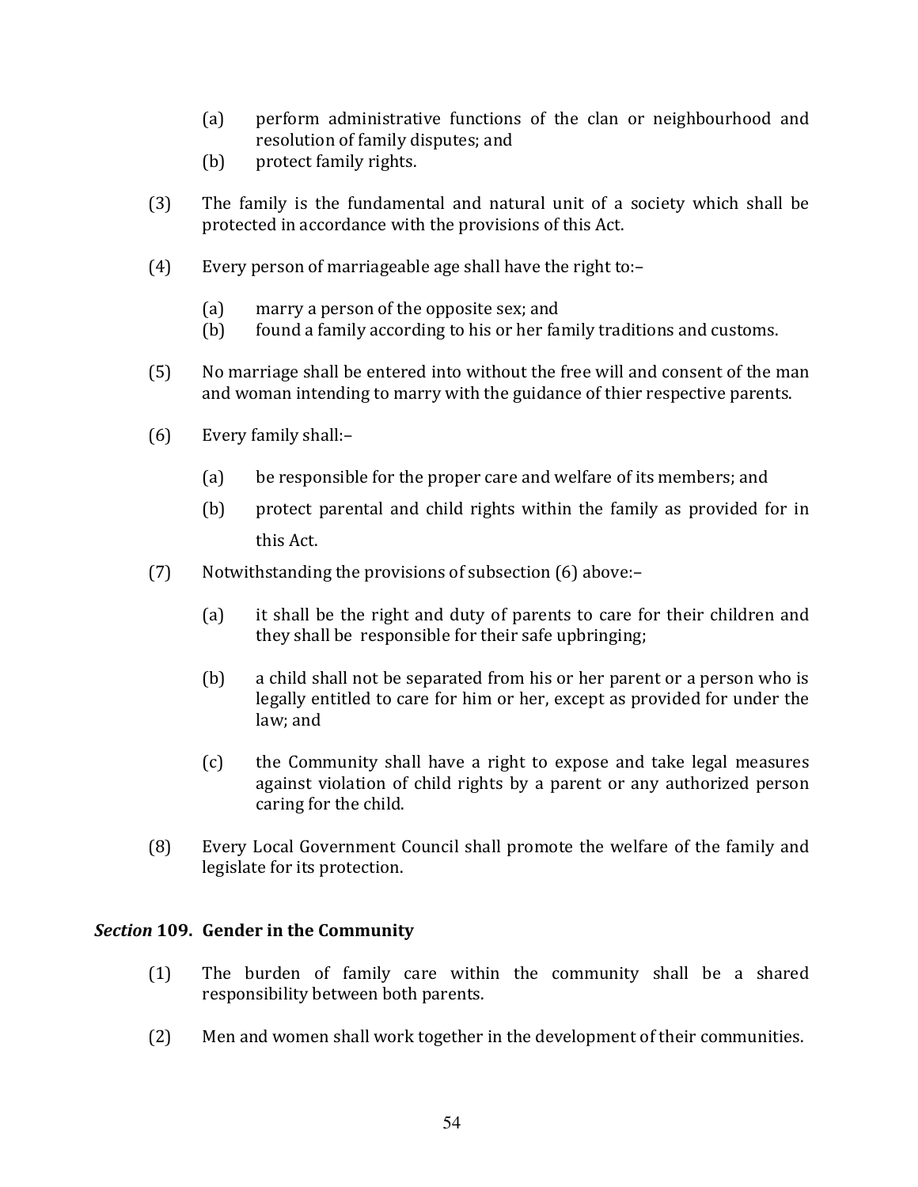(a) perform administrative functions of the clan or neighbourhood and resolution of family disputes; and
(b) protect family rights.

(3) The family is the fundamental and natural unit of a society which shall be protected in accordance with the provisions of this Act.

(4) Every person of marriageable age shall have the right to:–

(a) marry a person of the opposite sex; and
(b) found a family according to his or her family traditions and customs.

(5) No marriage shall be entered into without the free will and consent of the man and woman intending to marry with the guidance of thier respective parents.

(6) Every family shall:–

(a) be responsible for the proper care and welfare of its members; and

(b) protect parental and child rights within the family as provided for in this Act.

(7) Notwithstanding the provisions of subsection (6) above:–

(a) it shall be the right and duty of parents to care for their children and they shall be responsible for their safe upbringing;

(b) a child shall not be separated from his or her parent or a person who is legally entitled to care for him or her, except as provided for under the law; and

(c) the Community shall have a right to expose and take legal measures against violation of child rights by a parent or any authorized person caring for the child.

(8) Every Local Government Council shall promote the welfare of the family and legislate for its protection.

### *Section* 109. Gender in the Community

(1) The burden of family care within the community shall be a shared responsibility between both parents.

(2) Men and women shall work together in the development of their communities.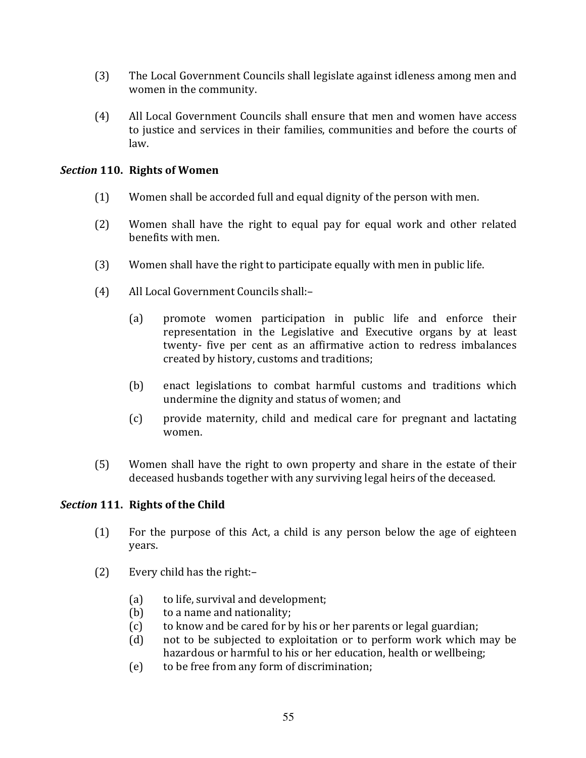(3) The Local Government Councils shall legislate against idleness among men and women in the community.

(4) All Local Government Councils shall ensure that men and women have access to justice and services in their families, communities and before the courts of law.

### *Section* 110. Rights of Women

(1) Women shall be accorded full and equal dignity of the person with men.

(2) Women shall have the right to equal pay for equal work and other related benefits with men.

(3) Women shall have the right to participate equally with men in public life.

(4) All Local Government Councils shall:–

  (a) promote women participation in public life and enforce their representation in the Legislative and Executive organs by at least twenty- five per cent as an affirmative action to redress imbalances created by history, customs and traditions;

  (b) enact legislations to combat harmful customs and traditions which undermine the dignity and status of women; and

  (c) provide maternity, child and medical care for pregnant and lactating women.

(5) Women shall have the right to own property and share in the estate of their deceased husbands together with any surviving legal heirs of the deceased.

### *Section* 111. Rights of the Child

(1) For the purpose of this Act, a child is any person below the age of eighteen years.

(2) Every child has the right:–

  (a) to life, survival and development;
  (b) to a name and nationality;
  (c) to know and be cared for by his or her parents or legal guardian;
  (d) not to be subjected to exploitation or to perform work which may be hazardous or harmful to his or her education, health or wellbeing;
  (e) to be free from any form of discrimination;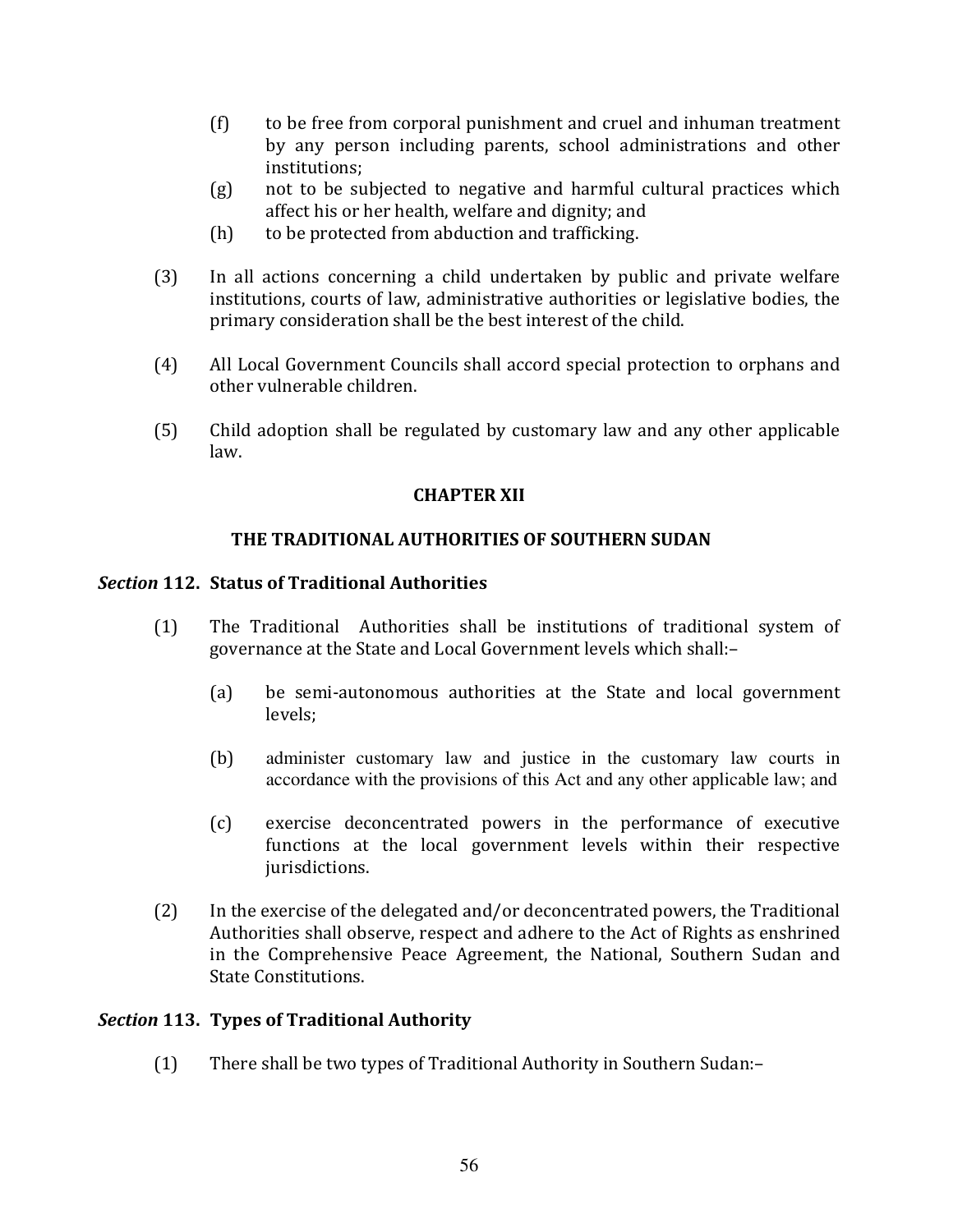(f) to be free from corporal punishment and cruel and inhuman treatment by any person including parents, school administrations and other institutions;

(g) not to be subjected to negative and harmful cultural practices which affect his or her health, welfare and dignity; and

(h) to be protected from abduction and trafficking.

(3) In all actions concerning a child undertaken by public and private welfare institutions, courts of law, administrative authorities or legislative bodies, the primary consideration shall be the best interest of the child.

(4) All Local Government Councils shall accord special protection to orphans and other vulnerable children.

(5) Child adoption shall be regulated by customary law and any other applicable law.

## CHAPTER XII

## THE TRADITIONAL AUTHORITIES OF SOUTHERN SUDAN

### *Section* 112. Status of Traditional Authorities

(1) The Traditional Authorities shall be institutions of traditional system of governance at the State and Local Government levels which shall:–

(a) be semi-autonomous authorities at the State and local government levels;

(b) administer customary law and justice in the customary law courts in accordance with the provisions of this Act and any other applicable law; and

(c) exercise deconcentrated powers in the performance of executive functions at the local government levels within their respective jurisdictions.

(2) In the exercise of the delegated and/or deconcentrated powers, the Traditional Authorities shall observe, respect and adhere to the Act of Rights as enshrined in the Comprehensive Peace Agreement, the National, Southern Sudan and State Constitutions.

### *Section* 113. Types of Traditional Authority

(1) There shall be two types of Traditional Authority in Southern Sudan:–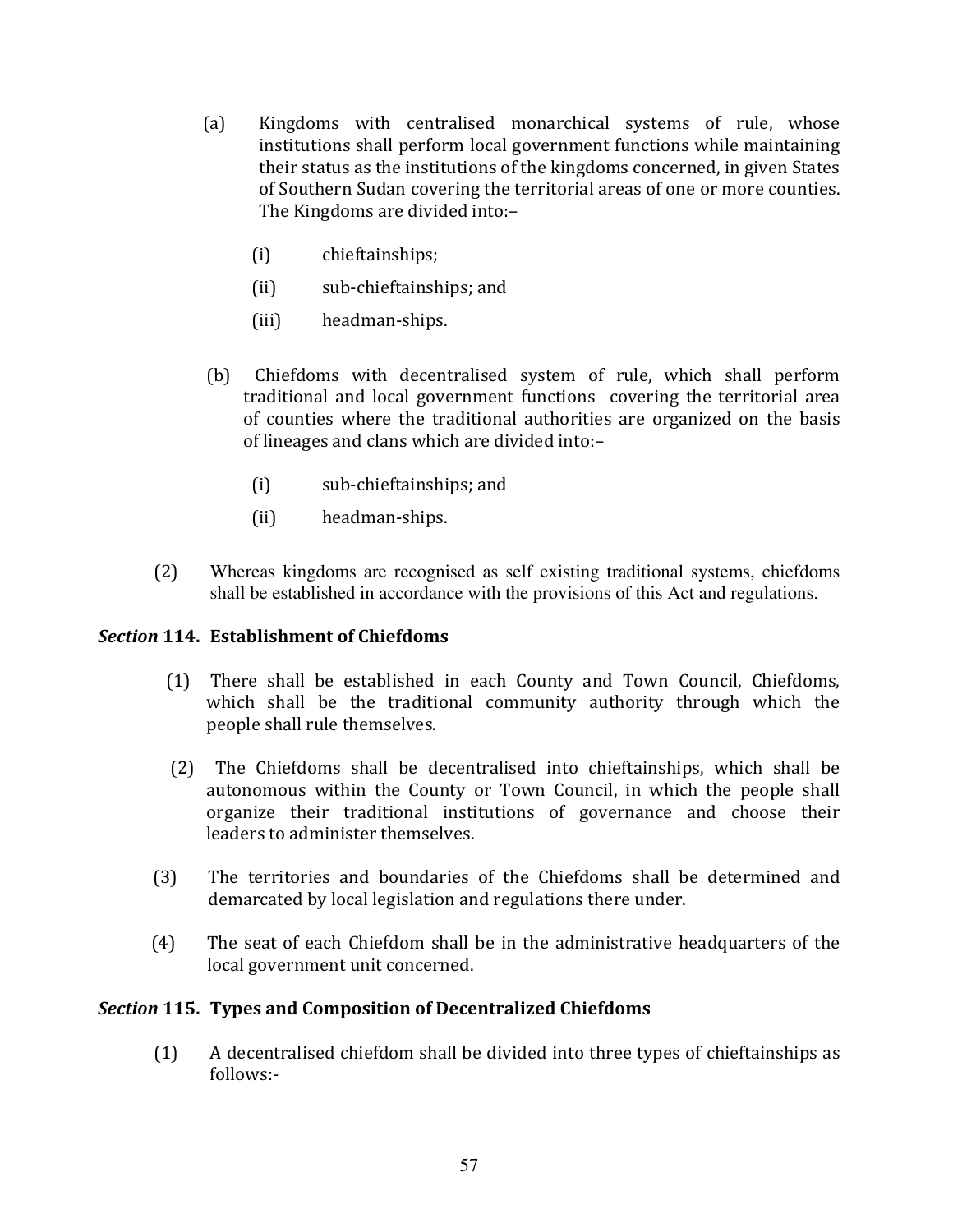(a) Kingdoms with centralised monarchical systems of rule, whose institutions shall perform local government functions while maintaining their status as the institutions of the kingdoms concerned, in given States of Southern Sudan covering the territorial areas of one or more counties. The Kingdoms are divided into:–

- (i) chieftainships;
- (ii) sub-chieftainships; and
- (iii) headman-ships.

(b) Chiefdoms with decentralised system of rule, which shall perform traditional and local government functions covering the territorial area of counties where the traditional authorities are organized on the basis of lineages and clans which are divided into:–

- (i) sub-chieftainships; and
- (ii) headman-ships.

(2) Whereas kingdoms are recognised as self existing traditional systems, chiefdoms shall be established in accordance with the provisions of this Act and regulations.

### *Section* 114. Establishment of Chiefdoms

(1) There shall be established in each County and Town Council, Chiefdoms, which shall be the traditional community authority through which the people shall rule themselves.

(2) The Chiefdoms shall be decentralised into chieftainships, which shall be autonomous within the County or Town Council, in which the people shall organize their traditional institutions of governance and choose their leaders to administer themselves.

(3) The territories and boundaries of the Chiefdoms shall be determined and demarcated by local legislation and regulations there under.

(4) The seat of each Chiefdom shall be in the administrative headquarters of the local government unit concerned.

### *Section* 115. Types and Composition of Decentralized Chiefdoms

(1) A decentralised chiefdom shall be divided into three types of chieftainships as follows:-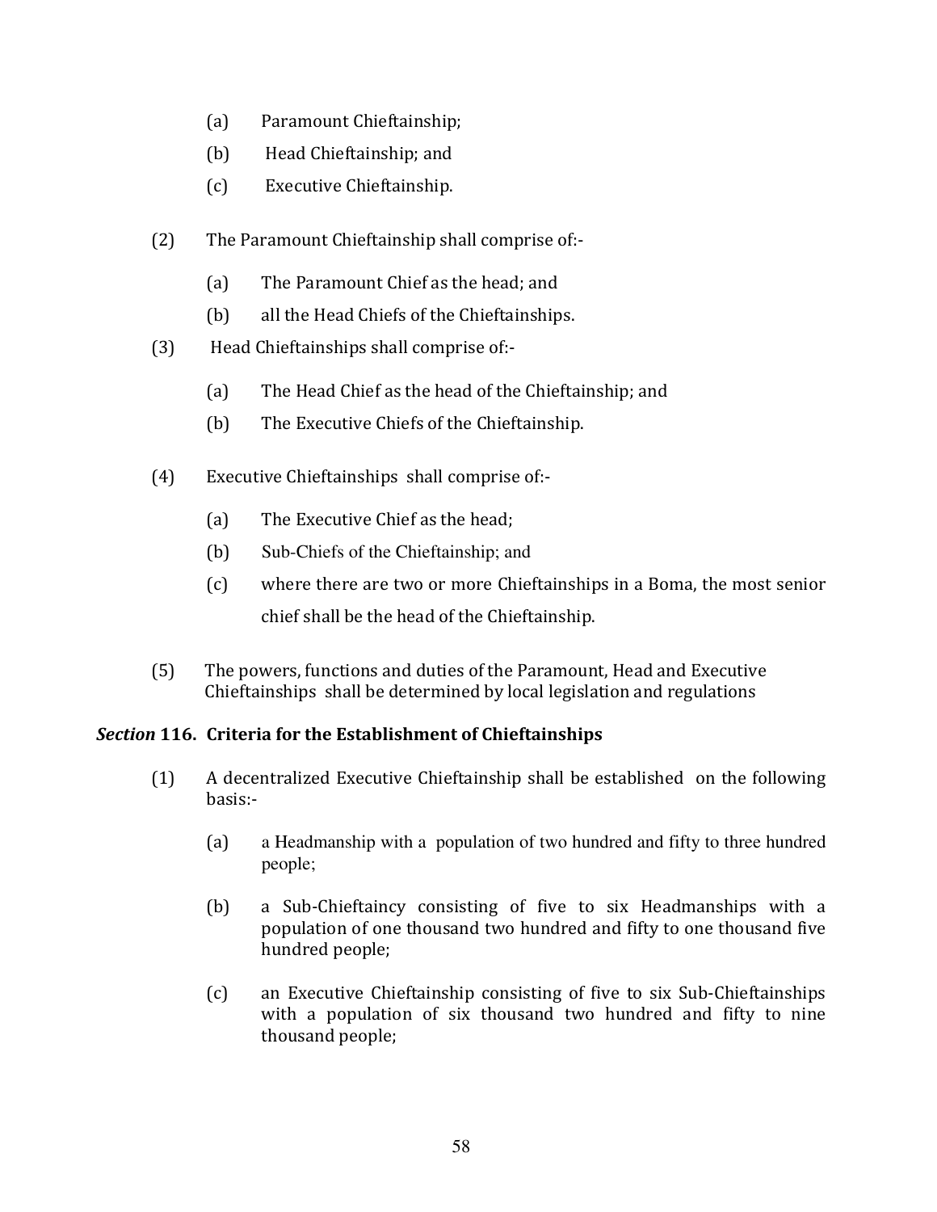(a) Paramount Chieftainship;

(b) Head Chieftainship; and

(c) Executive Chieftainship.

(2) The Paramount Chieftainship shall comprise of:-

(a) The Paramount Chief as the head; and

(b) all the Head Chiefs of the Chieftainships.

(3) Head Chieftainships shall comprise of:-

(a) The Head Chief as the head of the Chieftainship; and

(b) The Executive Chiefs of the Chieftainship.

(4) Executive Chieftainships shall comprise of:-

(a) The Executive Chief as the head;

(b) Sub-Chiefs of the Chieftainship; and

(c) where there are two or more Chieftainships in a Boma, the most senior chief shall be the head of the Chieftainship.

(5) The powers, functions and duties of the Paramount, Head and Executive Chieftainships shall be determined by local legislation and regulations

### *Section* 116. Criteria for the Establishment of Chieftainships

(1) A decentralized Executive Chieftainship shall be established on the following basis:-

(a) a Headmanship with a population of two hundred and fifty to three hundred people;

(b) a Sub-Chieftaincy consisting of five to six Headmanships with a population of one thousand two hundred and fifty to one thousand five hundred people;

(c) an Executive Chieftainship consisting of five to six Sub-Chieftainships with a population of six thousand two hundred and fifty to nine thousand people;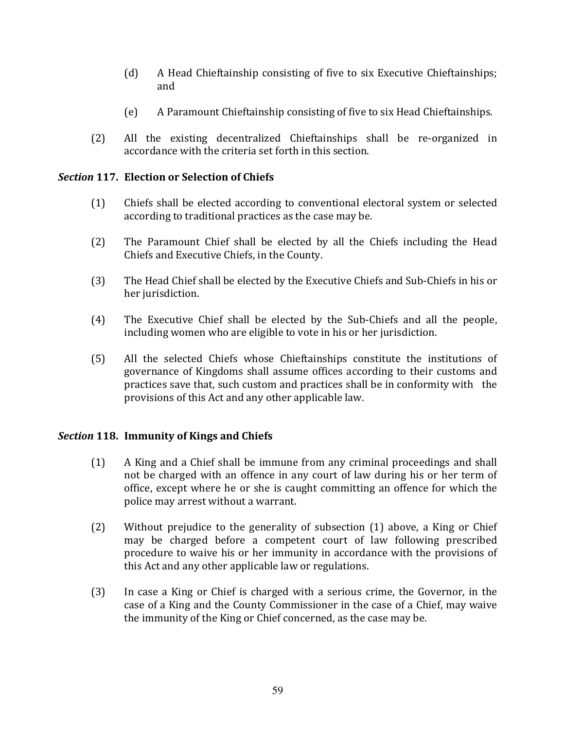(d) A Head Chieftainship consisting of five to six Executive Chieftainships; and

(e) A Paramount Chieftainship consisting of five to six Head Chieftainships.

(2) All the existing decentralized Chieftainships shall be re-organized in accordance with the criteria set forth in this section.

### *Section* 117. Election or Selection of Chiefs

(1) Chiefs shall be elected according to conventional electoral system or selected according to traditional practices as the case may be.

(2) The Paramount Chief shall be elected by all the Chiefs including the Head Chiefs and Executive Chiefs, in the County.

(3) The Head Chief shall be elected by the Executive Chiefs and Sub-Chiefs in his or her jurisdiction.

(4) The Executive Chief shall be elected by the Sub-Chiefs and all the people, including women who are eligible to vote in his or her jurisdiction.

(5) All the selected Chiefs whose Chieftainships constitute the institutions of governance of Kingdoms shall assume offices according to their customs and practices save that, such custom and practices shall be in conformity with the provisions of this Act and any other applicable law.

### *Section* 118. Immunity of Kings and Chiefs

(1) A King and a Chief shall be immune from any criminal proceedings and shall not be charged with an offence in any court of law during his or her term of office, except where he or she is caught committing an offence for which the police may arrest without a warrant.

(2) Without prejudice to the generality of subsection (1) above, a King or Chief may be charged before a competent court of law following prescribed procedure to waive his or her immunity in accordance with the provisions of this Act and any other applicable law or regulations.

(3) In case a King or Chief is charged with a serious crime, the Governor, in the case of a King and the County Commissioner in the case of a Chief, may waive the immunity of the King or Chief concerned, as the case may be.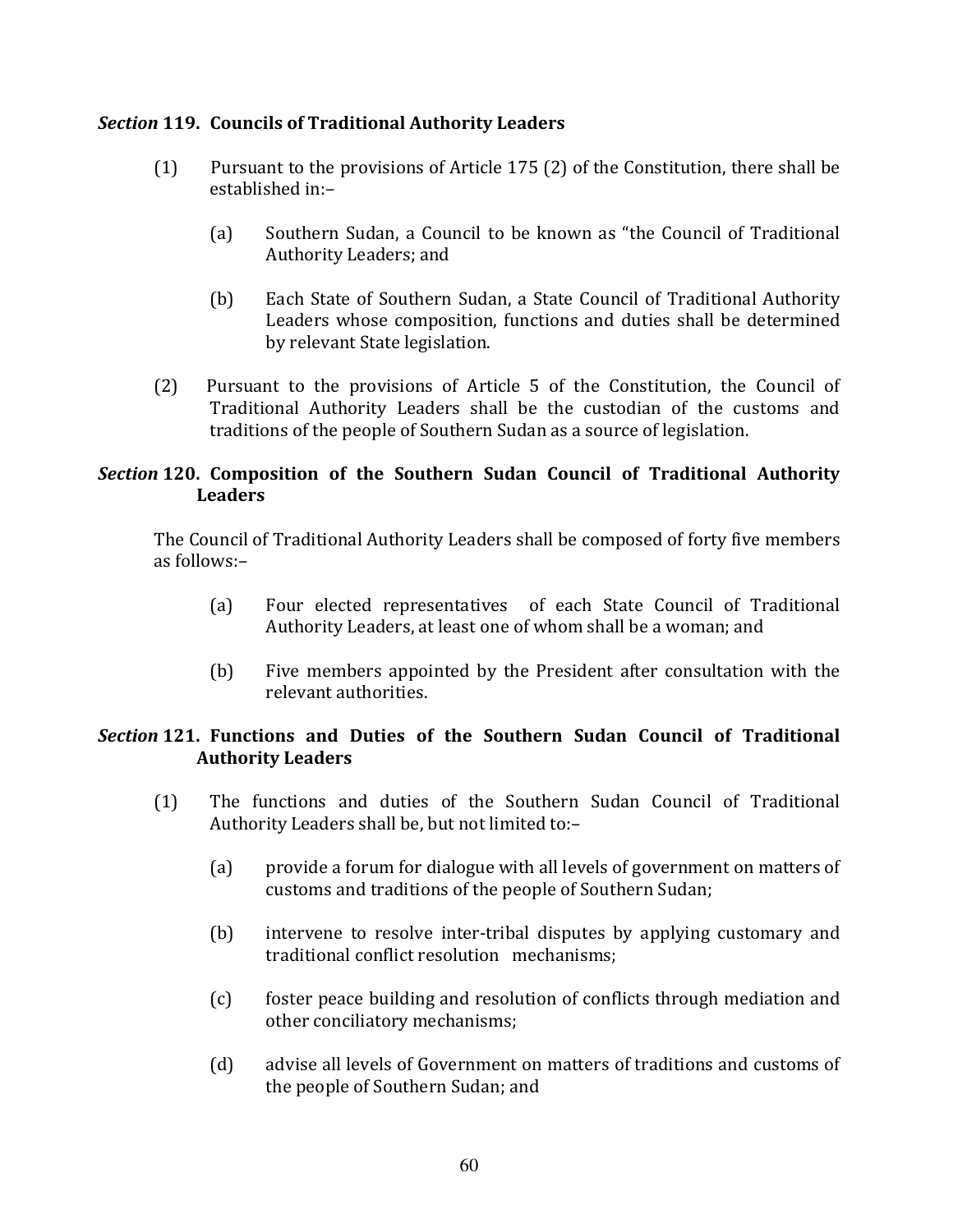### *Section* 119. Councils of Traditional Authority Leaders

(1) Pursuant to the provisions of Article 175 (2) of the Constitution, there shall be established in:–

- (a) Southern Sudan, a Council to be known as "the Council of Traditional Authority Leaders; and
- (b) Each State of Southern Sudan, a State Council of Traditional Authority Leaders whose composition, functions and duties shall be determined by relevant State legislation.

(2) Pursuant to the provisions of Article 5 of the Constitution, the Council of Traditional Authority Leaders shall be the custodian of the customs and traditions of the people of Southern Sudan as a source of legislation.

### *Section* 120. Composition of the Southern Sudan Council of Traditional Authority Leaders

The Council of Traditional Authority Leaders shall be composed of forty five members as follows:–

- (a) Four elected representatives of each State Council of Traditional Authority Leaders, at least one of whom shall be a woman; and
- (b) Five members appointed by the President after consultation with the relevant authorities.

### *Section* 121. Functions and Duties of the Southern Sudan Council of Traditional Authority Leaders

(1) The functions and duties of the Southern Sudan Council of Traditional Authority Leaders shall be, but not limited to:–

- (a) provide a forum for dialogue with all levels of government on matters of customs and traditions of the people of Southern Sudan;
- (b) intervene to resolve inter-tribal disputes by applying customary and traditional conflict resolution mechanisms;
- (c) foster peace building and resolution of conflicts through mediation and other conciliatory mechanisms;
- (d) advise all levels of Government on matters of traditions and customs of the people of Southern Sudan; and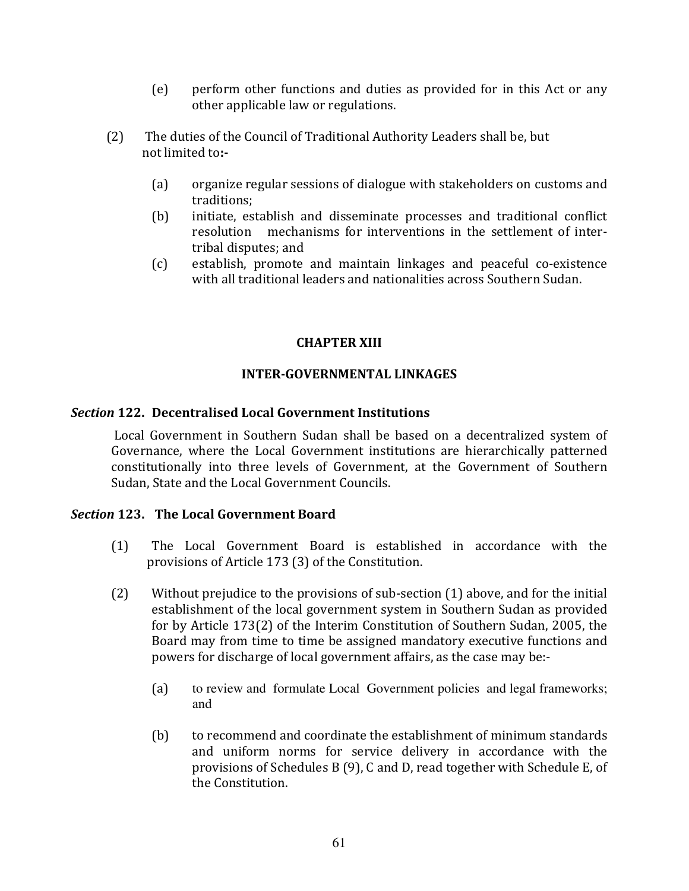(e) perform other functions and duties as provided for in this Act or any other applicable law or regulations.

(2) The duties of the Council of Traditional Authority Leaders shall be, but not limited to**:-**

(a) organize regular sessions of dialogue with stakeholders on customs and traditions;

(b) initiate, establish and disseminate processes and traditional conflict resolution mechanisms for interventions in the settlement of inter-tribal disputes; and

(c) establish, promote and maintain linkages and peaceful co-existence with all traditional leaders and nationalities across Southern Sudan.

## CHAPTER XIII

## INTER-GOVERNMENTAL LINKAGES

### *Section* 122. Decentralised Local Government Institutions

Local Government in Southern Sudan shall be based on a decentralized system of Governance, where the Local Government institutions are hierarchically patterned constitutionally into three levels of Government, at the Government of Southern Sudan, State and the Local Government Councils.

### *Section* 123. The Local Government Board

(1) The Local Government Board is established in accordance with the provisions of Article 173 (3) of the Constitution.

(2) Without prejudice to the provisions of sub-section (1) above, and for the initial establishment of the local government system in Southern Sudan as provided for by Article 173(2) of the Interim Constitution of Southern Sudan, 2005, the Board may from time to time be assigned mandatory executive functions and powers for discharge of local government affairs, as the case may be:-

(a) to review and formulate Local Government policies and legal frameworks; and

(b) to recommend and coordinate the establishment of minimum standards and uniform norms for service delivery in accordance with the provisions of Schedules B (9), C and D, read together with Schedule E, of the Constitution.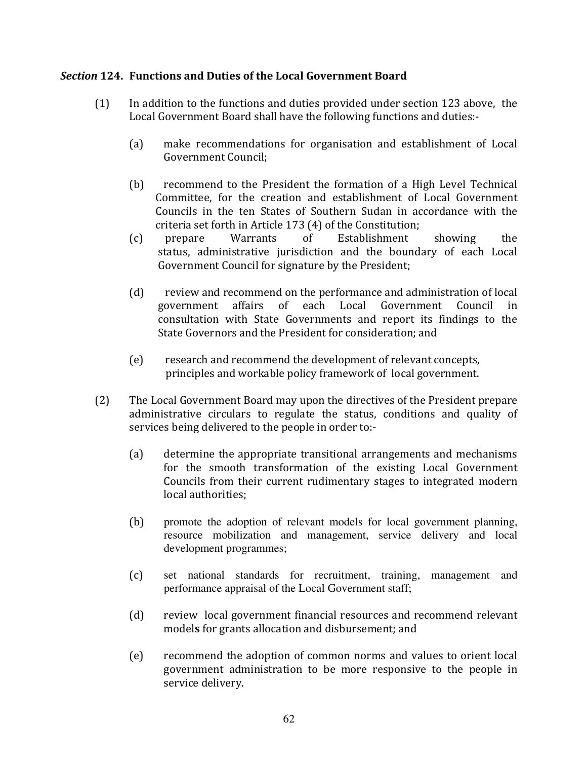### *Section* 124. Functions and Duties of the Local Government Board

(1) In addition to the functions and duties provided under section 123 above, the Local Government Board shall have the following functions and duties:-

(a) make recommendations for organisation and establishment of Local Government Council;

(b) recommend to the President the formation of a High Level Technical Committee, for the creation and establishment of Local Government Councils in the ten States of Southern Sudan in accordance with the criteria set forth in Article 173 (4) of the Constitution;

(c) prepare Warrants of Establishment showing the status, administrative jurisdiction and the boundary of each Local Government Council for signature by the President;

(d) review and recommend on the performance and administration of local government affairs of each Local Government Council in consultation with State Governments and report its findings to the State Governors and the President for consideration; and

(e) research and recommend the development of relevant concepts, principles and workable policy framework of local government.

(2) The Local Government Board may upon the directives of the President prepare administrative circulars to regulate the status, conditions and quality of services being delivered to the people in order to:-

(a) determine the appropriate transitional arrangements and mechanisms for the smooth transformation of the existing Local Government Councils from their current rudimentary stages to integrated modern local authorities;

(b) promote the adoption of relevant models for local government planning, resource mobilization and management, service delivery and local development programmes;

(c) set national standards for recruitment, training, management and performance appraisal of the Local Government staff;

(d) review local government financial resources and recommend relevant model**s** for grants allocation and disbursement; and

(e) recommend the adoption of common norms and values to orient local government administration to be more responsive to the people in service delivery.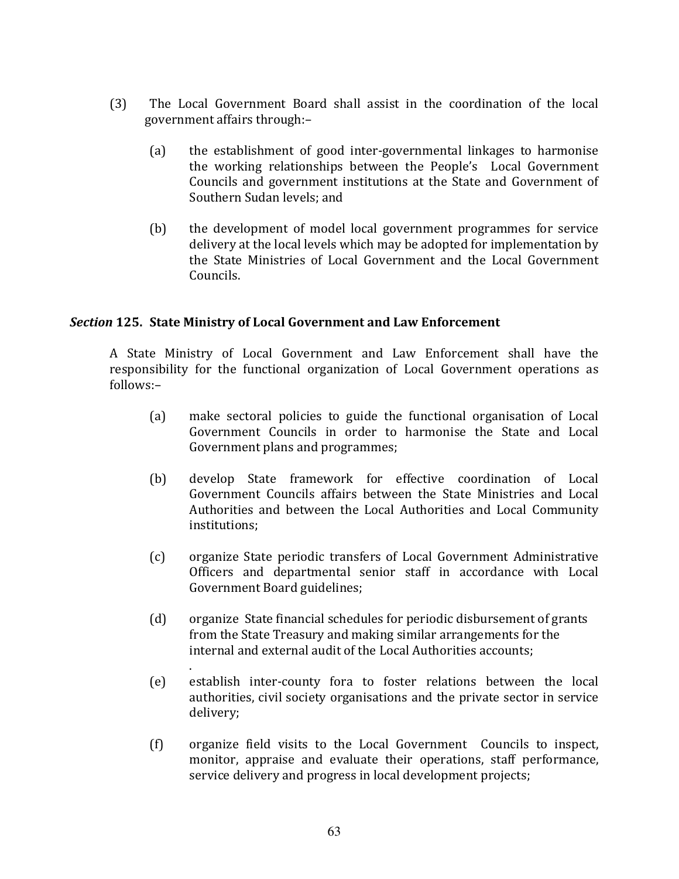(3) The Local Government Board shall assist in the coordination of the local government affairs through:–

(a) the establishment of good inter-governmental linkages to harmonise the working relationships between the People's Local Government Councils and government institutions at the State and Government of Southern Sudan levels; and

(b) the development of model local government programmes for service delivery at the local levels which may be adopted for implementation by the State Ministries of Local Government and the Local Government Councils.

### *Section* **125. State Ministry of Local Government and Law Enforcement**

A State Ministry of Local Government and Law Enforcement shall have the responsibility for the functional organization of Local Government operations as follows:–

(a) make sectoral policies to guide the functional organisation of Local Government Councils in order to harmonise the State and Local Government plans and programmes;

(b) develop State framework for effective coordination of Local Government Councils affairs between the State Ministries and Local Authorities and between the Local Authorities and Local Community institutions;

(c) organize State periodic transfers of Local Government Administrative Officers and departmental senior staff in accordance with Local Government Board guidelines;

(d) organize State financial schedules for periodic disbursement of grants from the State Treasury and making similar arrangements for the internal and external audit of the Local Authorities accounts;
.

(e) establish inter-county fora to foster relations between the local authorities, civil society organisations and the private sector in service delivery;

(f) organize field visits to the Local Government Councils to inspect, monitor, appraise and evaluate their operations, staff performance, service delivery and progress in local development projects;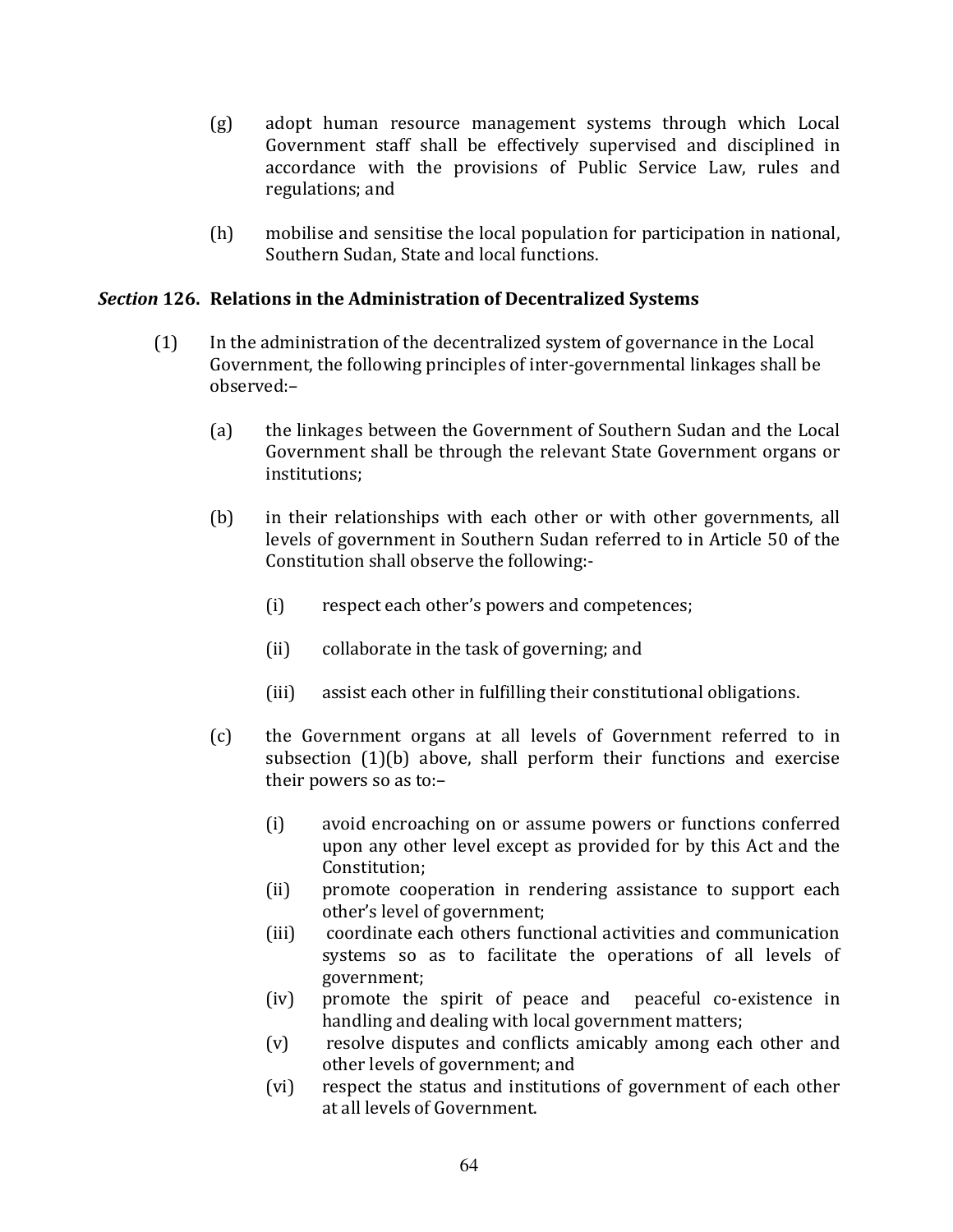(g) adopt human resource management systems through which Local Government staff shall be effectively supervised and disciplined in accordance with the provisions of Public Service Law, rules and regulations; and

(h) mobilise and sensitise the local population for participation in national, Southern Sudan, State and local functions.

### *Section* 126. Relations in the Administration of Decentralized Systems

(1) In the administration of the decentralized system of governance in the Local Government, the following principles of inter-governmental linkages shall be observed:–

(a) the linkages between the Government of Southern Sudan and the Local Government shall be through the relevant State Government organs or institutions;

(b) in their relationships with each other or with other governments, all levels of government in Southern Sudan referred to in Article 50 of the Constitution shall observe the following:-

(i) respect each other's powers and competences;

(ii) collaborate in the task of governing; and

(iii) assist each other in fulfilling their constitutional obligations.

(c) the Government organs at all levels of Government referred to in subsection (1)(b) above, shall perform their functions and exercise their powers so as to:–

(i) avoid encroaching on or assume powers or functions conferred upon any other level except as provided for by this Act and the Constitution;
(ii) promote cooperation in rendering assistance to support each other's level of government;
(iii) coordinate each others functional activities and communication systems so as to facilitate the operations of all levels of government;
(iv) promote the spirit of peace and peaceful co-existence in handling and dealing with local government matters;
(v) resolve disputes and conflicts amicably among each other and other levels of government; and
(vi) respect the status and institutions of government of each other at all levels of Government.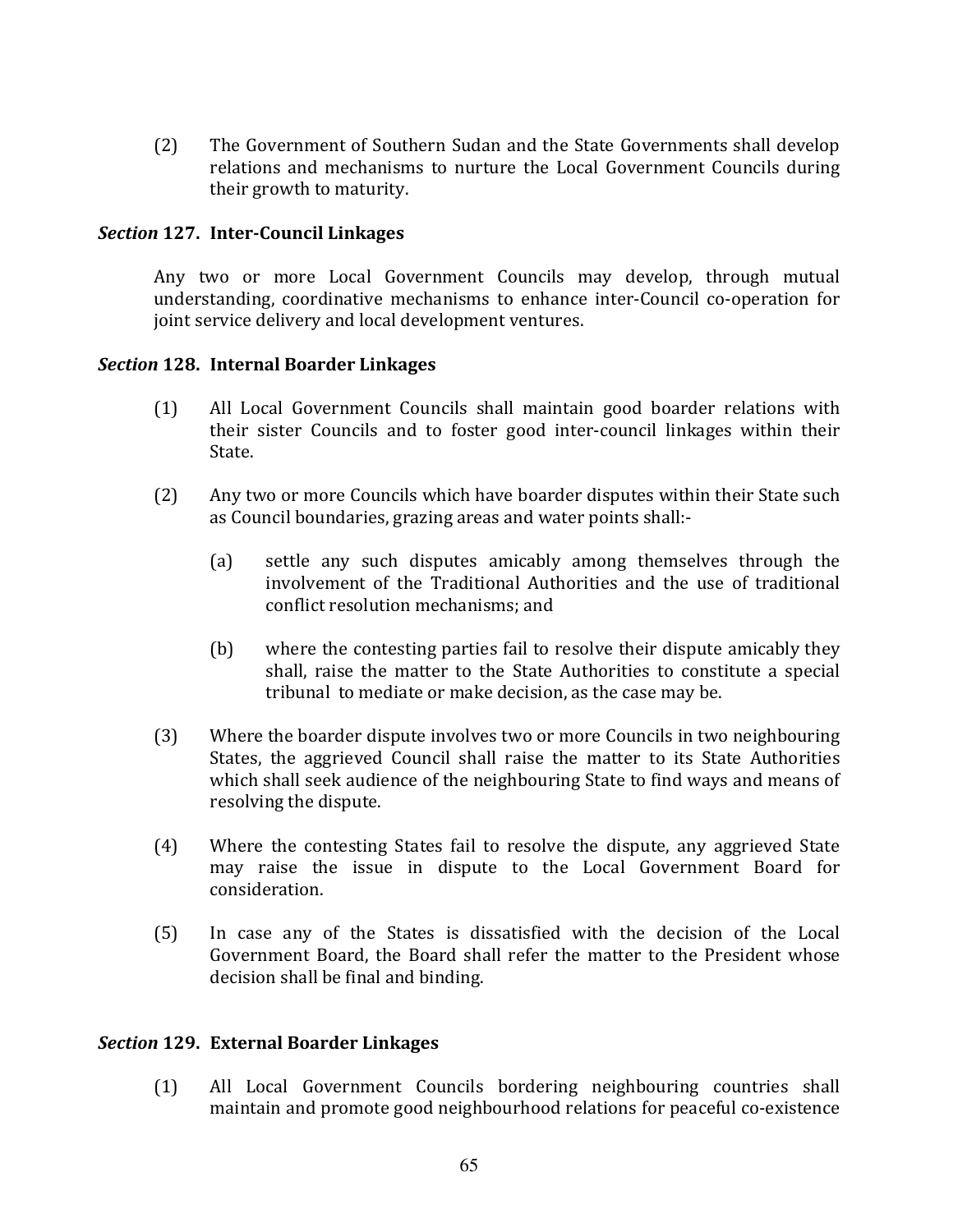(2) The Government of Southern Sudan and the State Governments shall develop relations and mechanisms to nurture the Local Government Councils during their growth to maturity.

### *Section* 127. Inter-Council Linkages

Any two or more Local Government Councils may develop, through mutual understanding, coordinative mechanisms to enhance inter-Council co-operation for joint service delivery and local development ventures.

### *Section* 128. Internal Boarder Linkages

(1) All Local Government Councils shall maintain good boarder relations with their sister Councils and to foster good inter-council linkages within their State.

(2) Any two or more Councils which have boarder disputes within their State such as Council boundaries, grazing areas and water points shall:-

(a) settle any such disputes amicably among themselves through the involvement of the Traditional Authorities and the use of traditional conflict resolution mechanisms; and

(b) where the contesting parties fail to resolve their dispute amicably they shall, raise the matter to the State Authorities to constitute a special tribunal to mediate or make decision, as the case may be.

(3) Where the boarder dispute involves two or more Councils in two neighbouring States, the aggrieved Council shall raise the matter to its State Authorities which shall seek audience of the neighbouring State to find ways and means of resolving the dispute.

(4) Where the contesting States fail to resolve the dispute, any aggrieved State may raise the issue in dispute to the Local Government Board for consideration.

(5) In case any of the States is dissatisfied with the decision of the Local Government Board, the Board shall refer the matter to the President whose decision shall be final and binding.

### *Section* 129. External Boarder Linkages

(1) All Local Government Councils bordering neighbouring countries shall maintain and promote good neighbourhood relations for peaceful co-existence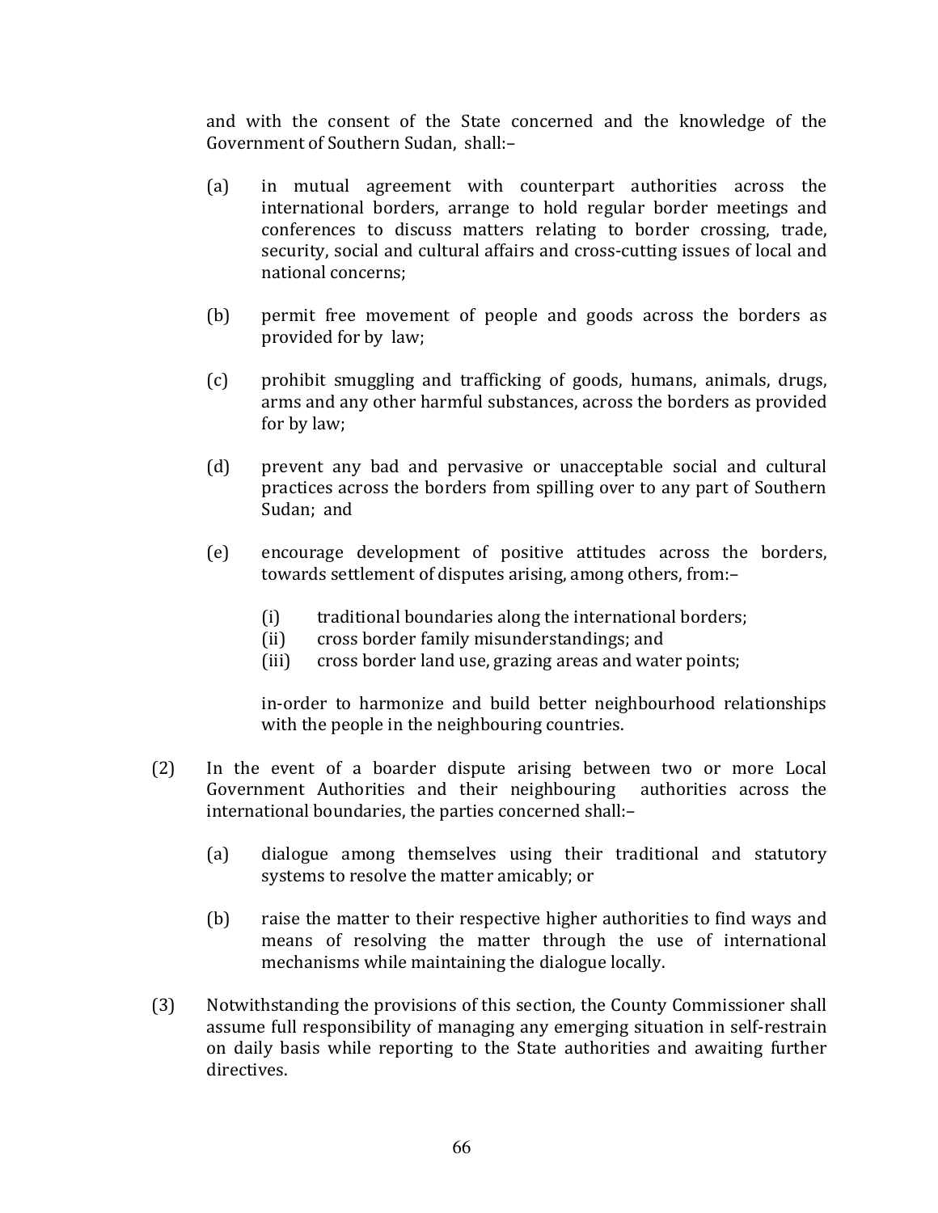and with the consent of the State concerned and the knowledge of the Government of Southern Sudan, shall:–

(a) in mutual agreement with counterpart authorities across the international borders, arrange to hold regular border meetings and conferences to discuss matters relating to border crossing, trade, security, social and cultural affairs and cross-cutting issues of local and national concerns;

(b) permit free movement of people and goods across the borders as provided for by law;

(c) prohibit smuggling and trafficking of goods, humans, animals, drugs, arms and any other harmful substances, across the borders as provided for by law;

(d) prevent any bad and pervasive or unacceptable social and cultural practices across the borders from spilling over to any part of Southern Sudan; and

(e) encourage development of positive attitudes across the borders, towards settlement of disputes arising, among others, from:–

   (i) traditional boundaries along the international borders;
   (ii) cross border family misunderstandings; and
   (iii) cross border land use, grazing areas and water points;

   in-order to harmonize and build better neighbourhood relationships with the people in the neighbouring countries.

(2) In the event of a boarder dispute arising between two or more Local Government Authorities and their neighbouring authorities across the international boundaries, the parties concerned shall:–

(a) dialogue among themselves using their traditional and statutory systems to resolve the matter amicably; or

(b) raise the matter to their respective higher authorities to find ways and means of resolving the matter through the use of international mechanisms while maintaining the dialogue locally.

(3) Notwithstanding the provisions of this section, the County Commissioner shall assume full responsibility of managing any emerging situation in self-restrain on daily basis while reporting to the State authorities and awaiting further directives.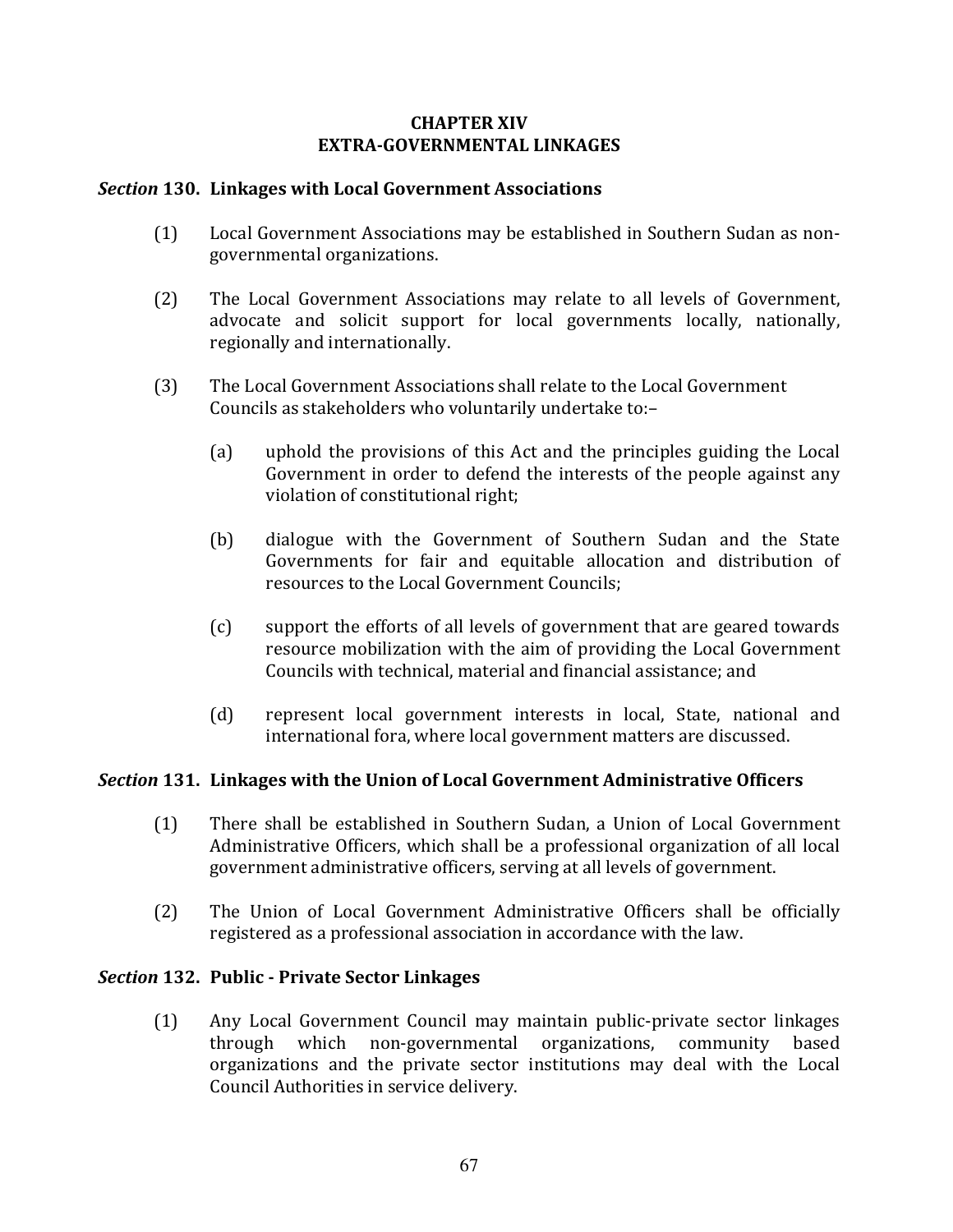## CHAPTER XIV
## EXTRA-GOVERNMENTAL LINKAGES

### *Section* 130. Linkages with Local Government Associations

(1) Local Government Associations may be established in Southern Sudan as non-governmental organizations.

(2) The Local Government Associations may relate to all levels of Government, advocate and solicit support for local governments locally, nationally, regionally and internationally.

(3) The Local Government Associations shall relate to the Local Government Councils as stakeholders who voluntarily undertake to:–

  (a) uphold the provisions of this Act and the principles guiding the Local Government in order to defend the interests of the people against any violation of constitutional right;

  (b) dialogue with the Government of Southern Sudan and the State Governments for fair and equitable allocation and distribution of resources to the Local Government Councils;

  (c) support the efforts of all levels of government that are geared towards resource mobilization with the aim of providing the Local Government Councils with technical, material and financial assistance; and

  (d) represent local government interests in local, State, national and international fora, where local government matters are discussed.

### *Section* 131. Linkages with the Union of Local Government Administrative Officers

(1) There shall be established in Southern Sudan, a Union of Local Government Administrative Officers, which shall be a professional organization of all local government administrative officers, serving at all levels of government.

(2) The Union of Local Government Administrative Officers shall be officially registered as a professional association in accordance with the law.

### *Section* 132. Public - Private Sector Linkages

(1) Any Local Government Council may maintain public-private sector linkages through which non-governmental organizations, community based organizations and the private sector institutions may deal with the Local Council Authorities in service delivery.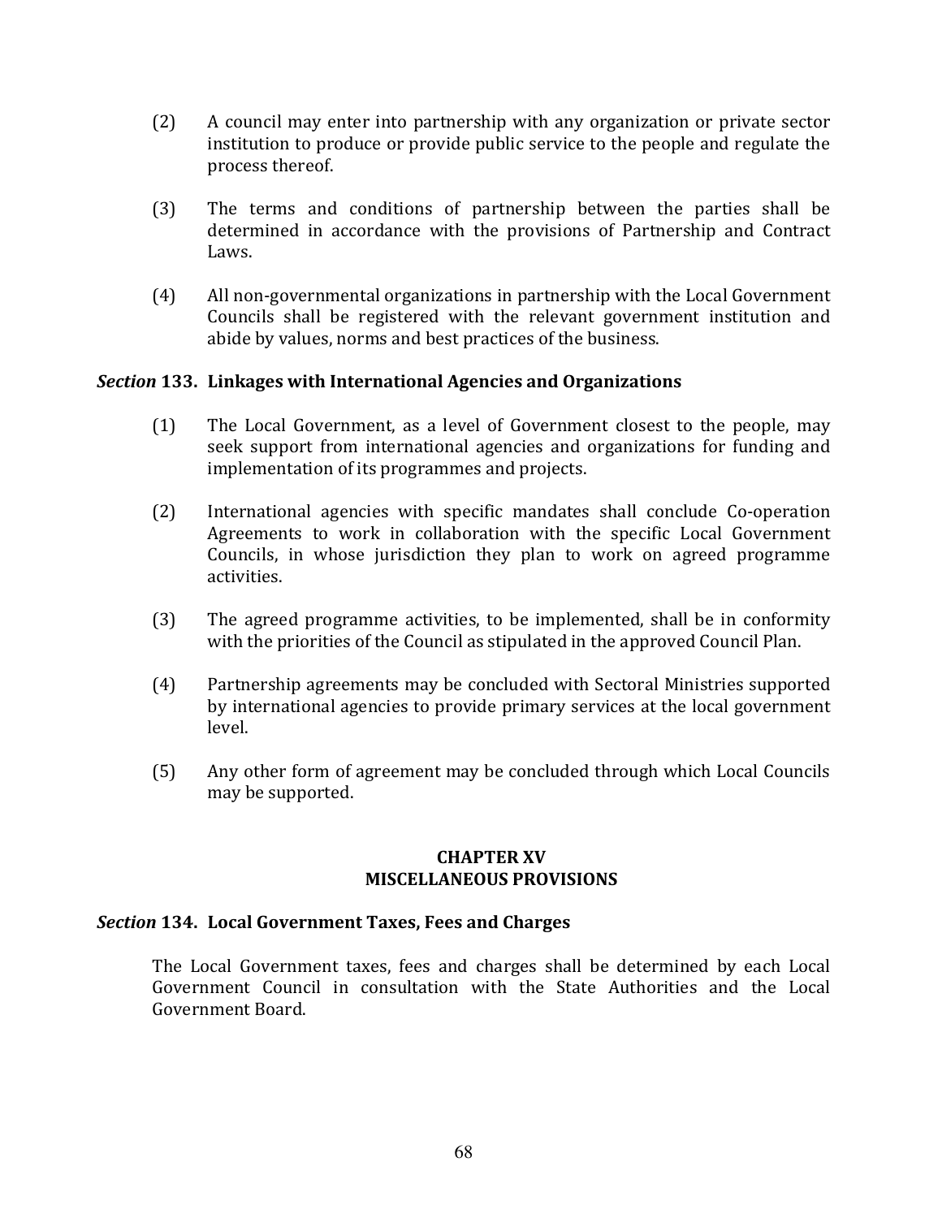(2) A council may enter into partnership with any organization or private sector institution to produce or provide public service to the people and regulate the process thereof.

(3) The terms and conditions of partnership between the parties shall be determined in accordance with the provisions of Partnership and Contract Laws.

(4) All non-governmental organizations in partnership with the Local Government Councils shall be registered with the relevant government institution and abide by values, norms and best practices of the business.

### *Section* 133. Linkages with International Agencies and Organizations

(1) The Local Government, as a level of Government closest to the people, may seek support from international agencies and organizations for funding and implementation of its programmes and projects.

(2) International agencies with specific mandates shall conclude Co-operation Agreements to work in collaboration with the specific Local Government Councils, in whose jurisdiction they plan to work on agreed programme activities.

(3) The agreed programme activities, to be implemented, shall be in conformity with the priorities of the Council as stipulated in the approved Council Plan.

(4) Partnership agreements may be concluded with Sectoral Ministries supported by international agencies to provide primary services at the local government level.

(5) Any other form of agreement may be concluded through which Local Councils may be supported.

## CHAPTER XV
## MISCELLANEOUS PROVISIONS

### *Section* 134. Local Government Taxes, Fees and Charges

The Local Government taxes, fees and charges shall be determined by each Local Government Council in consultation with the State Authorities and the Local Government Board.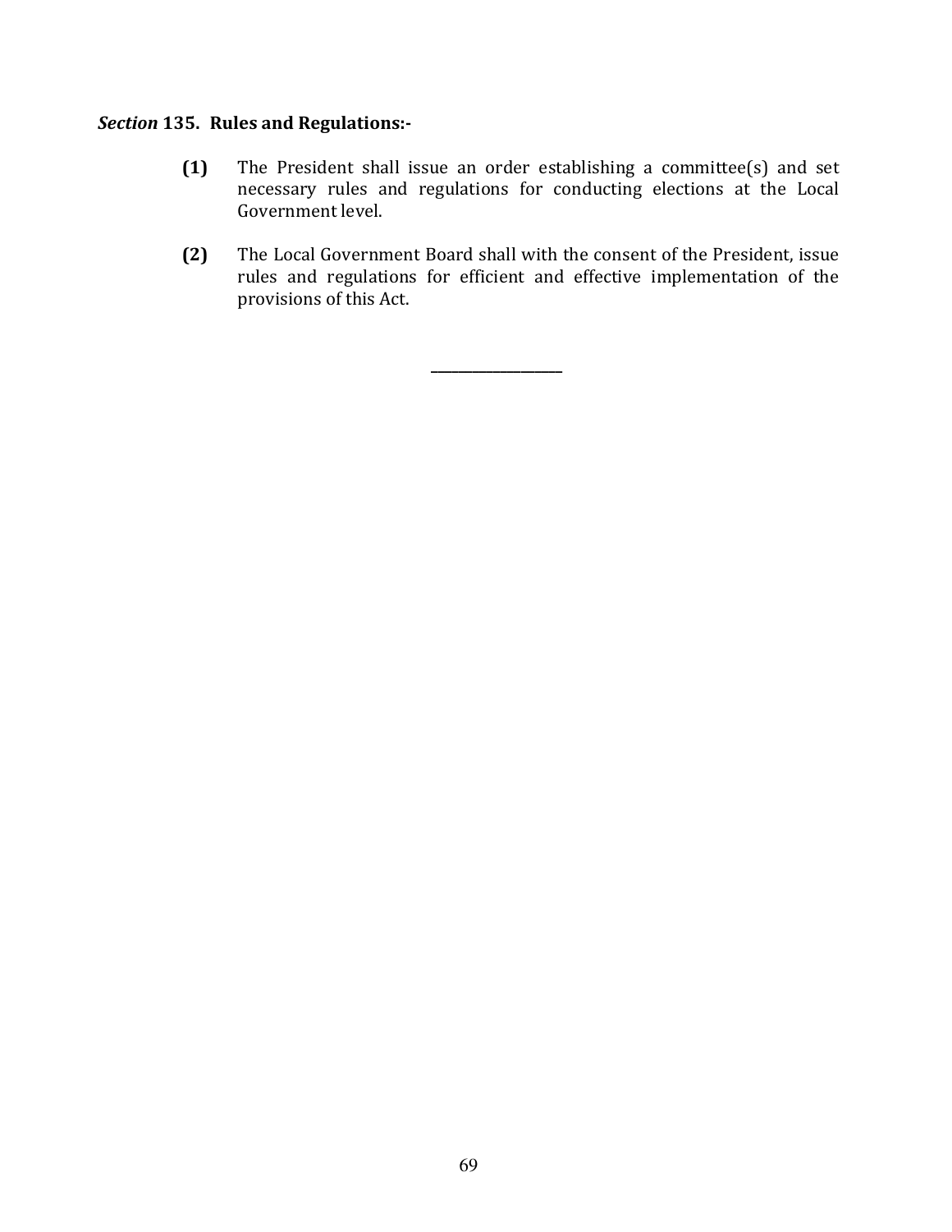***Section* 135. Rules and Regulations:-**

**(1)** The President shall issue an order establishing a committee(s) and set necessary rules and regulations for conducting elections at the Local Government level.

**(2)** The Local Government Board shall with the consent of the President, issue rules and regulations for efficient and effective implementation of the provisions of this Act.

---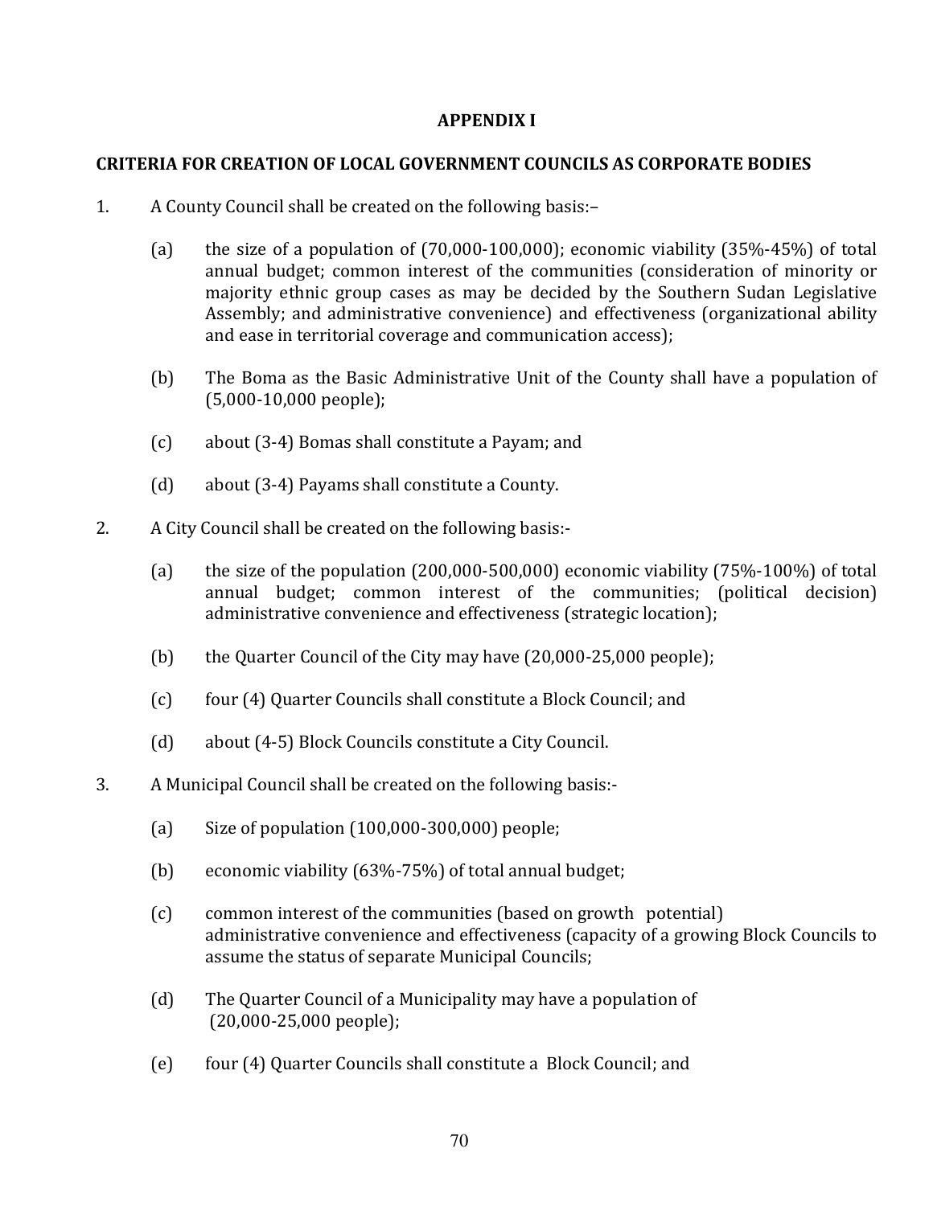## APPENDIX I

### CRITERIA FOR CREATION OF LOCAL GOVERNMENT COUNCILS AS CORPORATE BODIES

1. A County Council shall be created on the following basis:–

   (a) the size of a population of (70,000-100,000); economic viability (35%-45%) of total annual budget; common interest of the communities (consideration of minority or majority ethnic group cases as may be decided by the Southern Sudan Legislative Assembly; and administrative convenience) and effectiveness (organizational ability and ease in territorial coverage and communication access);

   (b) The Boma as the Basic Administrative Unit of the County shall have a population of (5,000-10,000 people);

   (c) about (3-4) Bomas shall constitute a Payam; and

   (d) about (3-4) Payams shall constitute a County.

2. A City Council shall be created on the following basis:-

   (a) the size of the population (200,000-500,000) economic viability (75%-100%) of total annual budget; common interest of the communities; (political decision) administrative convenience and effectiveness (strategic location);

   (b) the Quarter Council of the City may have (20,000-25,000 people);

   (c) four (4) Quarter Councils shall constitute a Block Council; and

   (d) about (4-5) Block Councils constitute a City Council.

3. A Municipal Council shall be created on the following basis:-

   (a) Size of population (100,000-300,000) people;

   (b) economic viability (63%-75%) of total annual budget;

   (c) common interest of the communities (based on growth potential) administrative convenience and effectiveness (capacity of a growing Block Councils to assume the status of separate Municipal Councils;

   (d) The Quarter Council of a Municipality may have a population of (20,000-25,000 people);

   (e) four (4) Quarter Councils shall constitute a Block Council; and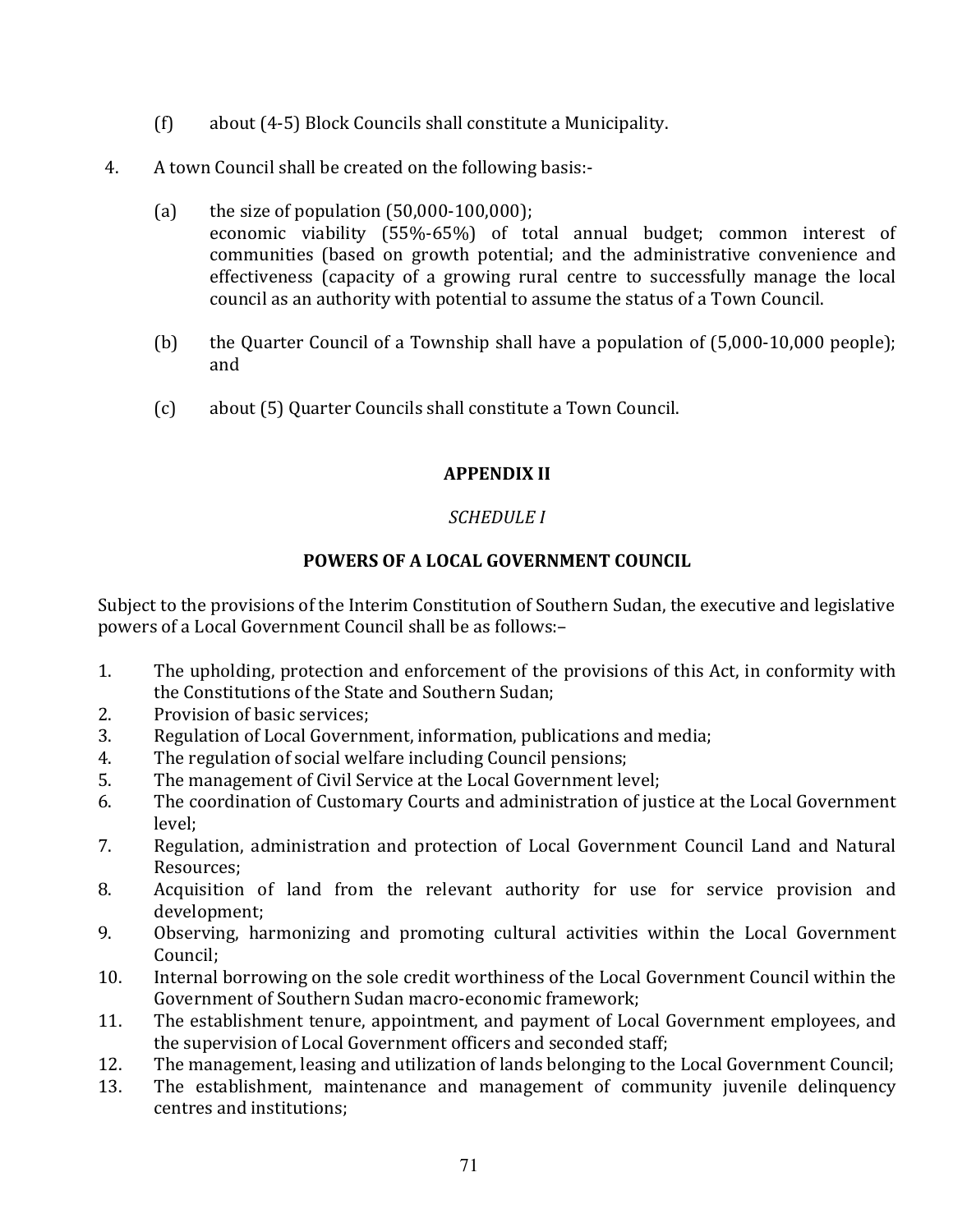(f) about (4-5) Block Councils shall constitute a Municipality.

4. A town Council shall be created on the following basis:-

   (a) the size of population (50,000-100,000);
   economic viability (55%-65%) of total annual budget; common interest of communities (based on growth potential; and the administrative convenience and effectiveness (capacity of a growing rural centre to successfully manage the local council as an authority with potential to assume the status of a Town Council.

   (b) the Quarter Council of a Township shall have a population of (5,000-10,000 people); and

   (c) about (5) Quarter Councils shall constitute a Town Council.

## APPENDIX II

*SCHEDULE I*

### POWERS OF A LOCAL GOVERNMENT COUNCIL

Subject to the provisions of the Interim Constitution of Southern Sudan, the executive and legislative powers of a Local Government Council shall be as follows:–

1. The upholding, protection and enforcement of the provisions of this Act, in conformity with the Constitutions of the State and Southern Sudan;
2. Provision of basic services;
3. Regulation of Local Government, information, publications and media;
4. The regulation of social welfare including Council pensions;
5. The management of Civil Service at the Local Government level;
6. The coordination of Customary Courts and administration of justice at the Local Government level;
7. Regulation, administration and protection of Local Government Council Land and Natural Resources;
8. Acquisition of land from the relevant authority for use for service provision and development;
9. Observing, harmonizing and promoting cultural activities within the Local Government Council;
10. Internal borrowing on the sole credit worthiness of the Local Government Council within the Government of Southern Sudan macro-economic framework;
11. The establishment tenure, appointment, and payment of Local Government employees, and the supervision of Local Government officers and seconded staff;
12. The management, leasing and utilization of lands belonging to the Local Government Council;
13. The establishment, maintenance and management of community juvenile delinquency centres and institutions;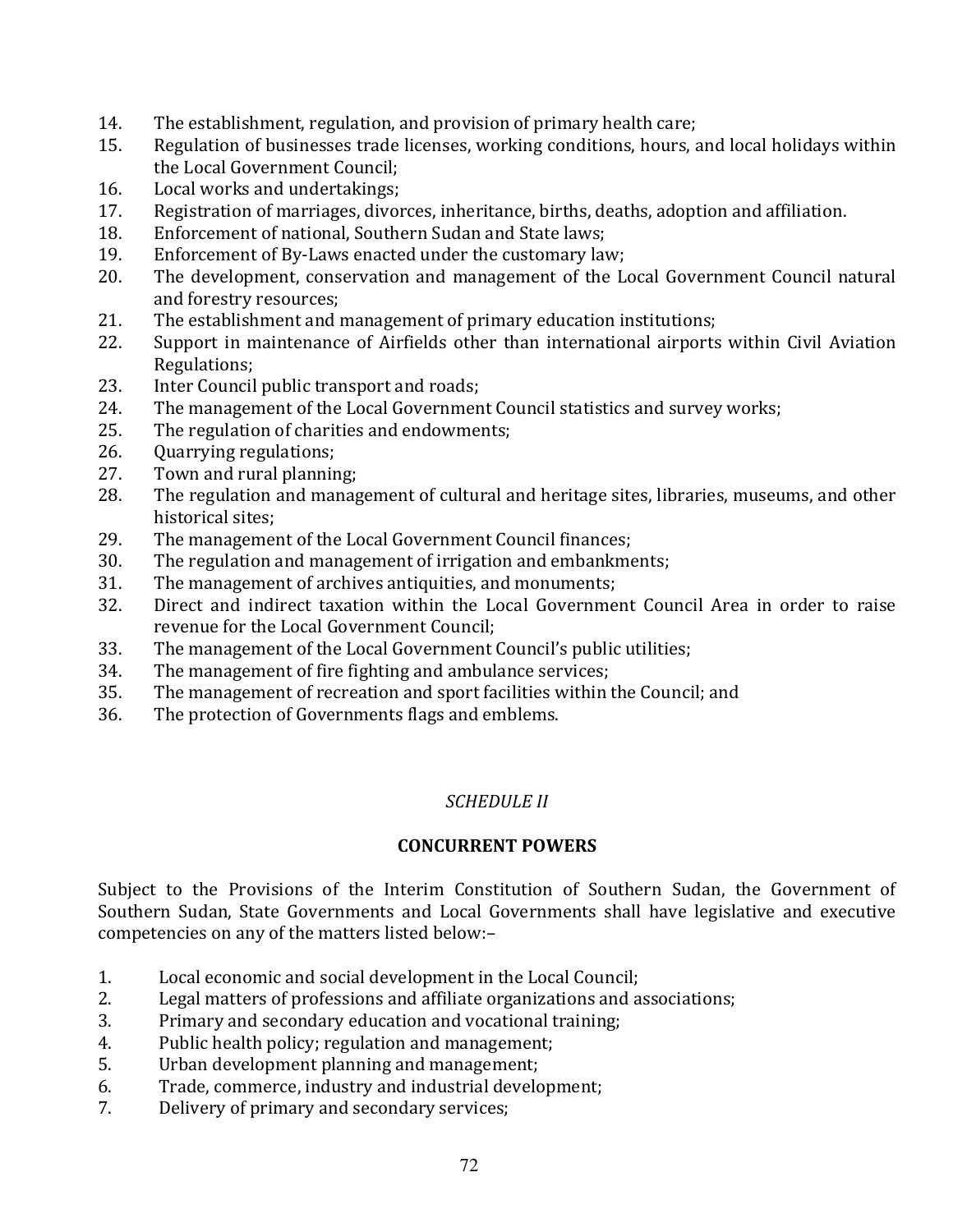14. The establishment, regulation, and provision of primary health care;
15. Regulation of businesses trade licenses, working conditions, hours, and local holidays within the Local Government Council;
16. Local works and undertakings;
17. Registration of marriages, divorces, inheritance, births, deaths, adoption and affiliation.
18. Enforcement of national, Southern Sudan and State laws;
19. Enforcement of By-Laws enacted under the customary law;
20. The development, conservation and management of the Local Government Council natural and forestry resources;
21. The establishment and management of primary education institutions;
22. Support in maintenance of Airfields other than international airports within Civil Aviation Regulations;
23. Inter Council public transport and roads;
24. The management of the Local Government Council statistics and survey works;
25. The regulation of charities and endowments;
26. Quarrying regulations;
27. Town and rural planning;
28. The regulation and management of cultural and heritage sites, libraries, museums, and other historical sites;
29. The management of the Local Government Council finances;
30. The regulation and management of irrigation and embankments;
31. The management of archives antiquities, and monuments;
32. Direct and indirect taxation within the Local Government Council Area in order to raise revenue for the Local Government Council;
33. The management of the Local Government Council's public utilities;
34. The management of fire fighting and ambulance services;
35. The management of recreation and sport facilities within the Council; and
36. The protection of Governments flags and emblems.

*SCHEDULE II*

**CONCURRENT POWERS**

Subject to the Provisions of the Interim Constitution of Southern Sudan, the Government of Southern Sudan, State Governments and Local Governments shall have legislative and executive competencies on any of the matters listed below:–

1. Local economic and social development in the Local Council;
2. Legal matters of professions and affiliate organizations and associations;
3. Primary and secondary education and vocational training;
4. Public health policy; regulation and management;
5. Urban development planning and management;
6. Trade, commerce, industry and industrial development;
7. Delivery of primary and secondary services;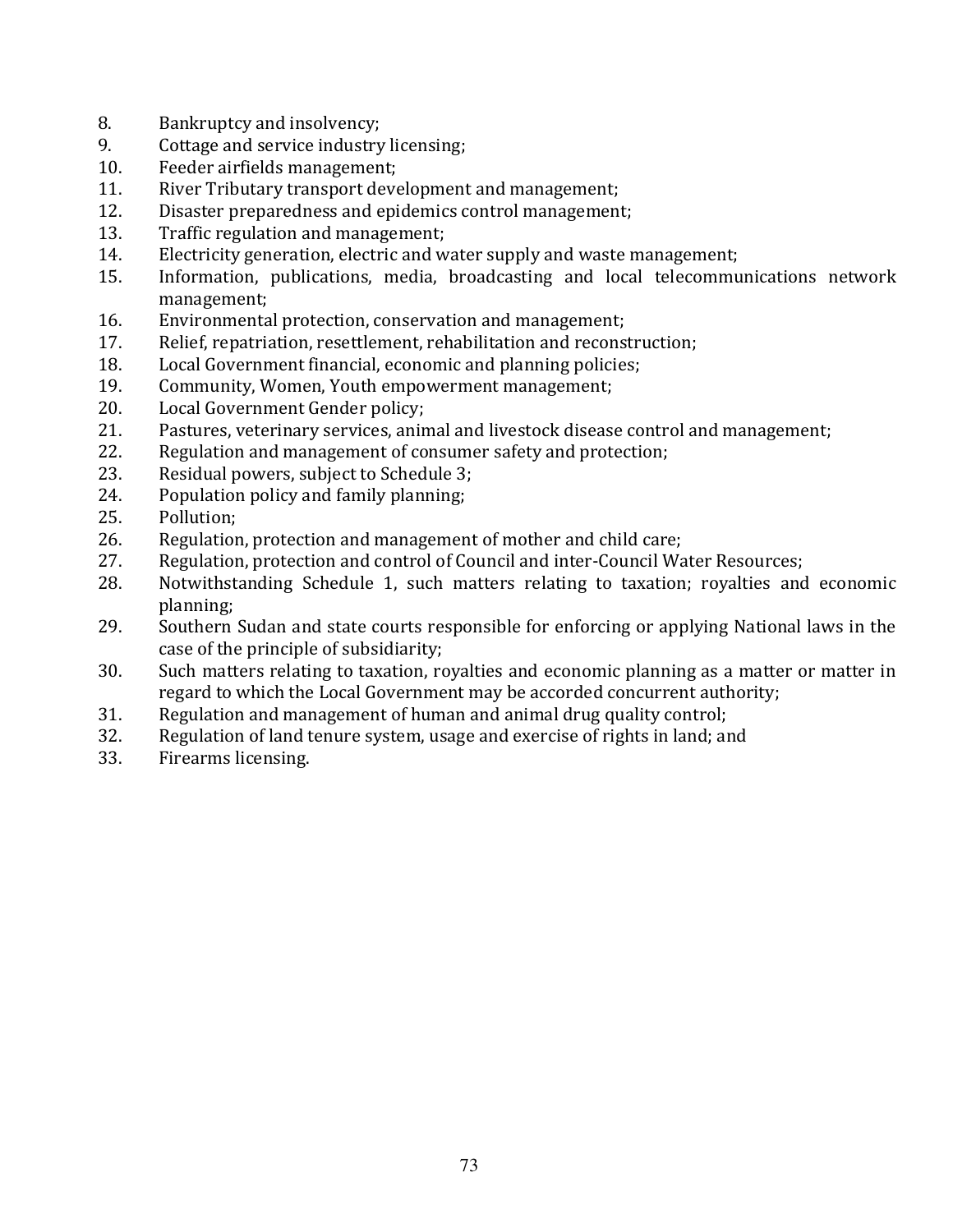8. Bankruptcy and insolvency;
9. Cottage and service industry licensing;
10. Feeder airfields management;
11. River Tributary transport development and management;
12. Disaster preparedness and epidemics control management;
13. Traffic regulation and management;
14. Electricity generation, electric and water supply and waste management;
15. Information, publications, media, broadcasting and local telecommunications network management;
16. Environmental protection, conservation and management;
17. Relief, repatriation, resettlement, rehabilitation and reconstruction;
18. Local Government financial, economic and planning policies;
19. Community, Women, Youth empowerment management;
20. Local Government Gender policy;
21. Pastures, veterinary services, animal and livestock disease control and management;
22. Regulation and management of consumer safety and protection;
23. Residual powers, subject to Schedule 3;
24. Population policy and family planning;
25. Pollution;
26. Regulation, protection and management of mother and child care;
27. Regulation, protection and control of Council and inter-Council Water Resources;
28. Notwithstanding Schedule 1, such matters relating to taxation; royalties and economic planning;
29. Southern Sudan and state courts responsible for enforcing or applying National laws in the case of the principle of subsidiarity;
30. Such matters relating to taxation, royalties and economic planning as a matter or matter in regard to which the Local Government may be accorded concurrent authority;
31. Regulation and management of human and animal drug quality control;
32. Regulation of land tenure system, usage and exercise of rights in land; and
33. Firearms licensing.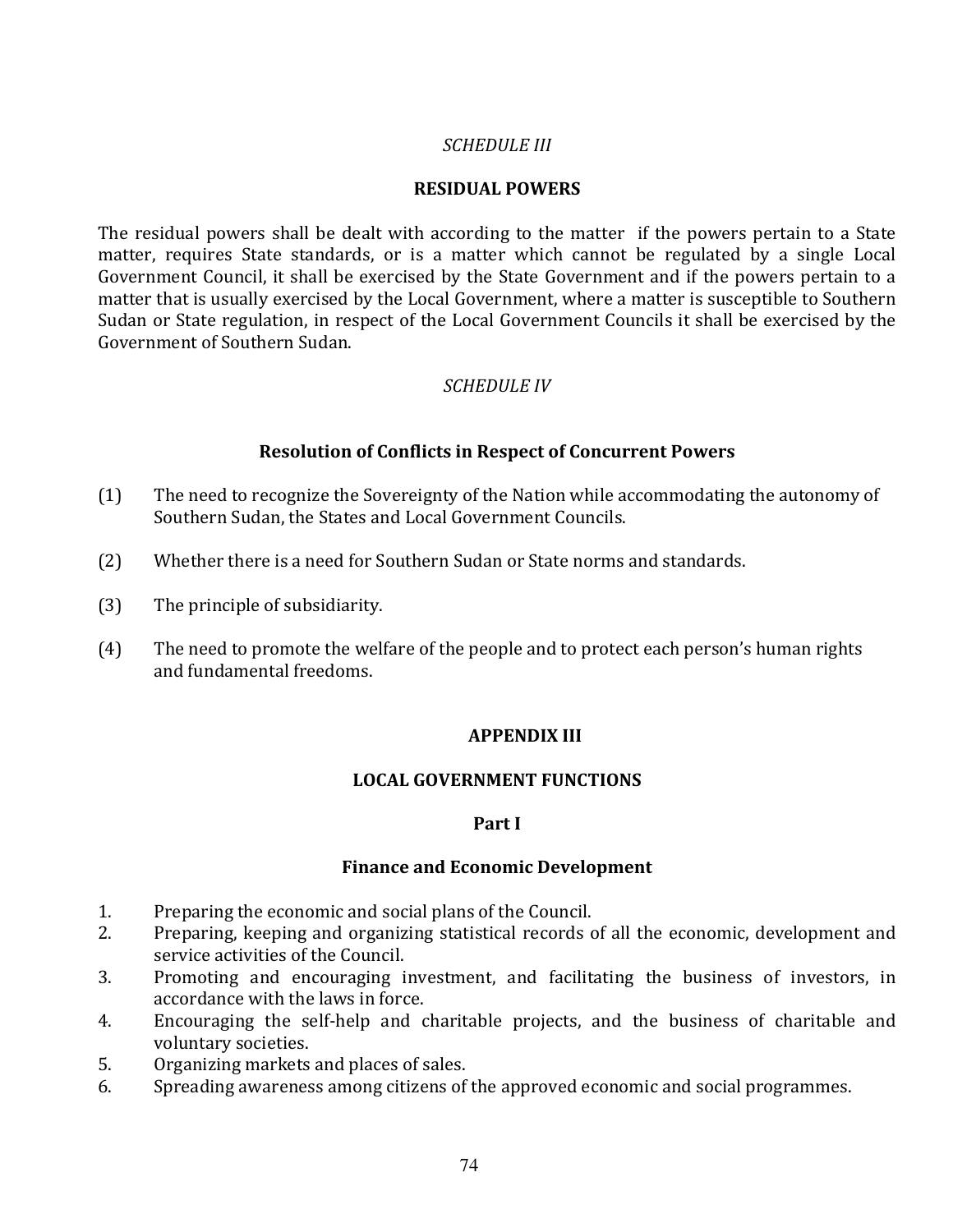*SCHEDULE III*

**RESIDUAL POWERS**

The residual powers shall be dealt with according to the matter if the powers pertain to a State matter, requires State standards, or is a matter which cannot be regulated by a single Local Government Council, it shall be exercised by the State Government and if the powers pertain to a matter that is usually exercised by the Local Government, where a matter is susceptible to Southern Sudan or State regulation, in respect of the Local Government Councils it shall be exercised by the Government of Southern Sudan.

*SCHEDULE IV*

**Resolution of Conflicts in Respect of Concurrent Powers**

(1) The need to recognize the Sovereignty of the Nation while accommodating the autonomy of Southern Sudan, the States and Local Government Councils.

(2) Whether there is a need for Southern Sudan or State norms and standards.

(3) The principle of subsidiarity.

(4) The need to promote the welfare of the people and to protect each person's human rights and fundamental freedoms.

## APPENDIX III

## LOCAL GOVERNMENT FUNCTIONS

### Part I

### Finance and Economic Development

1. Preparing the economic and social plans of the Council.
2. Preparing, keeping and organizing statistical records of all the economic, development and service activities of the Council.
3. Promoting and encouraging investment, and facilitating the business of investors, in accordance with the laws in force.
4. Encouraging the self-help and charitable projects, and the business of charitable and voluntary societies.
5. Organizing markets and places of sales.
6. Spreading awareness among citizens of the approved economic and social programmes.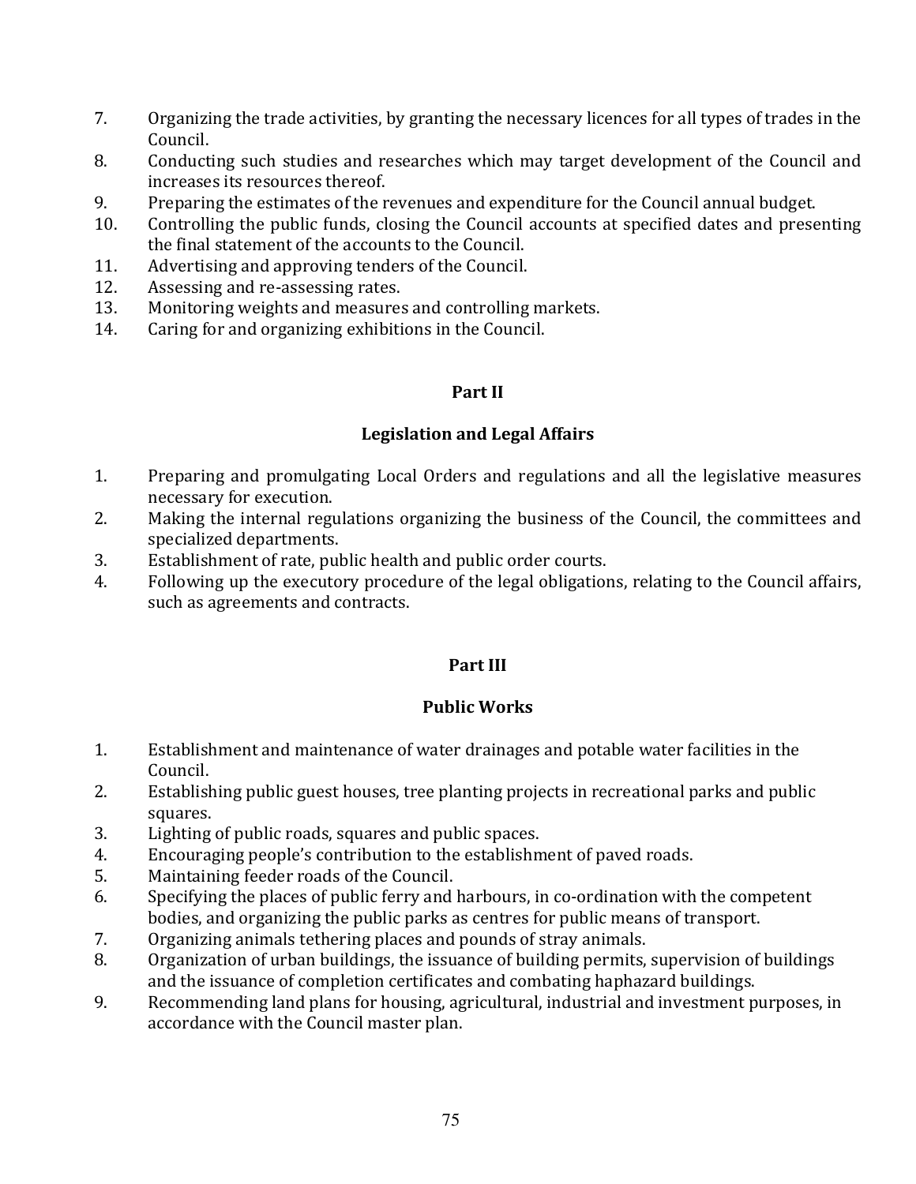7. Organizing the trade activities, by granting the necessary licences for all types of trades in the Council.
8. Conducting such studies and researches which may target development of the Council and increases its resources thereof.
9. Preparing the estimates of the revenues and expenditure for the Council annual budget.
10. Controlling the public funds, closing the Council accounts at specified dates and presenting the final statement of the accounts to the Council.
11. Advertising and approving tenders of the Council.
12. Assessing and re-assessing rates.
13. Monitoring weights and measures and controlling markets.
14. Caring for and organizing exhibitions in the Council.

## Part II

## Legislation and Legal Affairs

1. Preparing and promulgating Local Orders and regulations and all the legislative measures necessary for execution.
2. Making the internal regulations organizing the business of the Council, the committees and specialized departments.
3. Establishment of rate, public health and public order courts.
4. Following up the executory procedure of the legal obligations, relating to the Council affairs, such as agreements and contracts.

## Part III

## Public Works

1. Establishment and maintenance of water drainages and potable water facilities in the Council.
2. Establishing public guest houses, tree planting projects in recreational parks and public squares.
3. Lighting of public roads, squares and public spaces.
4. Encouraging people's contribution to the establishment of paved roads.
5. Maintaining feeder roads of the Council.
6. Specifying the places of public ferry and harbours, in co-ordination with the competent bodies, and organizing the public parks as centres for public means of transport.
7. Organizing animals tethering places and pounds of stray animals.
8. Organization of urban buildings, the issuance of building permits, supervision of buildings and the issuance of completion certificates and combating haphazard buildings.
9. Recommending land plans for housing, agricultural, industrial and investment purposes, in accordance with the Council master plan.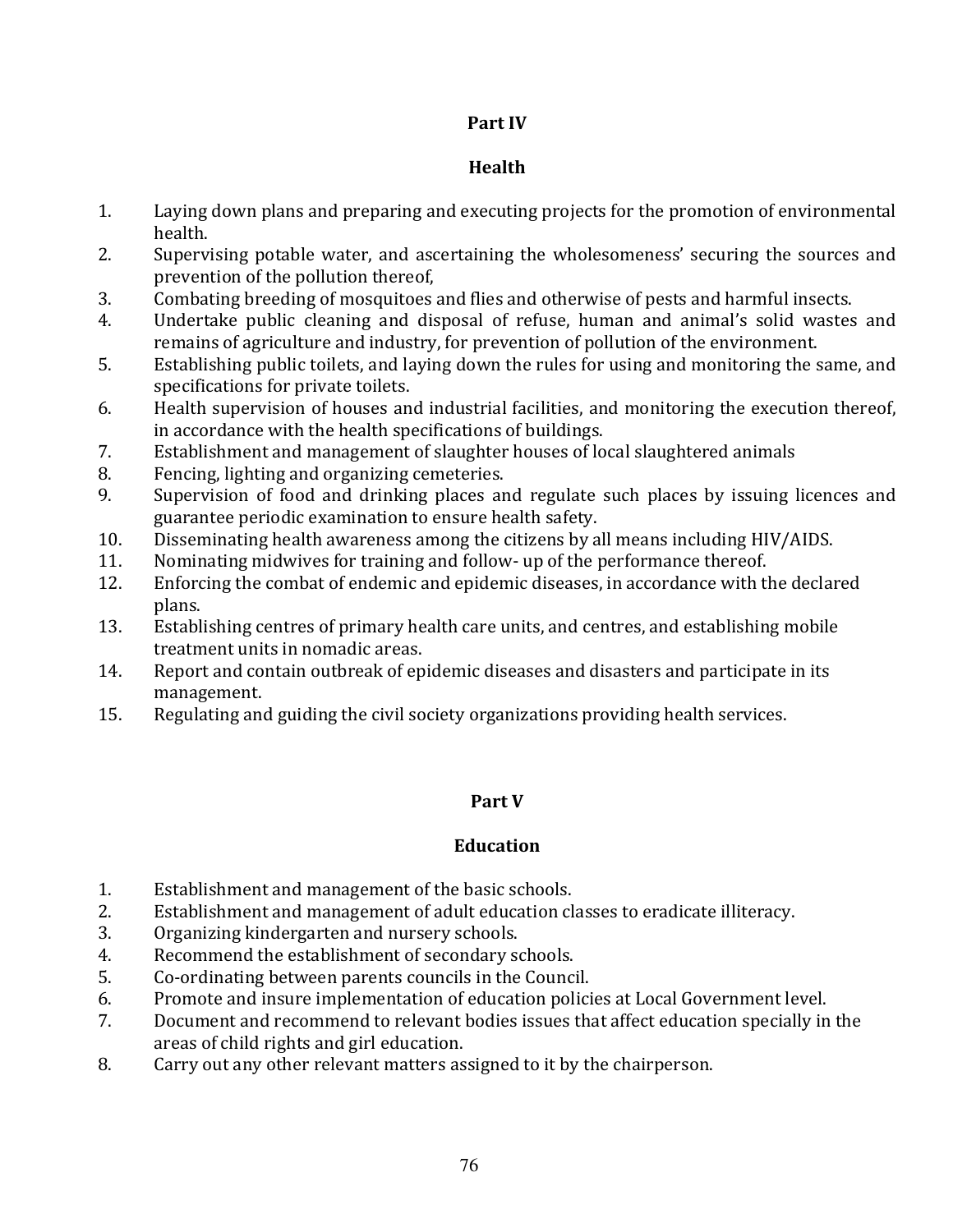## Part IV

## Health

1. Laying down plans and preparing and executing projects for the promotion of environmental health.
2. Supervising potable water, and ascertaining the wholesomeness' securing the sources and prevention of the pollution thereof,
3. Combating breeding of mosquitoes and flies and otherwise of pests and harmful insects.
4. Undertake public cleaning and disposal of refuse, human and animal's solid wastes and remains of agriculture and industry, for prevention of pollution of the environment.
5. Establishing public toilets, and laying down the rules for using and monitoring the same, and specifications for private toilets.
6. Health supervision of houses and industrial facilities, and monitoring the execution thereof, in accordance with the health specifications of buildings.
7. Establishment and management of slaughter houses of local slaughtered animals
8. Fencing, lighting and organizing cemeteries.
9. Supervision of food and drinking places and regulate such places by issuing licences and guarantee periodic examination to ensure health safety.
10. Disseminating health awareness among the citizens by all means including HIV/AIDS.
11. Nominating midwives for training and follow- up of the performance thereof.
12. Enforcing the combat of endemic and epidemic diseases, in accordance with the declared plans.
13. Establishing centres of primary health care units, and centres, and establishing mobile treatment units in nomadic areas.
14. Report and contain outbreak of epidemic diseases and disasters and participate in its management.
15. Regulating and guiding the civil society organizations providing health services.

## Part V

## Education

1. Establishment and management of the basic schools.
2. Establishment and management of adult education classes to eradicate illiteracy.
3. Organizing kindergarten and nursery schools.
4. Recommend the establishment of secondary schools.
5. Co-ordinating between parents councils in the Council.
6. Promote and insure implementation of education policies at Local Government level.
7. Document and recommend to relevant bodies issues that affect education specially in the areas of child rights and girl education.
8. Carry out any other relevant matters assigned to it by the chairperson.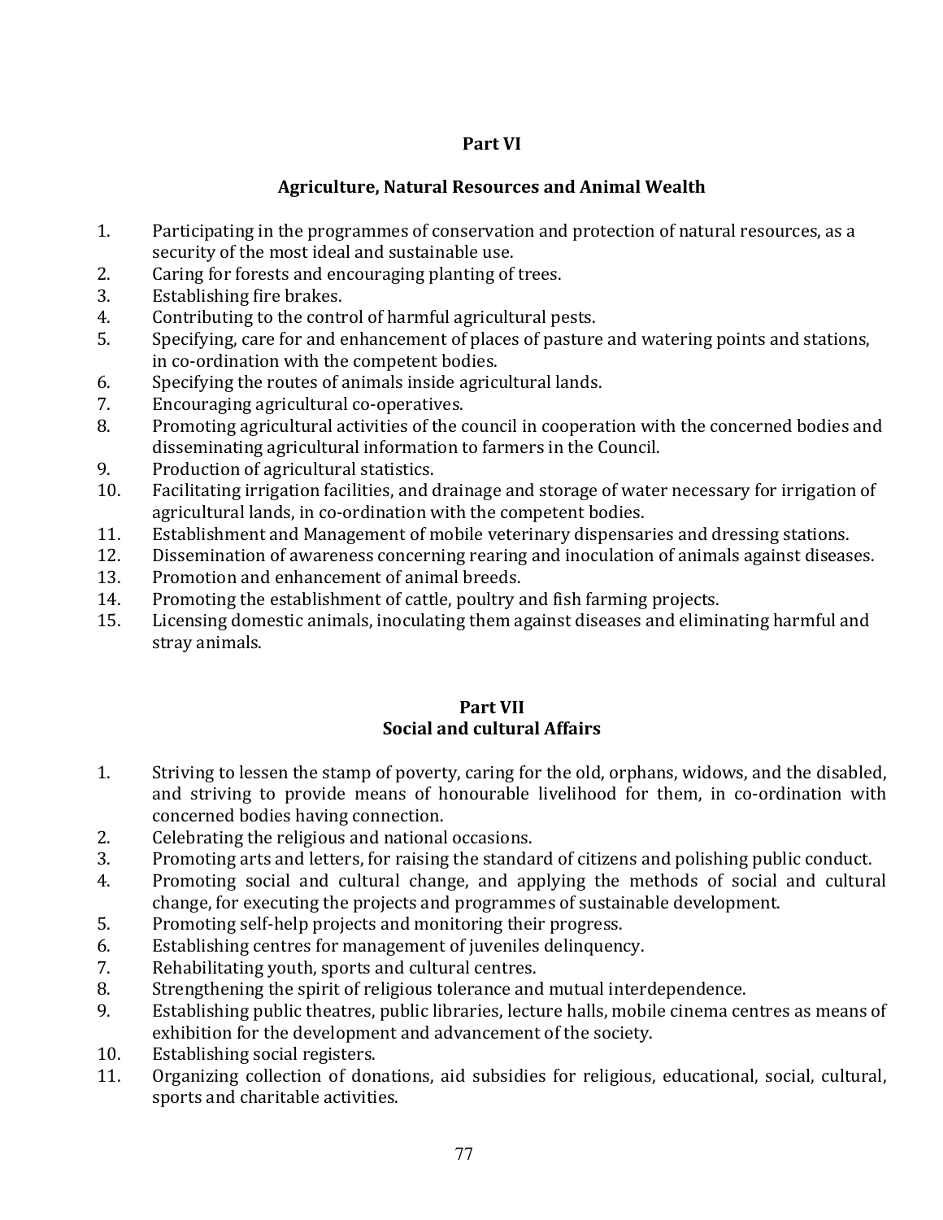## Part VI

## Agriculture, Natural Resources and Animal Wealth

1. Participating in the programmes of conservation and protection of natural resources, as a security of the most ideal and sustainable use.
2. Caring for forests and encouraging planting of trees.
3. Establishing fire brakes.
4. Contributing to the control of harmful agricultural pests.
5. Specifying, care for and enhancement of places of pasture and watering points and stations, in co-ordination with the competent bodies.
6. Specifying the routes of animals inside agricultural lands.
7. Encouraging agricultural co-operatives.
8. Promoting agricultural activities of the council in cooperation with the concerned bodies and disseminating agricultural information to farmers in the Council.
9. Production of agricultural statistics.
10. Facilitating irrigation facilities, and drainage and storage of water necessary for irrigation of agricultural lands, in co-ordination with the competent bodies.
11. Establishment and Management of mobile veterinary dispensaries and dressing stations.
12. Dissemination of awareness concerning rearing and inoculation of animals against diseases.
13. Promotion and enhancement of animal breeds.
14. Promoting the establishment of cattle, poultry and fish farming projects.
15. Licensing domestic animals, inoculating them against diseases and eliminating harmful and stray animals.

## Part VII
## Social and cultural Affairs

1. Striving to lessen the stamp of poverty, caring for the old, orphans, widows, and the disabled, and striving to provide means of honourable livelihood for them, in co-ordination with concerned bodies having connection.
2. Celebrating the religious and national occasions.
3. Promoting arts and letters, for raising the standard of citizens and polishing public conduct.
4. Promoting social and cultural change, and applying the methods of social and cultural change, for executing the projects and programmes of sustainable development.
5. Promoting self-help projects and monitoring their progress.
6. Establishing centres for management of juveniles delinquency.
7. Rehabilitating youth, sports and cultural centres.
8. Strengthening the spirit of religious tolerance and mutual interdependence.
9. Establishing public theatres, public libraries, lecture halls, mobile cinema centres as means of exhibition for the development and advancement of the society.
10. Establishing social registers.
11. Organizing collection of donations, aid subsidies for religious, educational, social, cultural, sports and charitable activities.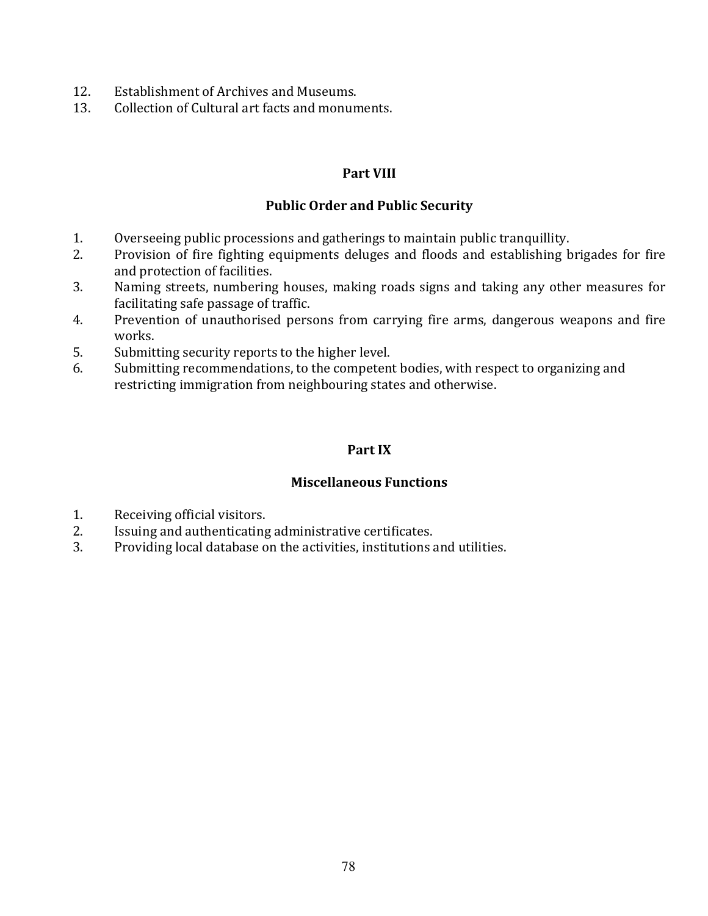12. Establishment of Archives and Museums.
13. Collection of Cultural art facts and monuments.

**Part VIII**

**Public Order and Public Security**

1. Overseeing public processions and gatherings to maintain public tranquillity.
2. Provision of fire fighting equipments deluges and floods and establishing brigades for fire and protection of facilities.
3. Naming streets, numbering houses, making roads signs and taking any other measures for facilitating safe passage of traffic.
4. Prevention of unauthorised persons from carrying fire arms, dangerous weapons and fire works.
5. Submitting security reports to the higher level.
6. Submitting recommendations, to the competent bodies, with respect to organizing and restricting immigration from neighbouring states and otherwise.

**Part IX**

**Miscellaneous Functions**

1. Receiving official visitors.
2. Issuing and authenticating administrative certificates.
3. Providing local database on the activities, institutions and utilities.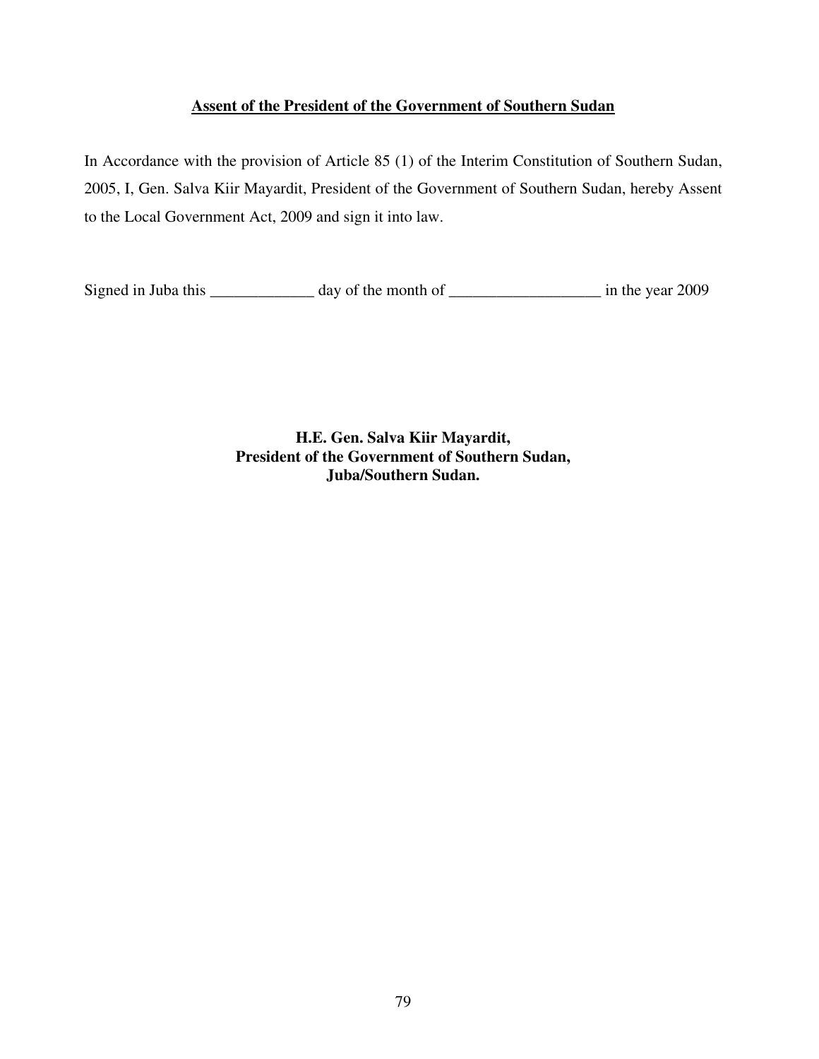## Assent of the President of the Government of Southern Sudan

In Accordance with the provision of Article 85 (1) of the Interim Constitution of Southern Sudan, 2005, I, Gen. Salva Kiir Mayardit, President of the Government of Southern Sudan, hereby Assent to the Local Government Act, 2009 and sign it into law.

Signed in Juba this _____________ day of the month of ___________________ in the year 2009

**H.E. Gen. Salva Kiir Mayardit,**
**President of the Government of Southern Sudan,**
**Juba/Southern Sudan.**